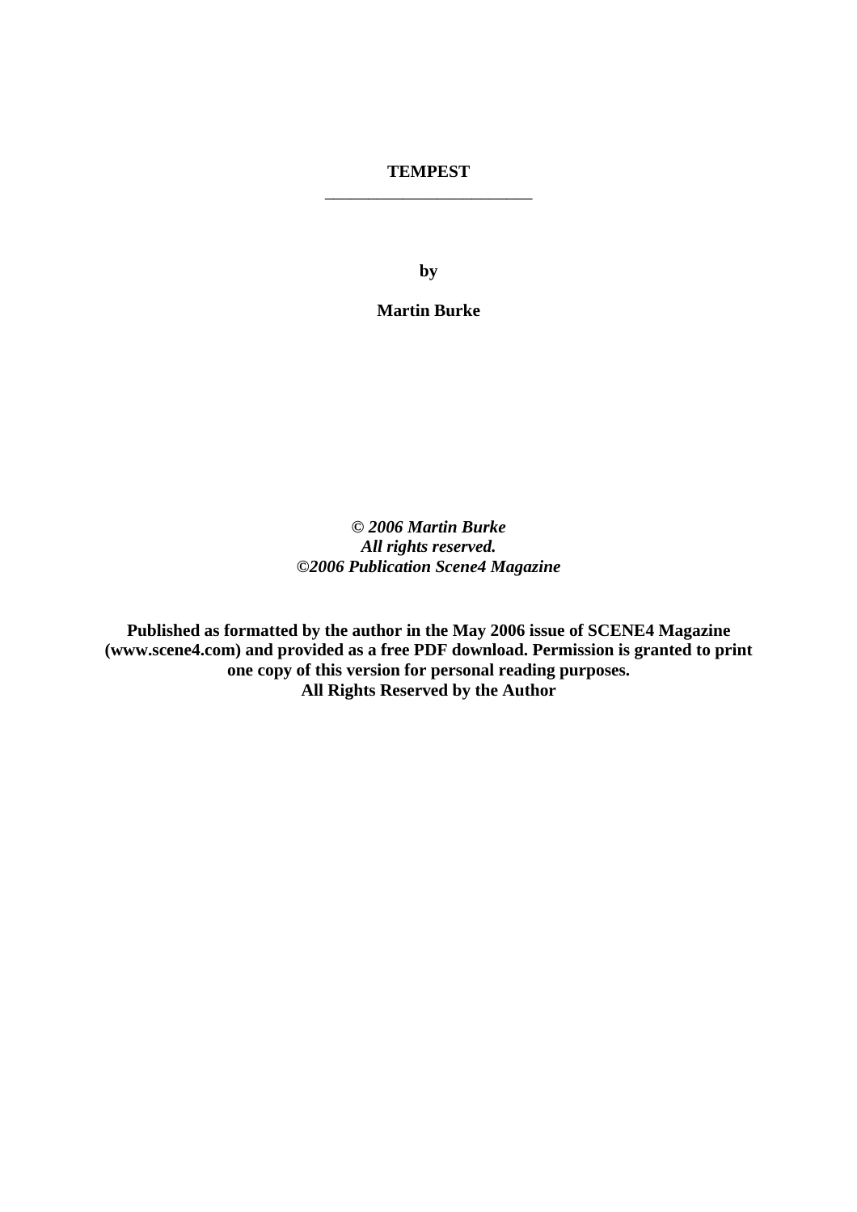# TEMPEST

**by**

**Martin Burke**

***© 2006 Martin Burke***
***All rights reserved.***
***©2006 Publication Scene4 Magazine***

**Published as formatted by the author in the May 2006 issue of SCENE4 Magazine (www.scene4.com) and provided as a free PDF download. Permission is granted to print one copy of this version for personal reading purposes.**
**All Rights Reserved by the Author**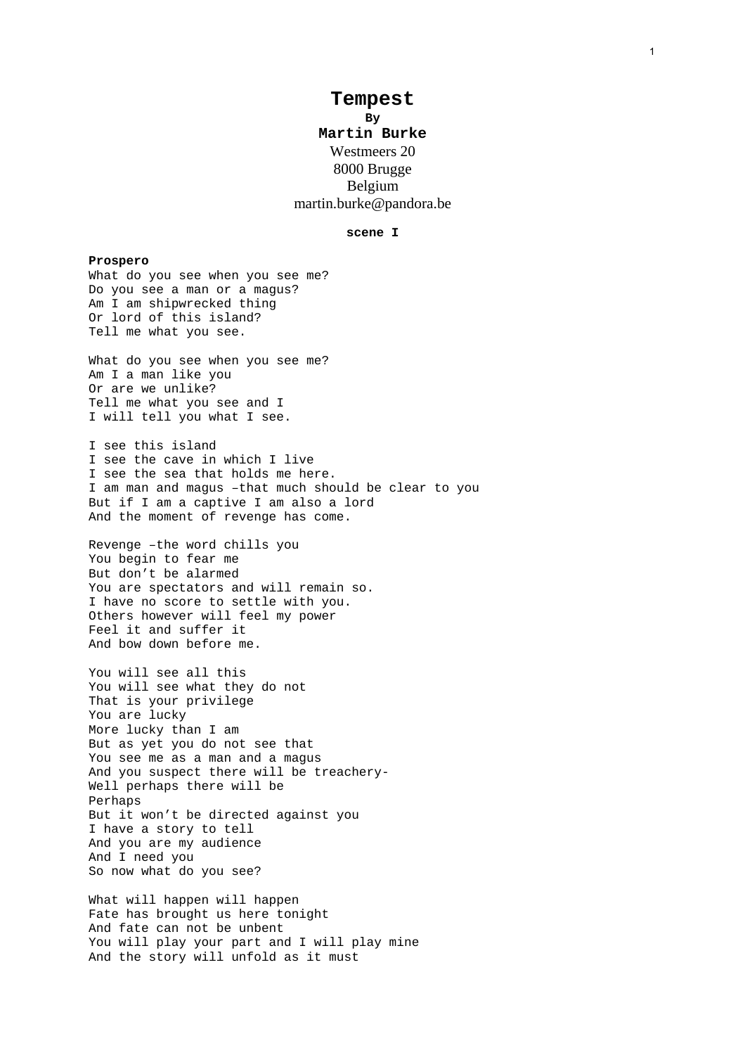# Tempest

**By**

**Martin Burke**

Westmeers 20
8000 Brugge
Belgium
martin.burke@pandora.be

**scene I**

**Prospero**
What do you see when you see me?
Do you see a man or a magus?
Am I am shipwrecked thing
Or lord of this island?
Tell me what you see.

What do you see when you see me?
Am I a man like you
Or are we unlike?
Tell me what you see and I
I will tell you what I see.

I see this island
I see the cave in which I live
I see the sea that holds me here.
I am man and magus –that much should be clear to you
But if I am a captive I am also a lord
And the moment of revenge has come.

Revenge –the word chills you
You begin to fear me
But don't be alarmed
You are spectators and will remain so.
I have no score to settle with you.
Others however will feel my power
Feel it and suffer it
And bow down before me.

You will see all this
You will see what they do not
That is your privilege
You are lucky
More lucky than I am
But as yet you do not see that
You see me as a man and a magus
And you suspect there will be treachery-
Well perhaps there will be
Perhaps
But it won't be directed against you
I have a story to tell
And you are my audience
And I need you
So now what do you see?

What will happen will happen
Fate has brought us here tonight
And fate can not be unbent
You will play your part and I will play mine
And the story will unfold as it must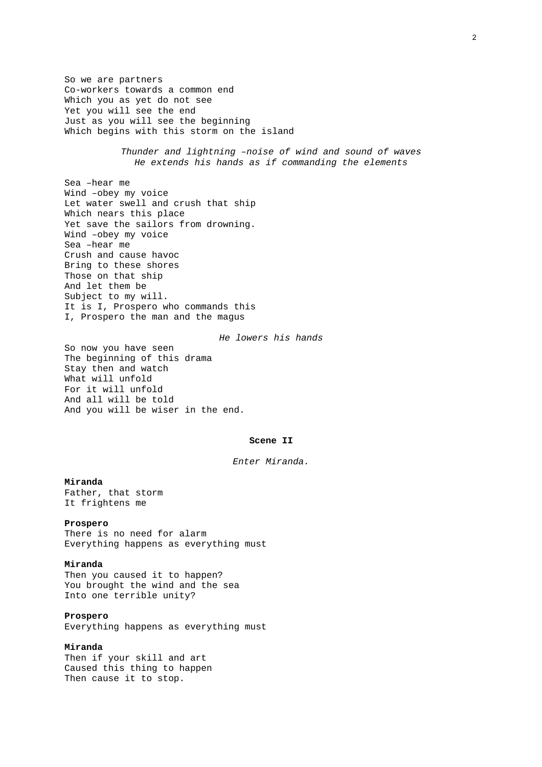So we are partners
Co-workers towards a common end
Which you as yet do not see
Yet you will see the end
Just as you will see the beginning
Which begins with this storm on the island

*Thunder and lightning –noise of wind and sound of waves*
*He extends his hands as if commanding the elements*

Sea –hear me
Wind –obey my voice
Let water swell and crush that ship
Which nears this place
Yet save the sailors from drowning.
Wind –obey my voice
Sea –hear me
Crush and cause havoc
Bring to these shores
Those on that ship
And let them be
Subject to my will.
It is I, Prospero who commands this
I, Prospero the man and the magus

*He lowers his hands*

So now you have seen
The beginning of this drama
Stay then and watch
What will unfold
For it will unfold
And all will be told
And you will be wiser in the end.

**Scene II**

*Enter Miranda.*

**Miranda**
Father, that storm
It frightens me

**Prospero**
There is no need for alarm
Everything happens as everything must

**Miranda**
Then you caused it to happen?
You brought the wind and the sea
Into one terrible unity?

**Prospero**
Everything happens as everything must

**Miranda**
Then if your skill and art
Caused this thing to happen
Then cause it to stop.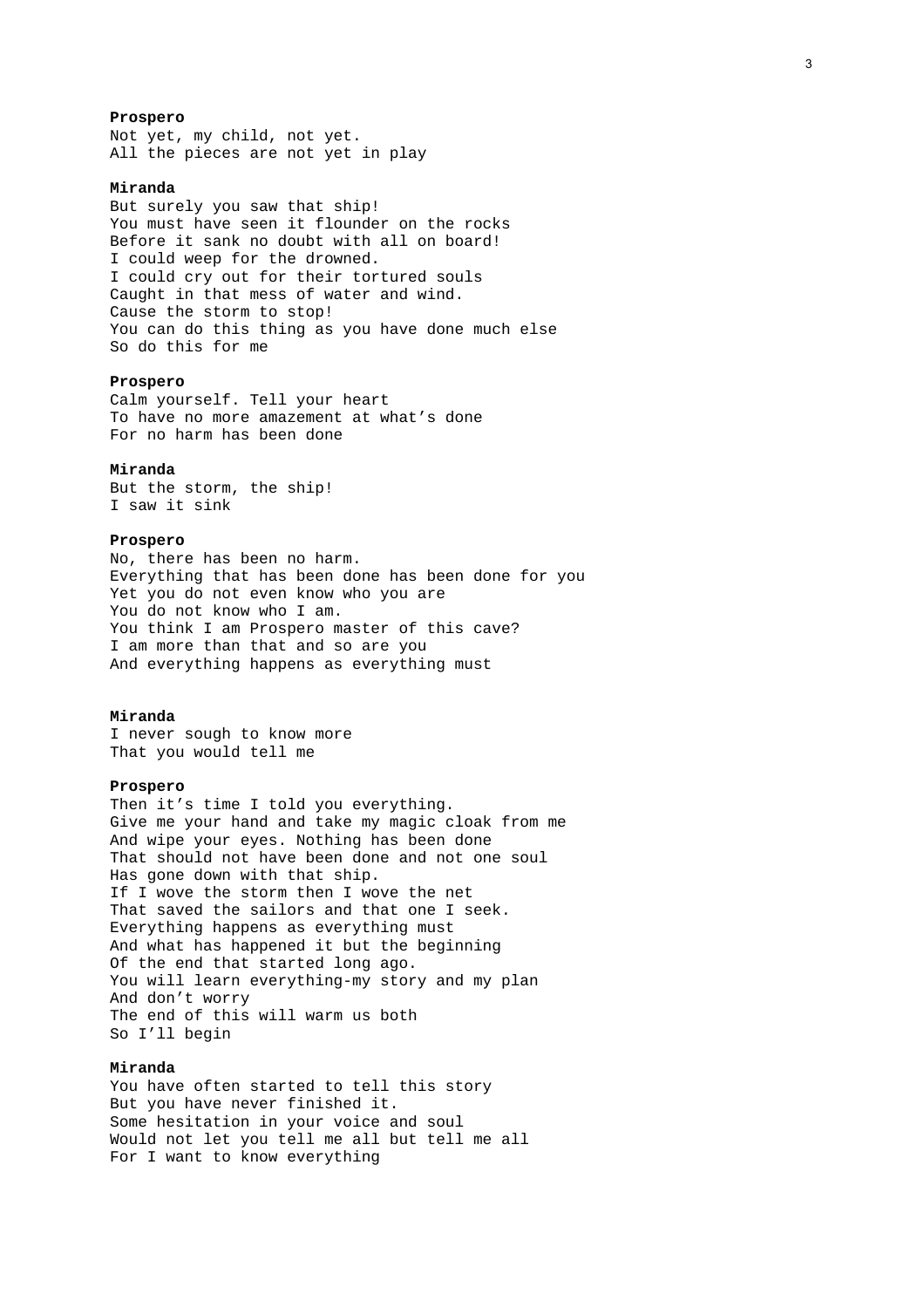**Prospero**
Not yet, my child, not yet.
All the pieces are not yet in play

**Miranda**
But surely you saw that ship!
You must have seen it flounder on the rocks
Before it sank no doubt with all on board!
I could weep for the drowned.
I could cry out for their tortured souls
Caught in that mess of water and wind.
Cause the storm to stop!
You can do this thing as you have done much else
So do this for me

**Prospero**
Calm yourself. Tell your heart
To have no more amazement at what's done
For no harm has been done

**Miranda**
But the storm, the ship!
I saw it sink

**Prospero**
No, there has been no harm.
Everything that has been done has been done for you
Yet you do not even know who you are
You do not know who I am.
You think I am Prospero master of this cave?
I am more than that and so are you
And everything happens as everything must

**Miranda**
I never sough to know more
That you would tell me

**Prospero**
Then it's time I told you everything.
Give me your hand and take my magic cloak from me
And wipe your eyes. Nothing has been done
That should not have been done and not one soul
Has gone down with that ship.
If I wove the storm then I wove the net
That saved the sailors and that one I seek.
Everything happens as everything must
And what has happened it but the beginning
Of the end that started long ago.
You will learn everything-my story and my plan
And don't worry
The end of this will warm us both
So I'll begin

**Miranda**
You have often started to tell this story
But you have never finished it.
Some hesitation in your voice and soul
Would not let you tell me all but tell me all
For I want to know everything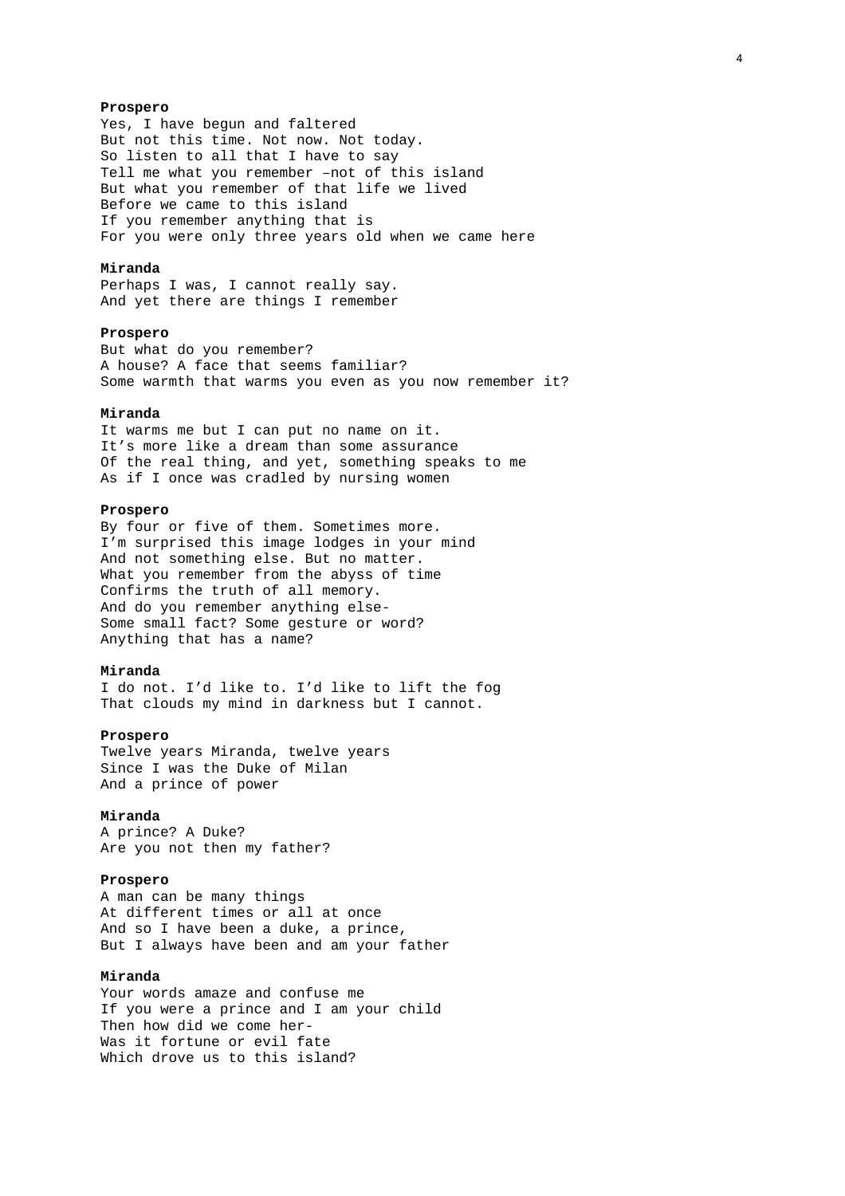**Prospero**
Yes, I have begun and faltered
But not this time. Not now. Not today.
So listen to all that I have to say
Tell me what you remember –not of this island
But what you remember of that life we lived
Before we came to this island
If you remember anything that is
For you were only three years old when we came here

**Miranda**
Perhaps I was, I cannot really say.
And yet there are things I remember

**Prospero**
But what do you remember?
A house? A face that seems familiar?
Some warmth that warms you even as you now remember it?

**Miranda**
It warms me but I can put no name on it.
It's more like a dream than some assurance
Of the real thing, and yet, something speaks to me
As if I once was cradled by nursing women

**Prospero**
By four or five of them. Sometimes more.
I'm surprised this image lodges in your mind
And not something else. But no matter.
What you remember from the abyss of time
Confirms the truth of all memory.
And do you remember anything else-
Some small fact? Some gesture or word?
Anything that has a name?

**Miranda**
I do not. I'd like to. I'd like to lift the fog
That clouds my mind in darkness but I cannot.

**Prospero**
Twelve years Miranda, twelve years
Since I was the Duke of Milan
And a prince of power

**Miranda**
A prince? A Duke?
Are you not then my father?

**Prospero**
A man can be many things
At different times or all at once
And so I have been a duke, a prince,
But I always have been and am your father

**Miranda**
Your words amaze and confuse me
If you were a prince and I am your child
Then how did we come her-
Was it fortune or evil fate
Which drove us to this island?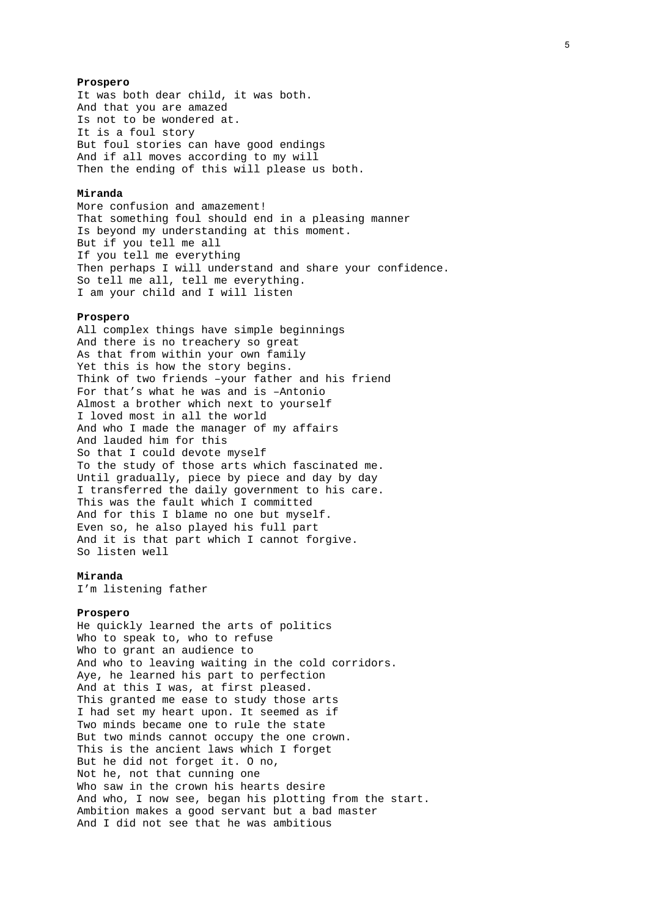**Prospero**
It was both dear child, it was both.
And that you are amazed
Is not to be wondered at.
It is a foul story
But foul stories can have good endings
And if all moves according to my will
Then the ending of this will please us both.

**Miranda**
More confusion and amazement!
That something foul should end in a pleasing manner
Is beyond my understanding at this moment.
But if you tell me all
If you tell me everything
Then perhaps I will understand and share your confidence.
So tell me all, tell me everything.
I am your child and I will listen

**Prospero**
All complex things have simple beginnings
And there is no treachery so great
As that from within your own family
Yet this is how the story begins.
Think of two friends –your father and his friend
For that's what he was and is –Antonio
Almost a brother which next to yourself
I loved most in all the world
And who I made the manager of my affairs
And lauded him for this
So that I could devote myself
To the study of those arts which fascinated me.
Until gradually, piece by piece and day by day
I transferred the daily government to his care.
This was the fault which I committed
And for this I blame no one but myself.
Even so, he also played his full part
And it is that part which I cannot forgive.
So listen well

**Miranda**
I'm listening father

**Prospero**
He quickly learned the arts of politics
Who to speak to, who to refuse
Who to grant an audience to
And who to leaving waiting in the cold corridors.
Aye, he learned his part to perfection
And at this I was, at first pleased.
This granted me ease to study those arts
I had set my heart upon. It seemed as if
Two minds became one to rule the state
But two minds cannot occupy the one crown.
This is the ancient laws which I forget
But he did not forget it. O no,
Not he, not that cunning one
Who saw in the crown his hearts desire
And who, I now see, began his plotting from the start.
Ambition makes a good servant but a bad master
And I did not see that he was ambitious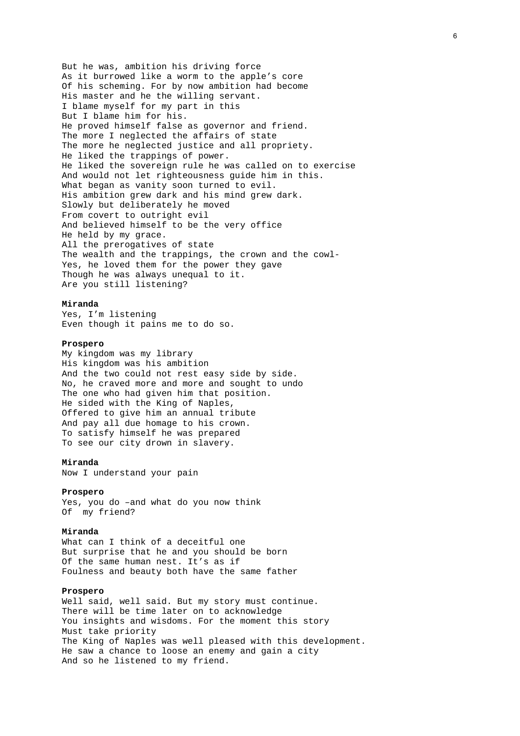But he was, ambition his driving force
As it burrowed like a worm to the apple's core
Of his scheming. For by now ambition had become
His master and he the willing servant.
I blame myself for my part in this
But I blame him for his.
He proved himself false as governor and friend.
The more I neglected the affairs of state
The more he neglected justice and all propriety.
He liked the trappings of power.
He liked the sovereign rule he was called on to exercise
And would not let righteousness guide him in this.
What began as vanity soon turned to evil.
His ambition grew dark and his mind grew dark.
Slowly but deliberately he moved
From covert to outright evil
And believed himself to be the very office
He held by my grace.
All the prerogatives of state
The wealth and the trappings, the crown and the cowl-
Yes, he loved them for the power they gave
Though he was always unequal to it.
Are you still listening?

**Miranda**
Yes, I'm listening
Even though it pains me to do so.

**Prospero**
My kingdom was my library
His kingdom was his ambition
And the two could not rest easy side by side.
No, he craved more and more and sought to undo
The one who had given him that position.
He sided with the King of Naples,
Offered to give him an annual tribute
And pay all due homage to his crown.
To satisfy himself he was prepared
To see our city drown in slavery.

**Miranda**
Now I understand your pain

**Prospero**
Yes, you do –and what do you now think
Of  my friend?

**Miranda**
What can I think of a deceitful one
But surprise that he and you should be born
Of the same human nest. It's as if
Foulness and beauty both have the same father

**Prospero**
Well said, well said. But my story must continue.
There will be time later on to acknowledge
You insights and wisdoms. For the moment this story
Must take priority
The King of Naples was well pleased with this development.
He saw a chance to loose an enemy and gain a city
And so he listened to my friend.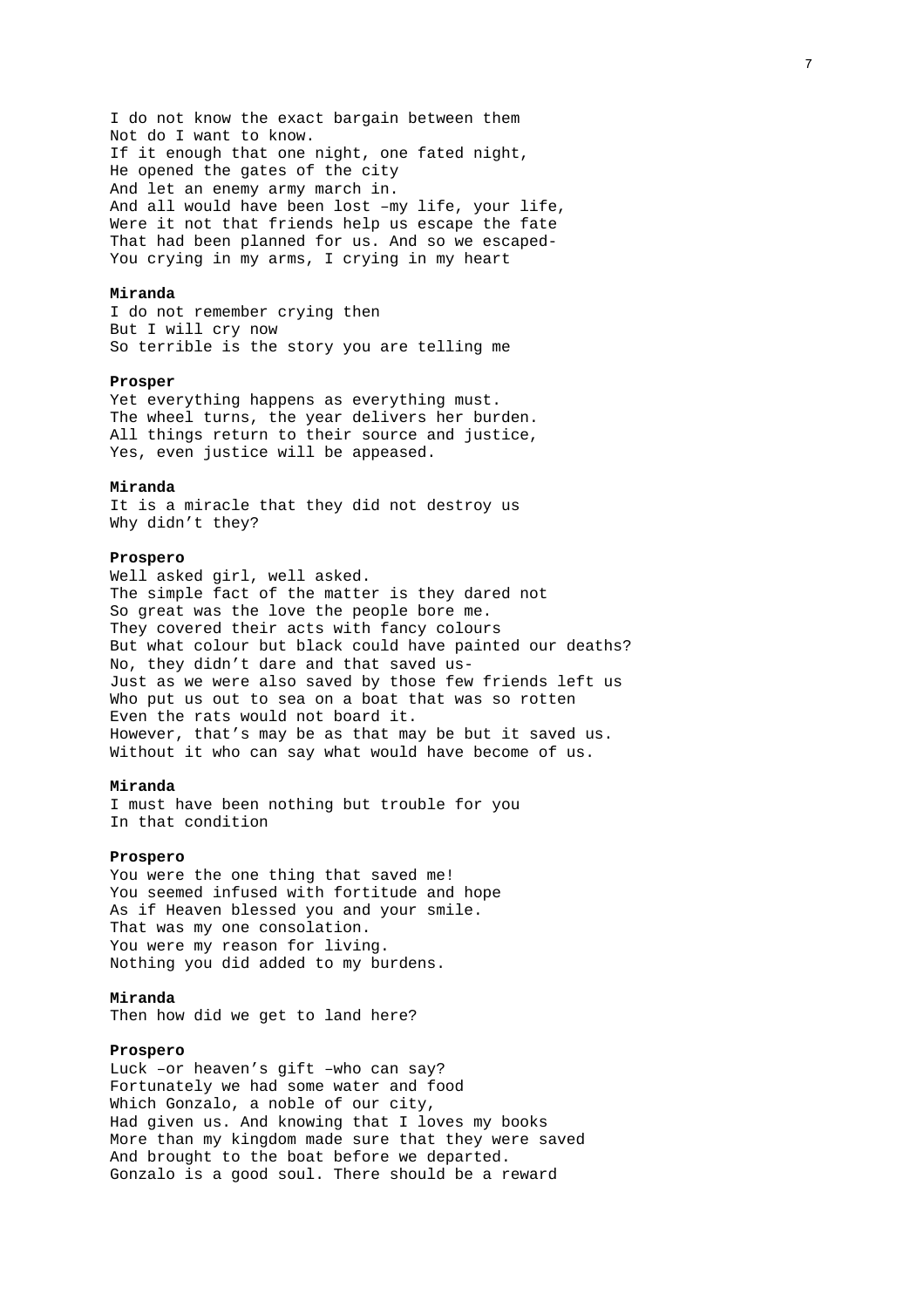I do not know the exact bargain between them
Not do I want to know.
If it enough that one night, one fated night,
He opened the gates of the city
And let an enemy army march in.
And all would have been lost –my life, your life,
Were it not that friends help us escape the fate
That had been planned for us. And so we escaped-
You crying in my arms, I crying in my heart

**Miranda**
I do not remember crying then
But I will cry now
So terrible is the story you are telling me

**Prosper**
Yet everything happens as everything must.
The wheel turns, the year delivers her burden.
All things return to their source and justice,
Yes, even justice will be appeased.

**Miranda**
It is a miracle that they did not destroy us
Why didn't they?

**Prospero**
Well asked girl, well asked.
The simple fact of the matter is they dared not
So great was the love the people bore me.
They covered their acts with fancy colours
But what colour but black could have painted our deaths?
No, they didn't dare and that saved us-
Just as we were also saved by those few friends left us
Who put us out to sea on a boat that was so rotten
Even the rats would not board it.
However, that's may be as that may be but it saved us.
Without it who can say what would have become of us.

**Miranda**
I must have been nothing but trouble for you
In that condition

**Prospero**
You were the one thing that saved me!
You seemed infused with fortitude and hope
As if Heaven blessed you and your smile.
That was my one consolation.
You were my reason for living.
Nothing you did added to my burdens.

**Miranda**
Then how did we get to land here?

**Prospero**
Luck –or heaven's gift –who can say?
Fortunately we had some water and food
Which Gonzalo, a noble of our city,
Had given us. And knowing that I loves my books
More than my kingdom made sure that they were saved
And brought to the boat before we departed.
Gonzalo is a good soul. There should be a reward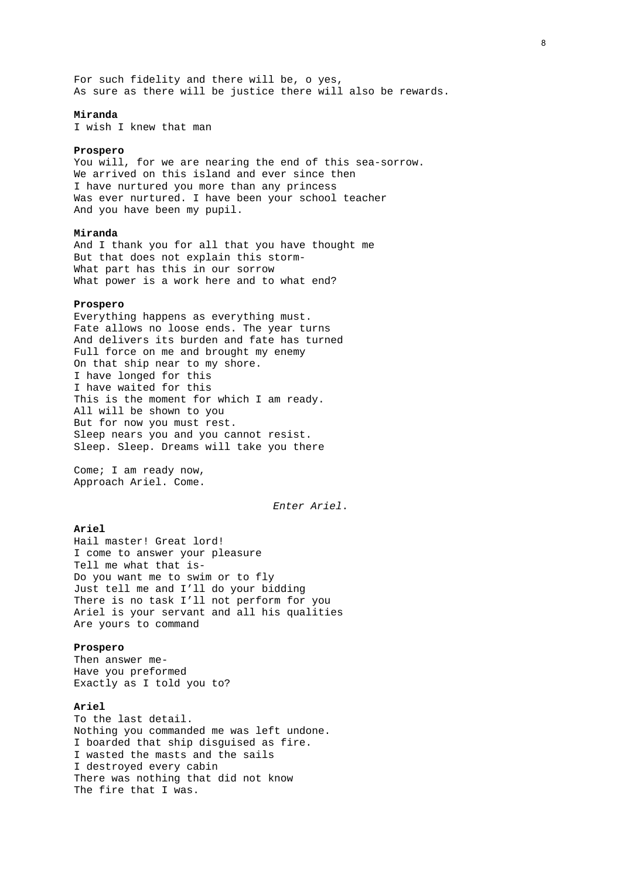For such fidelity and there will be, o yes,
As sure as there will be justice there will also be rewards.

**Miranda**
I wish I knew that man

**Prospero**
You will, for we are nearing the end of this sea-sorrow.
We arrived on this island and ever since then
I have nurtured you more than any princess
Was ever nurtured. I have been your school teacher
And you have been my pupil.

**Miranda**
And I thank you for all that you have thought me
But that does not explain this storm-
What part has this in our sorrow
What power is a work here and to what end?

**Prospero**
Everything happens as everything must.
Fate allows no loose ends. The year turns
And delivers its burden and fate has turned
Full force on me and brought my enemy
On that ship near to my shore.
I have longed for this
I have waited for this
This is the moment for which I am ready.
All will be shown to you
But for now you must rest.
Sleep nears you and you cannot resist.
Sleep. Sleep. Dreams will take you there

Come; I am ready now,
Approach Ariel. Come.

*Enter Ariel*.

**Ariel**
Hail master! Great lord!
I come to answer your pleasure
Tell me what that is-
Do you want me to swim or to fly
Just tell me and I'll do your bidding
There is no task I'll not perform for you
Ariel is your servant and all his qualities
Are yours to command

**Prospero**
Then answer me-
Have you preformed
Exactly as I told you to?

**Ariel**
To the last detail.
Nothing you commanded me was left undone.
I boarded that ship disguised as fire.
I wasted the masts and the sails
I destroyed every cabin
There was nothing that did not know
The fire that I was.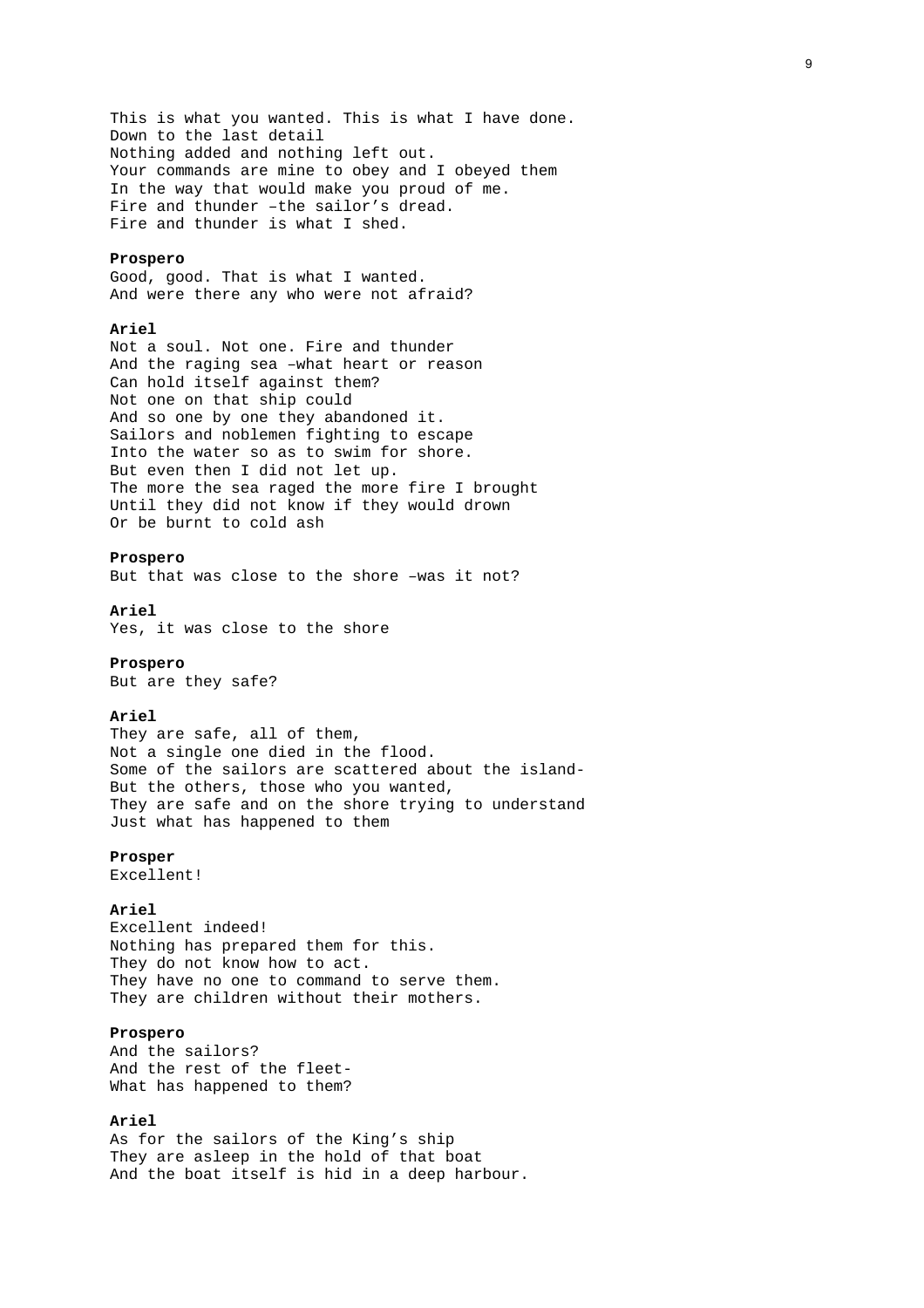This is what you wanted. This is what I have done.
Down to the last detail
Nothing added and nothing left out.
Your commands are mine to obey and I obeyed them
In the way that would make you proud of me.
Fire and thunder –the sailor's dread.
Fire and thunder is what I shed.

**Prospero**
Good, good. That is what I wanted.
And were there any who were not afraid?

**Ariel**
Not a soul. Not one. Fire and thunder
And the raging sea –what heart or reason
Can hold itself against them?
Not one on that ship could
And so one by one they abandoned it.
Sailors and noblemen fighting to escape
Into the water so as to swim for shore.
But even then I did not let up.
The more the sea raged the more fire I brought
Until they did not know if they would drown
Or be burnt to cold ash

**Prospero**
But that was close to the shore –was it not?

**Ariel**
Yes, it was close to the shore

**Prospero**
But are they safe?

**Ariel**
They are safe, all of them,
Not a single one died in the flood.
Some of the sailors are scattered about the island-
But the others, those who you wanted,
They are safe and on the shore trying to understand
Just what has happened to them

**Prosper**
Excellent!

**Ariel**
Excellent indeed!
Nothing has prepared them for this.
They do not know how to act.
They have no one to command to serve them.
They are children without their mothers.

**Prospero**
And the sailors?
And the rest of the fleet-
What has happened to them?

**Ariel**
As for the sailors of the King's ship
They are asleep in the hold of that boat
And the boat itself is hid in a deep harbour.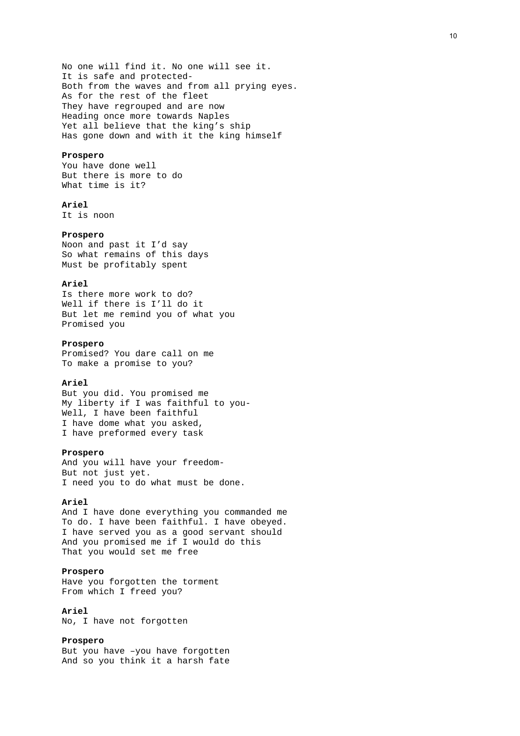No one will find it. No one will see it.
It is safe and protected-
Both from the waves and from all prying eyes.
As for the rest of the fleet
They have regrouped and are now
Heading once more towards Naples
Yet all believe that the king's ship
Has gone down and with it the king himself

**Prospero**
You have done well
But there is more to do
What time is it?

**Ariel**
It is noon

**Prospero**
Noon and past it I'd say
So what remains of this days
Must be profitably spent

**Ariel**
Is there more work to do?
Well if there is I'll do it
But let me remind you of what you
Promised you

**Prospero**
Promised? You dare call on me
To make a promise to you?

**Ariel**
But you did. You promised me
My liberty if I was faithful to you-
Well, I have been faithful
I have dome what you asked,
I have preformed every task

**Prospero**
And you will have your freedom-
But not just yet.
I need you to do what must be done.

**Ariel**
And I have done everything you commanded me
To do. I have been faithful. I have obeyed.
I have served you as a good servant should
And you promised me if I would do this
That you would set me free

**Prospero**
Have you forgotten the torment
From which I freed you?

**Ariel**
No, I have not forgotten

**Prospero**
But you have –you have forgotten
And so you think it a harsh fate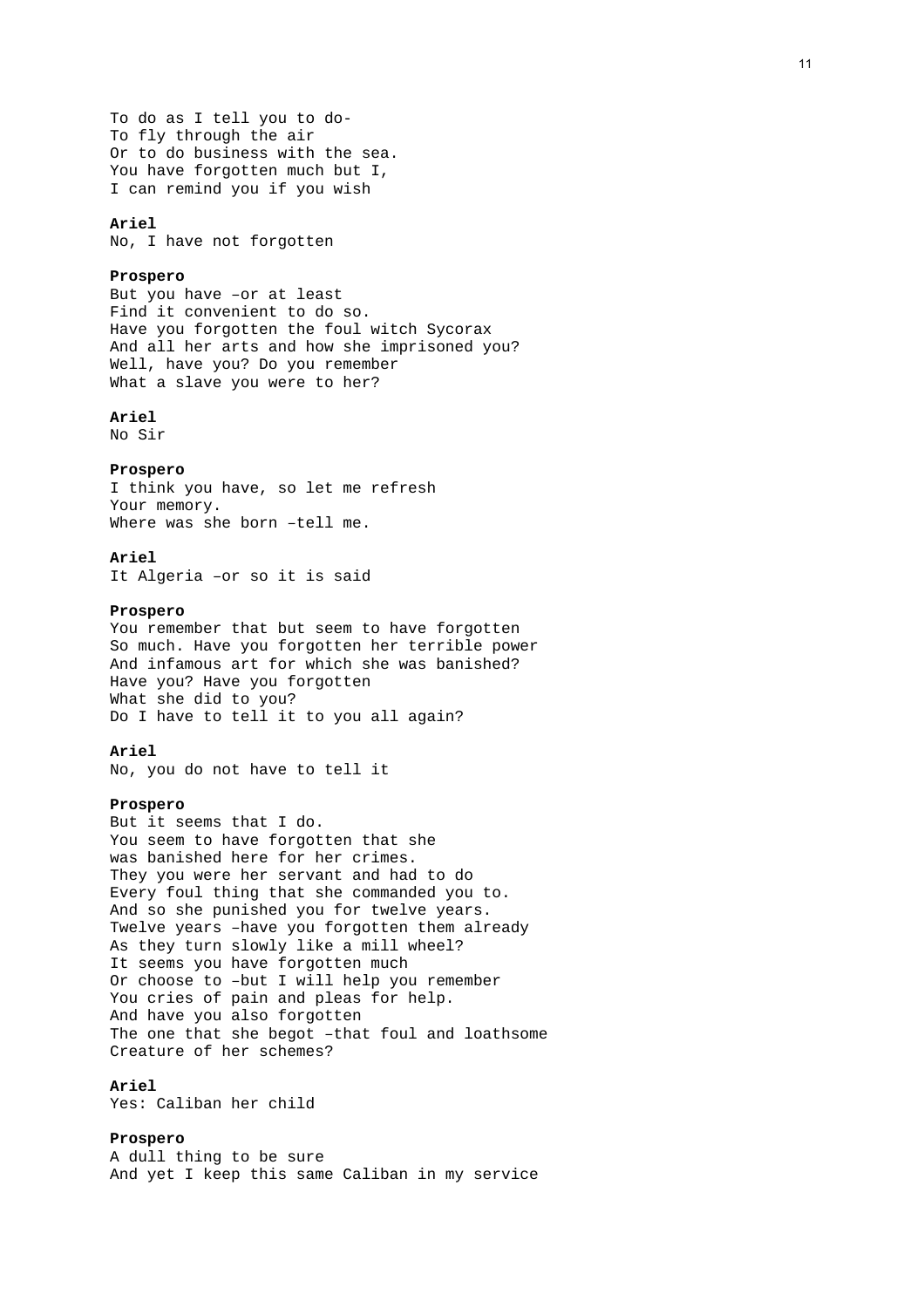To do as I tell you to do-
To fly through the air
Or to do business with the sea.
You have forgotten much but I,
I can remind you if you wish

**Ariel**
No, I have not forgotten

**Prospero**
But you have –or at least
Find it convenient to do so.
Have you forgotten the foul witch Sycorax
And all her arts and how she imprisoned you?
Well, have you? Do you remember
What a slave you were to her?

**Ariel**
No Sir

**Prospero**
I think you have, so let me refresh
Your memory.
Where was she born –tell me.

**Ariel**
It Algeria –or so it is said

**Prospero**
You remember that but seem to have forgotten
So much. Have you forgotten her terrible power
And infamous art for which she was banished?
Have you? Have you forgotten
What she did to you?
Do I have to tell it to you all again?

**Ariel**
No, you do not have to tell it

**Prospero**
But it seems that I do.
You seem to have forgotten that she
was banished here for her crimes.
They you were her servant and had to do
Every foul thing that she commanded you to.
And so she punished you for twelve years.
Twelve years –have you forgotten them already
As they turn slowly like a mill wheel?
It seems you have forgotten much
Or choose to –but I will help you remember
You cries of pain and pleas for help.
And have you also forgotten
The one that she begot –that foul and loathsome
Creature of her schemes?

**Ariel**
Yes: Caliban her child

**Prospero**
A dull thing to be sure
And yet I keep this same Caliban in my service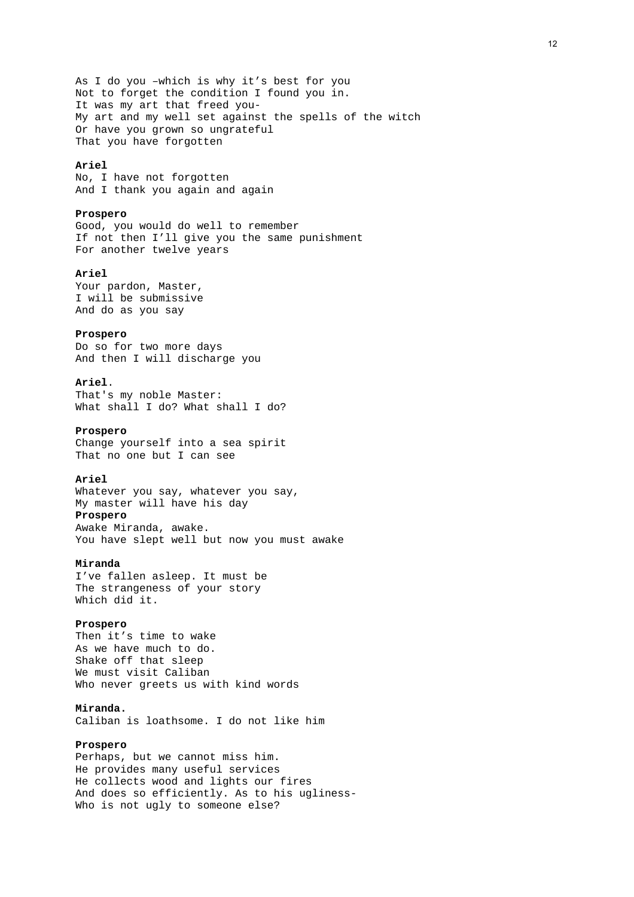As I do you –which is why it’s best for you
Not to forget the condition I found you in.
It was my art that freed you-
My art and my well set against the spells of the witch
Or have you grown so ungrateful
That you have forgotten

**Ariel**
No, I have not forgotten
And I thank you again and again

**Prospero**
Good, you would do well to remember
If not then I’ll give you the same punishment
For another twelve years

**Ariel**
Your pardon, Master,
I will be submissive
And do as you say

**Prospero**
Do so for two more days
And then I will discharge you

**Ariel**.
That's my noble Master:
What shall I do? What shall I do?

**Prospero**
Change yourself into a sea spirit
That no one but I can see

**Ariel**
Whatever you say, whatever you say,
My master will have his day

**Prospero**
Awake Miranda, awake.
You have slept well but now you must awake

**Miranda**
I’ve fallen asleep. It must be
The strangeness of your story
Which did it.

**Prospero**
Then it’s time to wake
As we have much to do.
Shake off that sleep
We must visit Caliban
Who never greets us with kind words

**Miranda.**
Caliban is loathsome. I do not like him

**Prospero**
Perhaps, but we cannot miss him.
He provides many useful services
He collects wood and lights our fires
And does so efficiently. As to his ugliness-
Who is not ugly to someone else?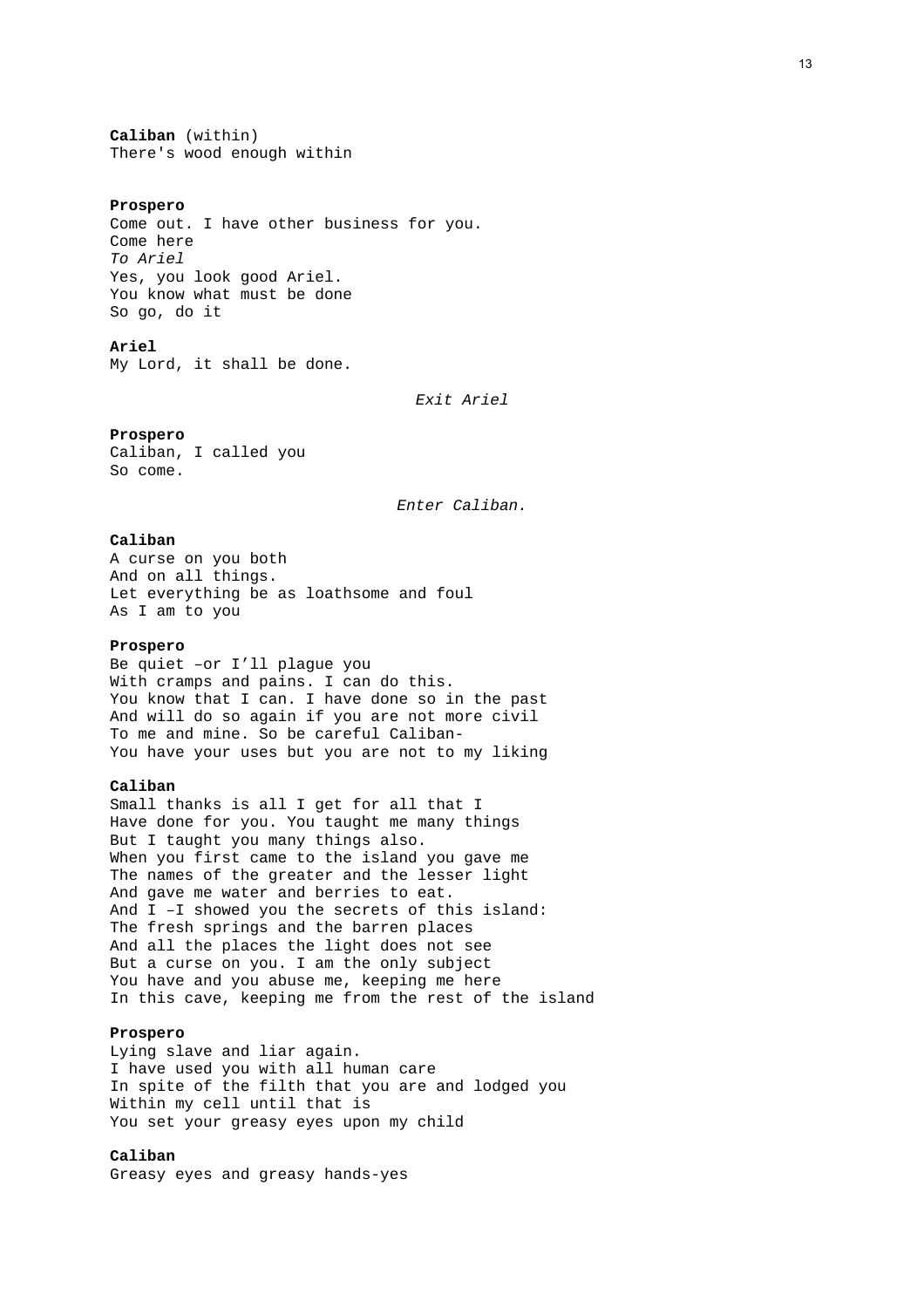**Caliban** (within)
There's wood enough within

**Prospero**
Come out. I have other business for you.
Come here
*To Ariel*
Yes, you look good Ariel.
You know what must be done
So go, do it

**Ariel**
My Lord, it shall be done.

*Exit Ariel*

**Prospero**
Caliban, I called you
So come.

*Enter Caliban.*

**Caliban**
A curse on you both
And on all things.
Let everything be as loathsome and foul
As I am to you

**Prospero**
Be quiet –or I'll plague you
With cramps and pains. I can do this.
You know that I can. I have done so in the past
And will do so again if you are not more civil
To me and mine. So be careful Caliban-
You have your uses but you are not to my liking

**Caliban**
Small thanks is all I get for all that I
Have done for you. You taught me many things
But I taught you many things also.
When you first came to the island you gave me
The names of the greater and the lesser light
And gave me water and berries to eat.
And I –I showed you the secrets of this island:
The fresh springs and the barren places
And all the places the light does not see
But a curse on you. I am the only subject
You have and you abuse me, keeping me here
In this cave, keeping me from the rest of the island

**Prospero**
Lying slave and liar again.
I have used you with all human care
In spite of the filth that you are and lodged you
Within my cell until that is
You set your greasy eyes upon my child

**Caliban**
Greasy eyes and greasy hands-yes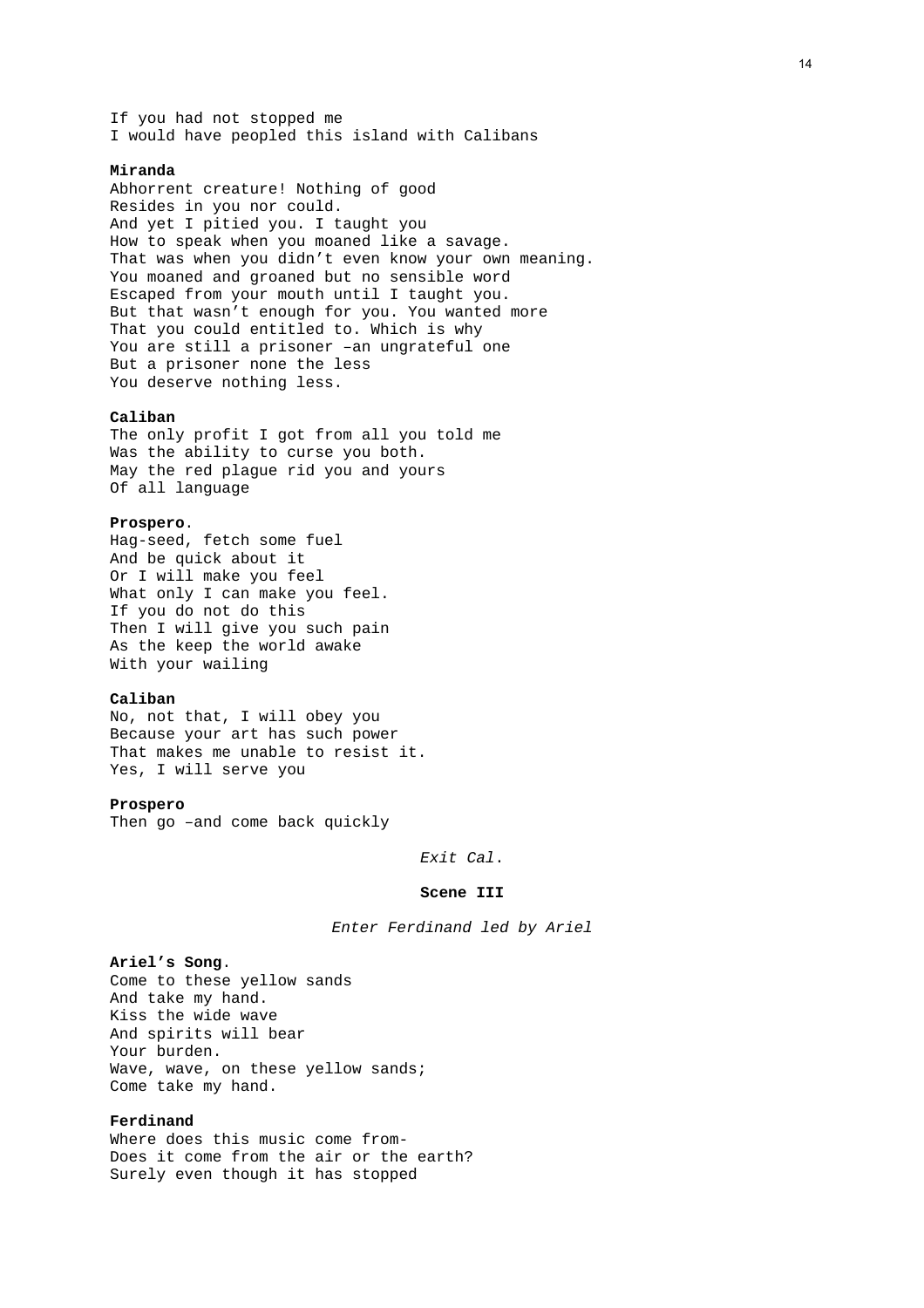If you had not stopped me
I would have peopled this island with Calibans

**Miranda**
Abhorrent creature! Nothing of good
Resides in you nor could.
And yet I pitied you. I taught you
How to speak when you moaned like a savage.
That was when you didn't even know your own meaning.
You moaned and groaned but no sensible word
Escaped from your mouth until I taught you.
But that wasn't enough for you. You wanted more
That you could entitled to. Which is why
You are still a prisoner –an ungrateful one
But a prisoner none the less
You deserve nothing less.

**Caliban**
The only profit I got from all you told me
Was the ability to curse you both.
May the red plague rid you and yours
Of all language

**Prospero**.
Hag-seed, fetch some fuel
And be quick about it
Or I will make you feel
What only I can make you feel.
If you do not do this
Then I will give you such pain
As the keep the world awake
With your wailing

**Caliban**
No, not that, I will obey you
Because your art has such power
That makes me unable to resist it.
Yes, I will serve you

**Prospero**
Then go –and come back quickly

*Exit Cal.*

**Scene III**

*Enter Ferdinand led by Ariel*

**Ariel's Song**.
Come to these yellow sands
And take my hand.
Kiss the wide wave
And spirits will bear
Your burden.
Wave, wave, on these yellow sands;
Come take my hand.

**Ferdinand**
Where does this music come from-
Does it come from the air or the earth?
Surely even though it has stopped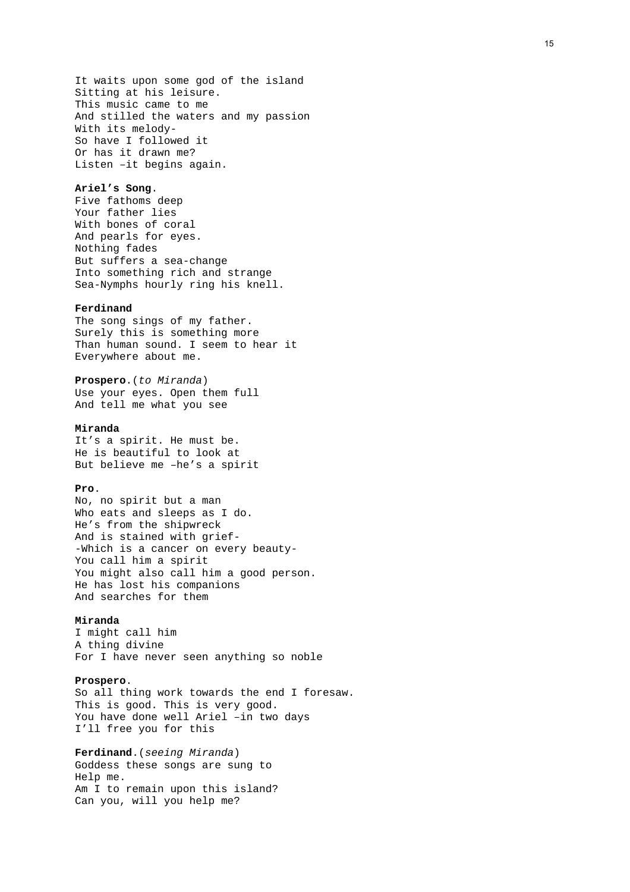It waits upon some god of the island
Sitting at his leisure.
This music came to me
And stilled the waters and my passion
With its melody-
So have I followed it
Or has it drawn me?
Listen –it begins again.

**Ariel's Song**.
Five fathoms deep
Your father lies
With bones of coral
And pearls for eyes.
Nothing fades
But suffers a sea-change
Into something rich and strange
Sea-Nymphs hourly ring his knell.

**Ferdinand**
The song sings of my father.
Surely this is something more
Than human sound. I seem to hear it
Everywhere about me.

**Prospero**.(*to Miranda*)
Use your eyes. Open them full
And tell me what you see

**Miranda**
It's a spirit. He must be.
He is beautiful to look at
But believe me –he's a spirit

**Pro**.
No, no spirit but a man
Who eats and sleeps as I do.
He's from the shipwreck
And is stained with grief-
-Which is a cancer on every beauty-
You call him a spirit
You might also call him a good person.
He has lost his companions
And searches for them

**Miranda**
I might call him
A thing divine
For I have never seen anything so noble

**Prospero**.
So all thing work towards the end I foresaw.
This is good. This is very good.
You have done well Ariel –in two days
I'll free you for this

**Ferdinand**.(*seeing Miranda*)
Goddess these songs are sung to
Help me.
Am I to remain upon this island?
Can you, will you help me?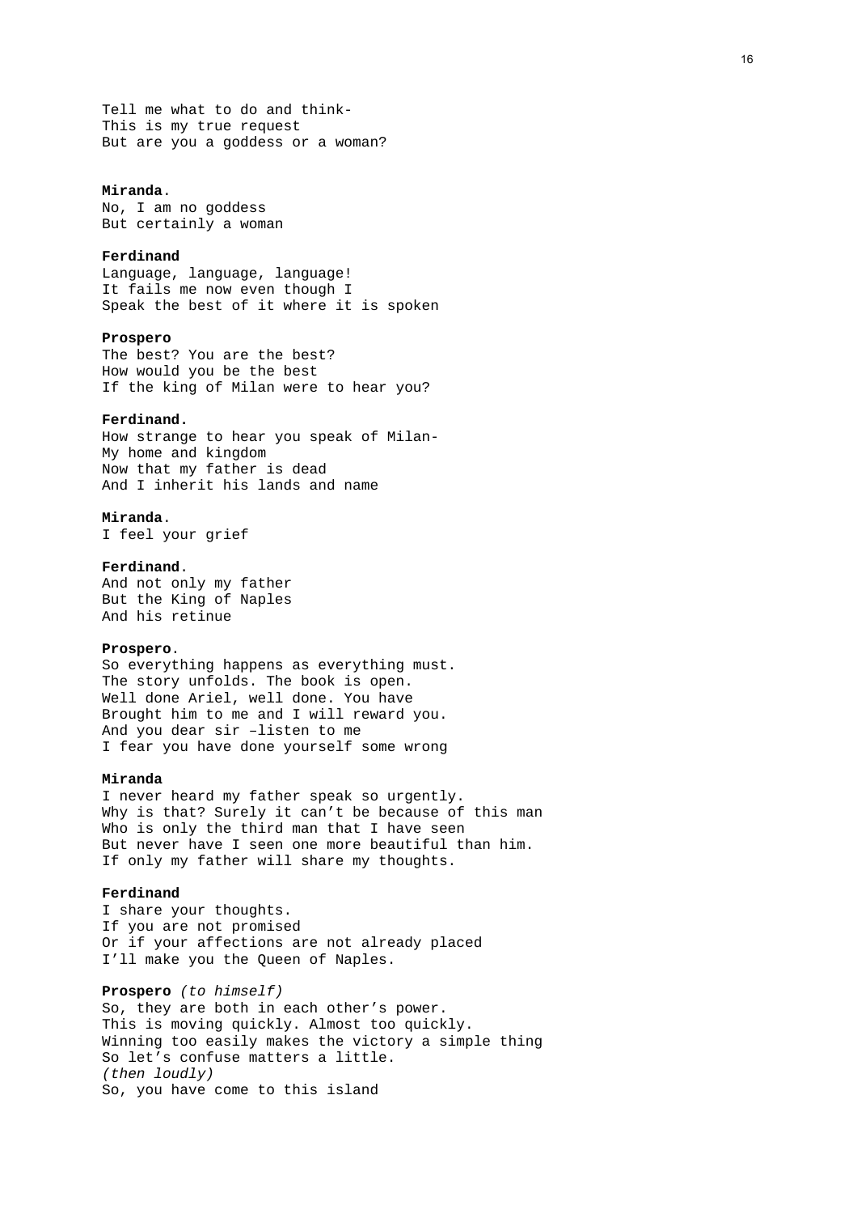Tell me what to do and think-
This is my true request
But are you a goddess or a woman?

**Miranda**.
No, I am no goddess
But certainly a woman

**Ferdinand**
Language, language, language!
It fails me now even though I
Speak the best of it where it is spoken

**Prospero**
The best? You are the best?
How would you be the best
If the king of Milan were to hear you?

**Ferdinand.**
How strange to hear you speak of Milan-
My home and kingdom
Now that my father is dead
And I inherit his lands and name

**Miranda**.
I feel your grief

**Ferdinand**.
And not only my father
But the King of Naples
And his retinue

**Prospero**.
So everything happens as everything must.
The story unfolds. The book is open.
Well done Ariel, well done. You have
Brought him to me and I will reward you.
And you dear sir –listen to me
I fear you have done yourself some wrong

**Miranda**
I never heard my father speak so urgently.
Why is that? Surely it can’t be because of this man
Who is only the third man that I have seen
But never have I seen one more beautiful than him.
If only my father will share my thoughts.

**Ferdinand**
I share your thoughts.
If you are not promised
Or if your affections are not already placed
I’ll make you the Queen of Naples.

**Prospero** *(to himself)*
So, they are both in each other’s power.
This is moving quickly. Almost too quickly.
Winning too easily makes the victory a simple thing
So let’s confuse matters a little.
*(then loudly)*
So, you have come to this island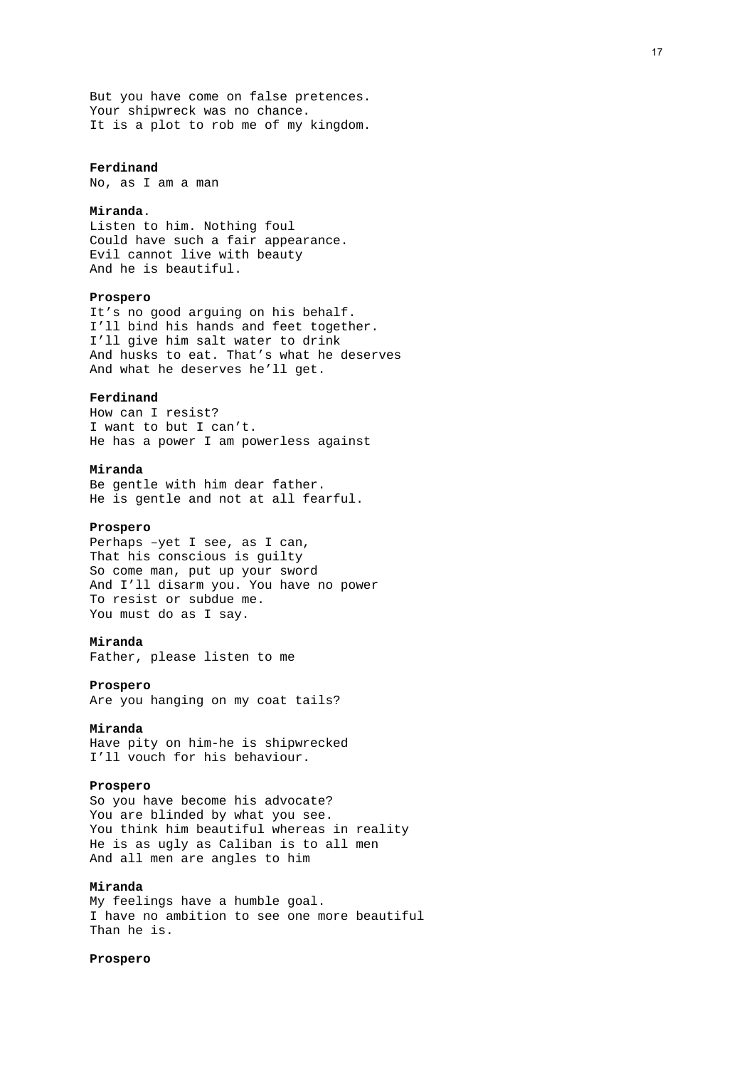But you have come on false pretences.
Your shipwreck was no chance.
It is a plot to rob me of my kingdom.

**Ferdinand**
No, as I am a man

**Miranda**.
Listen to him. Nothing foul
Could have such a fair appearance.
Evil cannot live with beauty
And he is beautiful.

**Prospero**
It's no good arguing on his behalf.
I'll bind his hands and feet together.
I'll give him salt water to drink
And husks to eat. That's what he deserves
And what he deserves he'll get.

**Ferdinand**
How can I resist?
I want to but I can't.
He has a power I am powerless against

**Miranda**
Be gentle with him dear father.
He is gentle and not at all fearful.

**Prospero**
Perhaps –yet I see, as I can,
That his conscious is guilty
So come man, put up your sword
And I'll disarm you. You have no power
To resist or subdue me.
You must do as I say.

**Miranda**
Father, please listen to me

**Prospero**
Are you hanging on my coat tails?

**Miranda**
Have pity on him-he is shipwrecked
I'll vouch for his behaviour.

**Prospero**
So you have become his advocate?
You are blinded by what you see.
You think him beautiful whereas in reality
He is as ugly as Caliban is to all men
And all men are angles to him

**Miranda**
My feelings have a humble goal.
I have no ambition to see one more beautiful
Than he is.

**Prospero**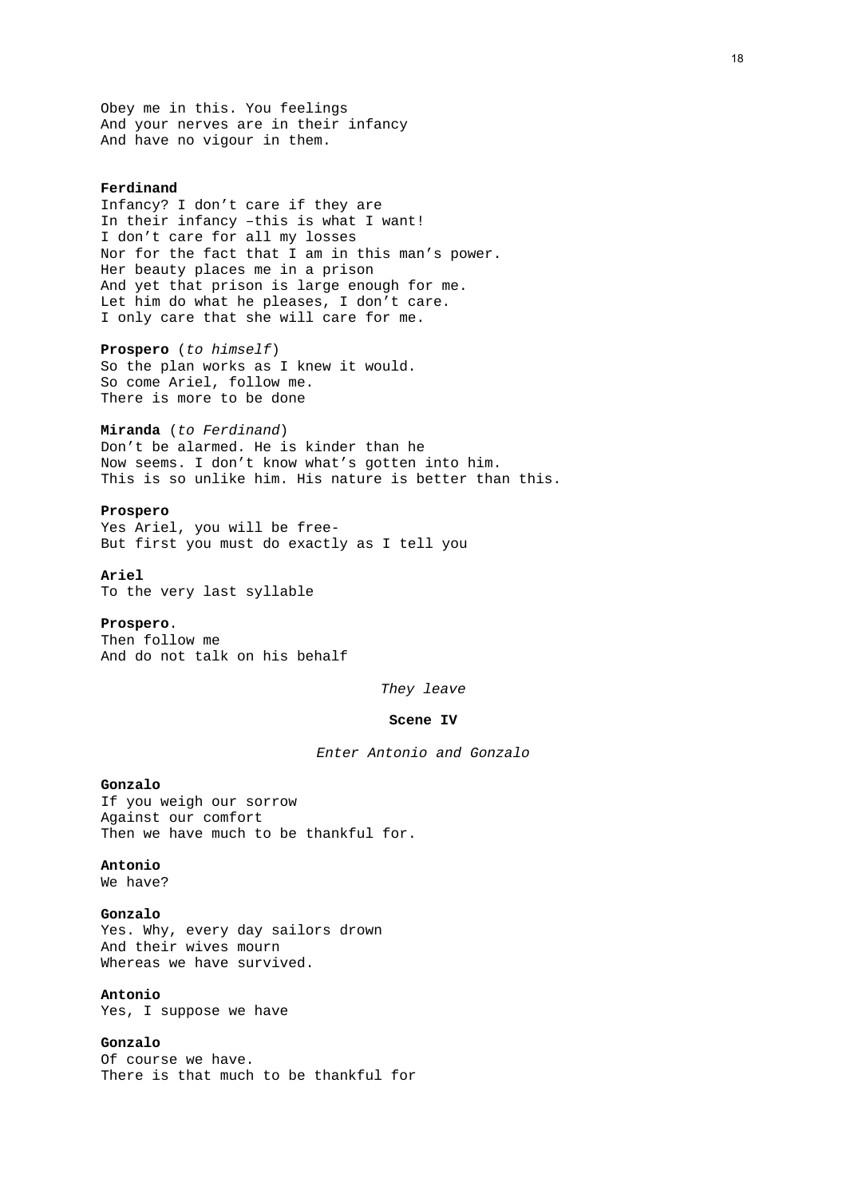Obey me in this. You feelings
And your nerves are in their infancy
And have no vigour in them.

**Ferdinand**
Infancy? I don't care if they are
In their infancy –this is what I want!
I don't care for all my losses
Nor for the fact that I am in this man's power.
Her beauty places me in a prison
And yet that prison is large enough for me.
Let him do what he pleases, I don't care.
I only care that she will care for me.

**Prospero** (*to himself*)
So the plan works as I knew it would.
So come Ariel, follow me.
There is more to be done

**Miranda** (*to Ferdinand*)
Don't be alarmed. He is kinder than he
Now seems. I don't know what's gotten into him.
This is so unlike him. His nature is better than this.

**Prospero**
Yes Ariel, you will be free-
But first you must do exactly as I tell you

**Ariel**
To the very last syllable

**Prospero**.
Then follow me
And do not talk on his behalf

*They leave*

**Scene IV**

*Enter Antonio and Gonzalo*

**Gonzalo**
If you weigh our sorrow
Against our comfort
Then we have much to be thankful for.

**Antonio**
We have?

**Gonzalo**
Yes. Why, every day sailors drown
And their wives mourn
Whereas we have survived.

**Antonio**
Yes, I suppose we have

**Gonzalo**
Of course we have.
There is that much to be thankful for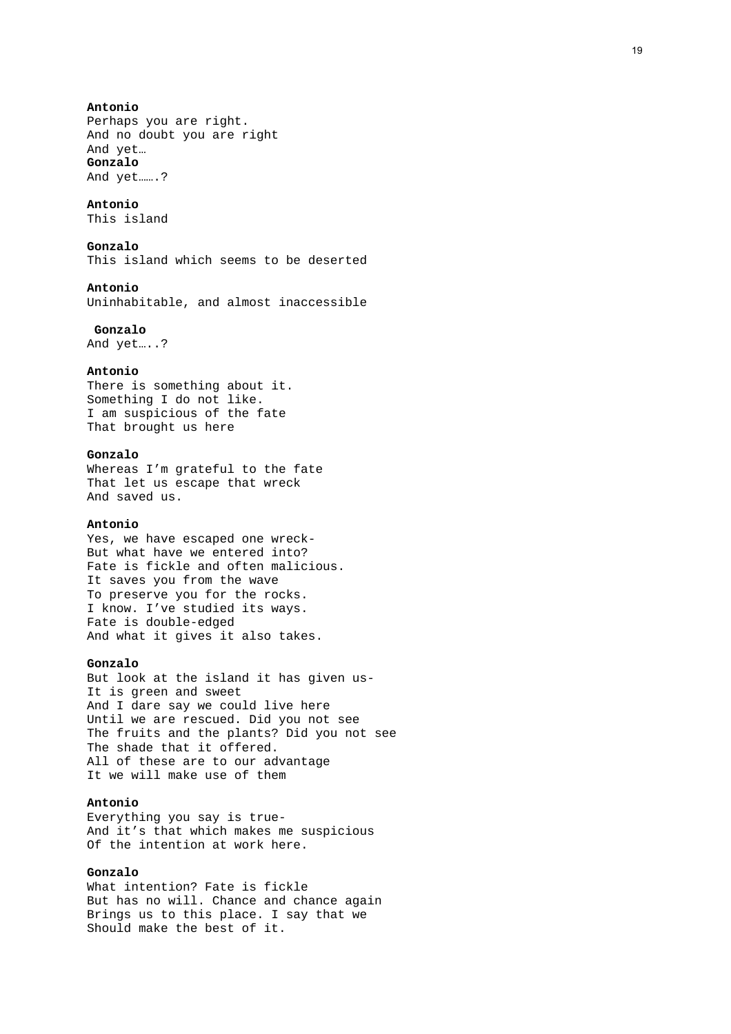**Antonio**
Perhaps you are right.
And no doubt you are right
And yet…
**Gonzalo**
And yet…….?

**Antonio**
This island

**Gonzalo**
This island which seems to be deserted

**Antonio**
Uninhabitable, and almost inaccessible

**Gonzalo**
And yet…..?

**Antonio**
There is something about it.
Something I do not like.
I am suspicious of the fate
That brought us here

**Gonzalo**
Whereas I'm grateful to the fate
That let us escape that wreck
And saved us.

**Antonio**
Yes, we have escaped one wreck-
But what have we entered into?
Fate is fickle and often malicious.
It saves you from the wave
To preserve you for the rocks.
I know. I've studied its ways.
Fate is double-edged
And what it gives it also takes.

**Gonzalo**
But look at the island it has given us-
It is green and sweet
And I dare say we could live here
Until we are rescued. Did you not see
The fruits and the plants? Did you not see
The shade that it offered.
All of these are to our advantage
It we will make use of them

**Antonio**
Everything you say is true-
And it's that which makes me suspicious
Of the intention at work here.

**Gonzalo**
What intention? Fate is fickle
But has no will. Chance and chance again
Brings us to this place. I say that we
Should make the best of it.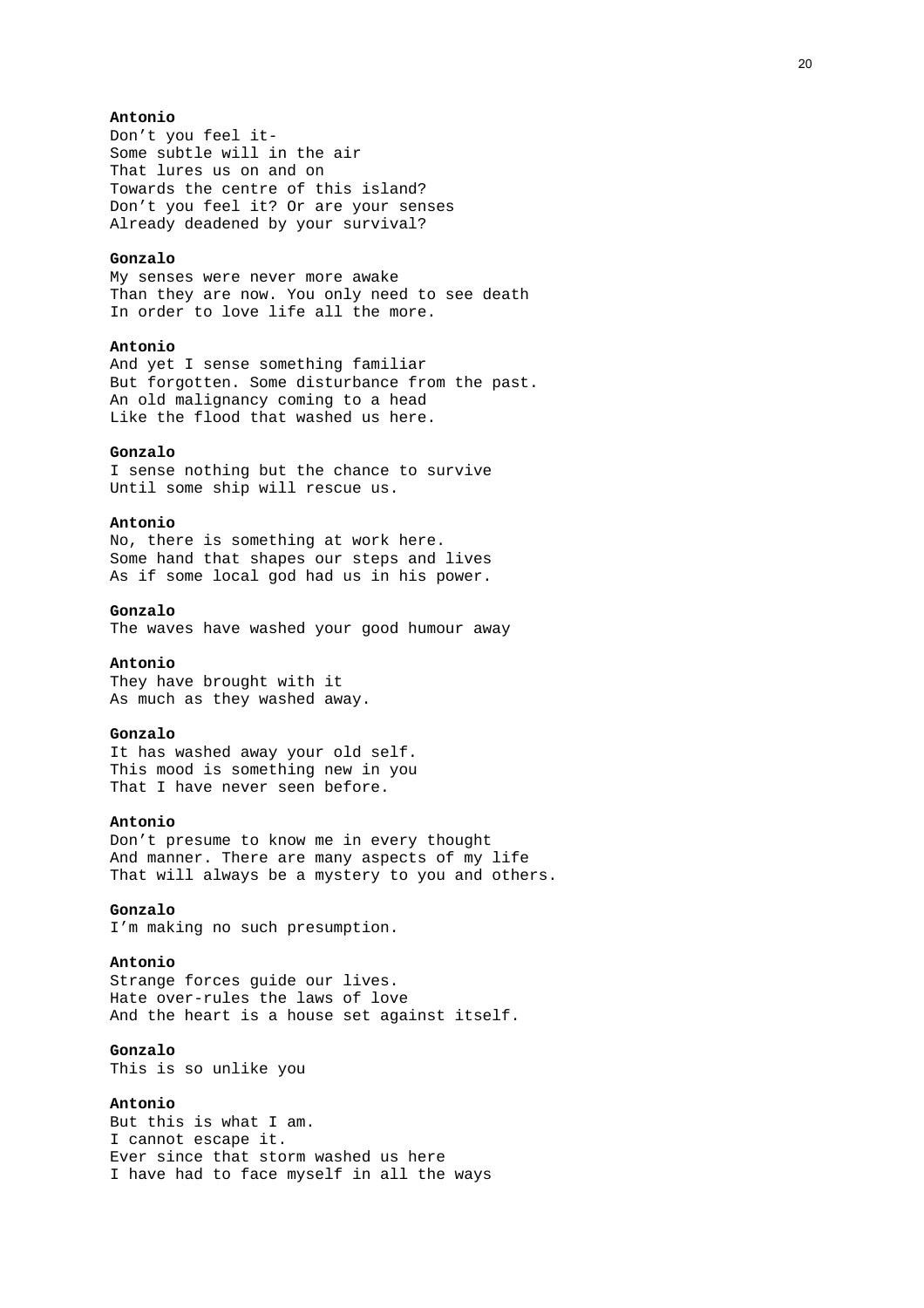**Antonio**
Don't you feel it-
Some subtle will in the air
That lures us on and on
Towards the centre of this island?
Don't you feel it? Or are your senses
Already deadened by your survival?

**Gonzalo**
My senses were never more awake
Than they are now. You only need to see death
In order to love life all the more.

**Antonio**
And yet I sense something familiar
But forgotten. Some disturbance from the past.
An old malignancy coming to a head
Like the flood that washed us here.

**Gonzalo**
I sense nothing but the chance to survive
Until some ship will rescue us.

**Antonio**
No, there is something at work here.
Some hand that shapes our steps and lives
As if some local god had us in his power.

**Gonzalo**
The waves have washed your good humour away

**Antonio**
They have brought with it
As much as they washed away.

**Gonzalo**
It has washed away your old self.
This mood is something new in you
That I have never seen before.

**Antonio**
Don't presume to know me in every thought
And manner. There are many aspects of my life
That will always be a mystery to you and others.

**Gonzalo**
I'm making no such presumption.

**Antonio**
Strange forces guide our lives.
Hate over-rules the laws of love
And the heart is a house set against itself.

**Gonzalo**
This is so unlike you

**Antonio**
But this is what I am.
I cannot escape it.
Ever since that storm washed us here
I have had to face myself in all the ways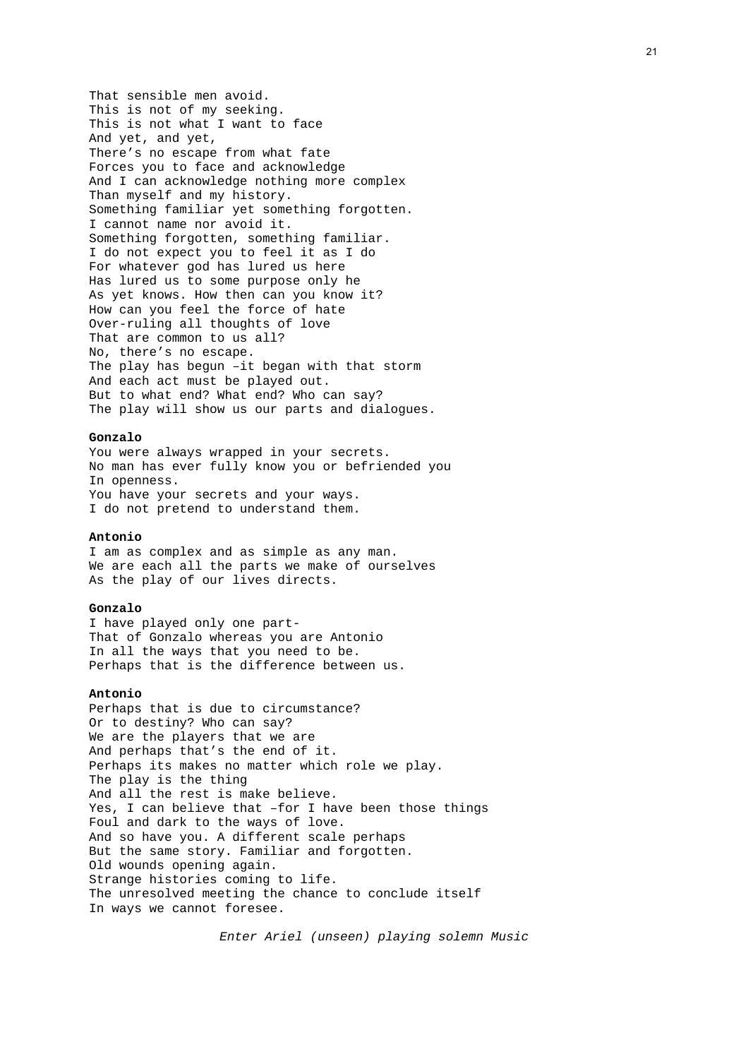That sensible men avoid.
This is not of my seeking.
This is not what I want to face
And yet, and yet,
There's no escape from what fate
Forces you to face and acknowledge
And I can acknowledge nothing more complex
Than myself and my history.
Something familiar yet something forgotten.
I cannot name nor avoid it.
Something forgotten, something familiar.
I do not expect you to feel it as I do
For whatever god has lured us here
Has lured us to some purpose only he
As yet knows. How then can you know it?
How can you feel the force of hate
Over-ruling all thoughts of love
That are common to us all?
No, there's no escape.
The play has begun –it began with that storm
And each act must be played out.
But to what end? What end? Who can say?
The play will show us our parts and dialogues.

**Gonzalo**
You were always wrapped in your secrets.
No man has ever fully know you or befriended you
In openness.
You have your secrets and your ways.
I do not pretend to understand them.

**Antonio**
I am as complex and as simple as any man.
We are each all the parts we make of ourselves
As the play of our lives directs.

**Gonzalo**
I have played only one part-
That of Gonzalo whereas you are Antonio
In all the ways that you need to be.
Perhaps that is the difference between us.

**Antonio**
Perhaps that is due to circumstance?
Or to destiny? Who can say?
We are the players that we are
And perhaps that's the end of it.
Perhaps its makes no matter which role we play.
The play is the thing
And all the rest is make believe.
Yes, I can believe that –for I have been those things
Foul and dark to the ways of love.
And so have you. A different scale perhaps
But the same story. Familiar and forgotten.
Old wounds opening again.
Strange histories coming to life.
The unresolved meeting the chance to conclude itself
In ways we cannot foresee.

*Enter Ariel (unseen) playing solemn Music*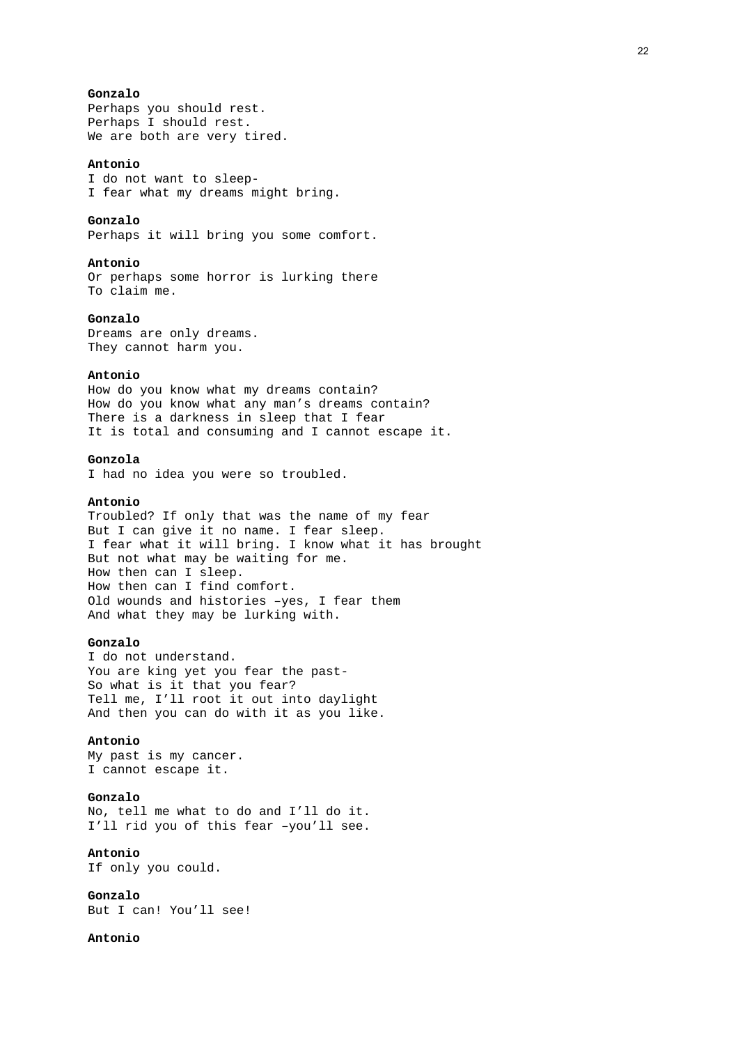**Gonzalo**
Perhaps you should rest.
Perhaps I should rest.
We are both are very tired.

**Antonio**
I do not want to sleep-
I fear what my dreams might bring.

**Gonzalo**
Perhaps it will bring you some comfort.

**Antonio**
Or perhaps some horror is lurking there
To claim me.

**Gonzalo**
Dreams are only dreams.
They cannot harm you.

**Antonio**
How do you know what my dreams contain?
How do you know what any man's dreams contain?
There is a darkness in sleep that I fear
It is total and consuming and I cannot escape it.

**Gonzola**
I had no idea you were so troubled.

**Antonio**
Troubled? If only that was the name of my fear
But I can give it no name. I fear sleep.
I fear what it will bring. I know what it has brought
But not what may be waiting for me.
How then can I sleep.
How then can I find comfort.
Old wounds and histories –yes, I fear them
And what they may be lurking with.

**Gonzalo**
I do not understand.
You are king yet you fear the past-
So what is it that you fear?
Tell me, I'll root it out into daylight
And then you can do with it as you like.

**Antonio**
My past is my cancer.
I cannot escape it.

**Gonzalo**
No, tell me what to do and I'll do it.
I'll rid you of this fear –you'll see.

**Antonio**
If only you could.

**Gonzalo**
But I can! You'll see!

**Antonio**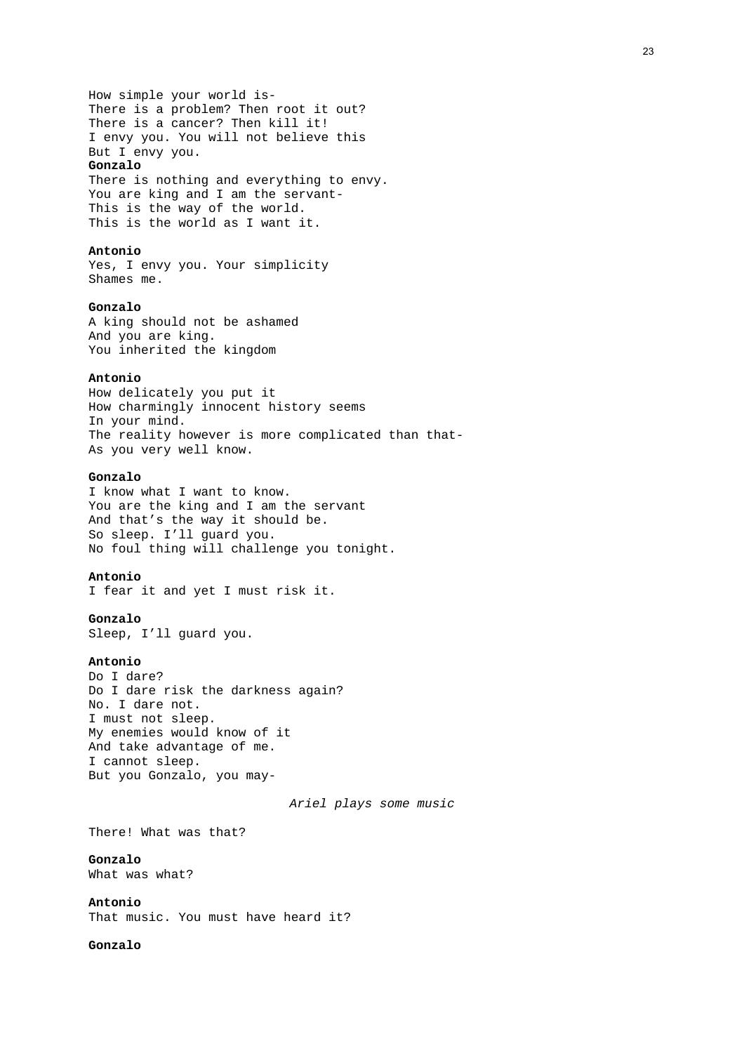How simple your world is-
There is a problem? Then root it out?
There is a cancer? Then kill it!
I envy you. You will not believe this
But I envy you.

**Gonzalo**
There is nothing and everything to envy.
You are king and I am the servant-
This is the way of the world.
This is the world as I want it.

**Antonio**
Yes, I envy you. Your simplicity
Shames me.

**Gonzalo**
A king should not be ashamed
And you are king.
You inherited the kingdom

**Antonio**
How delicately you put it
How charmingly innocent history seems
In your mind.
The reality however is more complicated than that-
As you very well know.

**Gonzalo**
I know what I want to know.
You are the king and I am the servant
And that's the way it should be.
So sleep. I'll guard you.
No foul thing will challenge you tonight.

**Antonio**
I fear it and yet I must risk it.

**Gonzalo**
Sleep, I'll guard you.

**Antonio**
Do I dare?
Do I dare risk the darkness again?
No. I dare not.
I must not sleep.
My enemies would know of it
And take advantage of me.
I cannot sleep.
But you Gonzalo, you may-

*Ariel plays some music*

There! What was that?

**Gonzalo**
What was what?

**Antonio**
That music. You must have heard it?

**Gonzalo**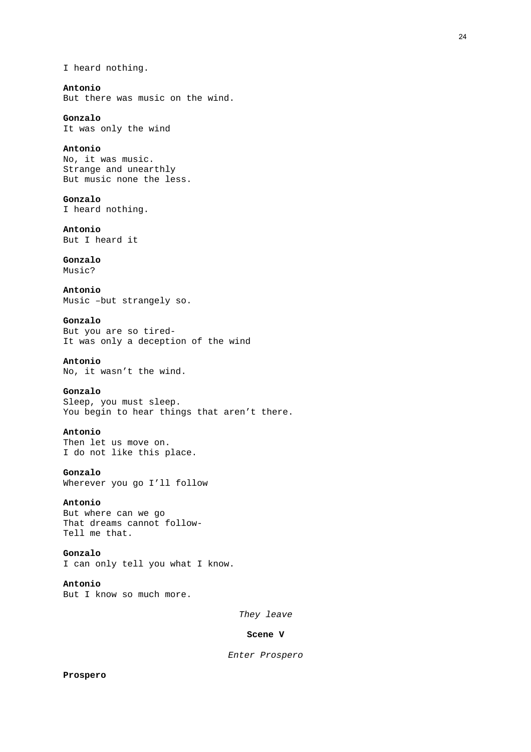I heard nothing.

**Antonio**
But there was music on the wind.

**Gonzalo**
It was only the wind

**Antonio**
No, it was music.
Strange and unearthly
But music none the less.

**Gonzalo**
I heard nothing.

**Antonio**
But I heard it

**Gonzalo**
Music?

**Antonio**
Music –but strangely so.

**Gonzalo**
But you are so tired-
It was only a deception of the wind

**Antonio**
No, it wasn't the wind.

**Gonzalo**
Sleep, you must sleep.
You begin to hear things that aren't there.

**Antonio**
Then let us move on.
I do not like this place.

**Gonzalo**
Wherever you go I'll follow

**Antonio**
But where can we go
That dreams cannot follow-
Tell me that.

**Gonzalo**
I can only tell you what I know.

**Antonio**
But I know so much more.

*They leave*

**Scene V**

*Enter Prospero*

**Prospero**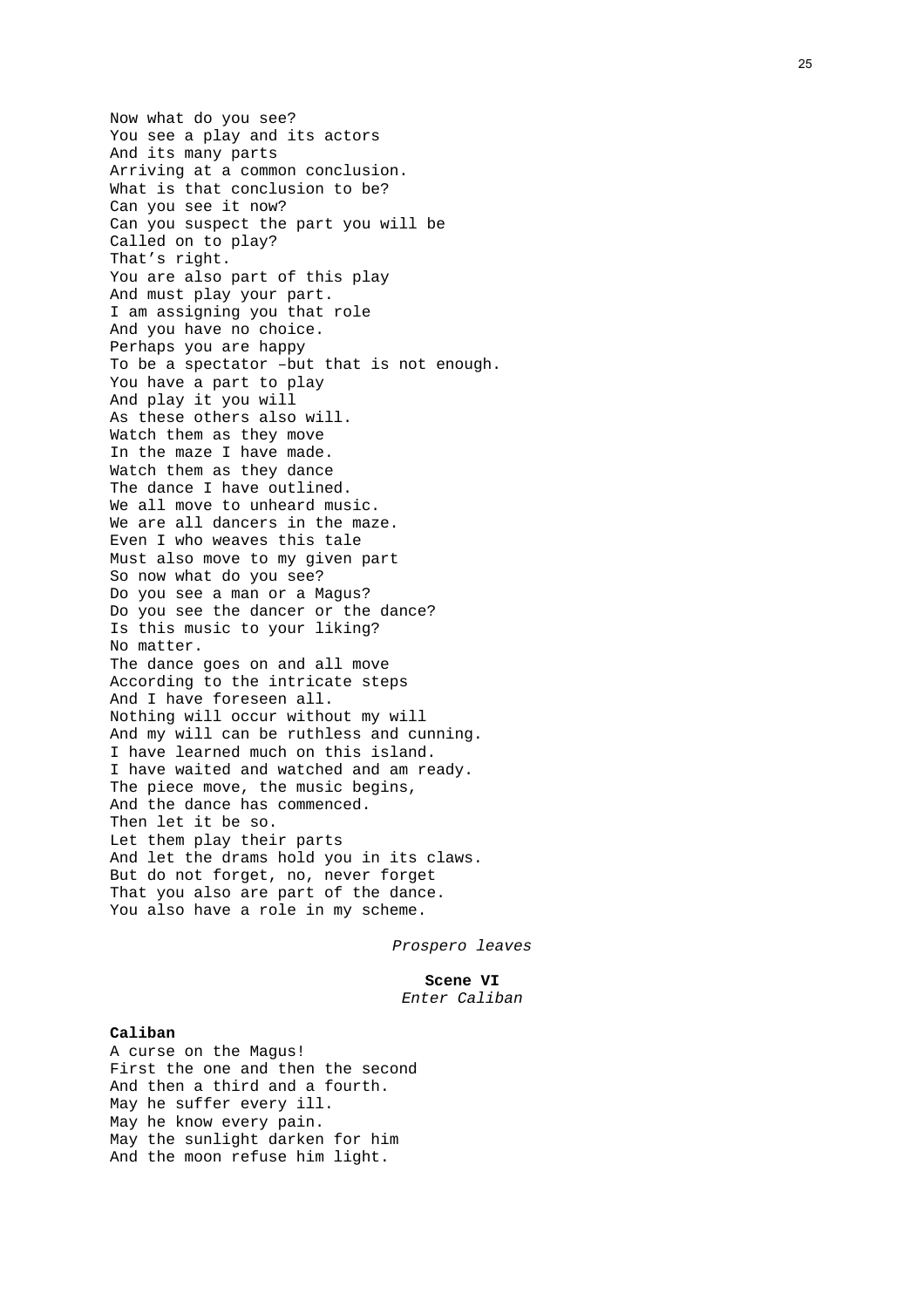Now what do you see?  
You see a play and its actors  
And its many parts  
Arriving at a common conclusion.  
What is that conclusion to be?  
Can you see it now?  
Can you suspect the part you will be  
Called on to play?  
That’s right.  
You are also part of this play  
And must play your part.  
I am assigning you that role  
And you have no choice.  
Perhaps you are happy  
To be a spectator –but that is not enough.  
You have a part to play  
And play it you will  
As these others also will.  
Watch them as they move  
In the maze I have made.  
Watch them as they dance  
The dance I have outlined.  
We all move to unheard music.  
We are all dancers in the maze.  
Even I who weaves this tale  
Must also move to my given part  
So now what do you see?  
Do you see a man or a Magus?  
Do you see the dancer or the dance?  
Is this music to your liking?  
No matter.  
The dance goes on and all move  
According to the intricate steps  
And I have foreseen all.  
Nothing will occur without my will  
And my will can be ruthless and cunning.  
I have learned much on this island.  
I have waited and watched and am ready.  
The piece move, the music begins,  
And the dance has commenced.  
Then let it be so.  
Let them play their parts  
And let the drams hold you in its claws.  
But do not forget, no, never forget  
That you also are part of the dance.  
You also have a role in my scheme.

*Prospero leaves*

**Scene VI**  
*Enter Caliban*

**Caliban**  
A curse on the Magus!  
First the one and then the second  
And then a third and a fourth.  
May he suffer every ill.  
May he know every pain.  
May the sunlight darken for him  
And the moon refuse him light.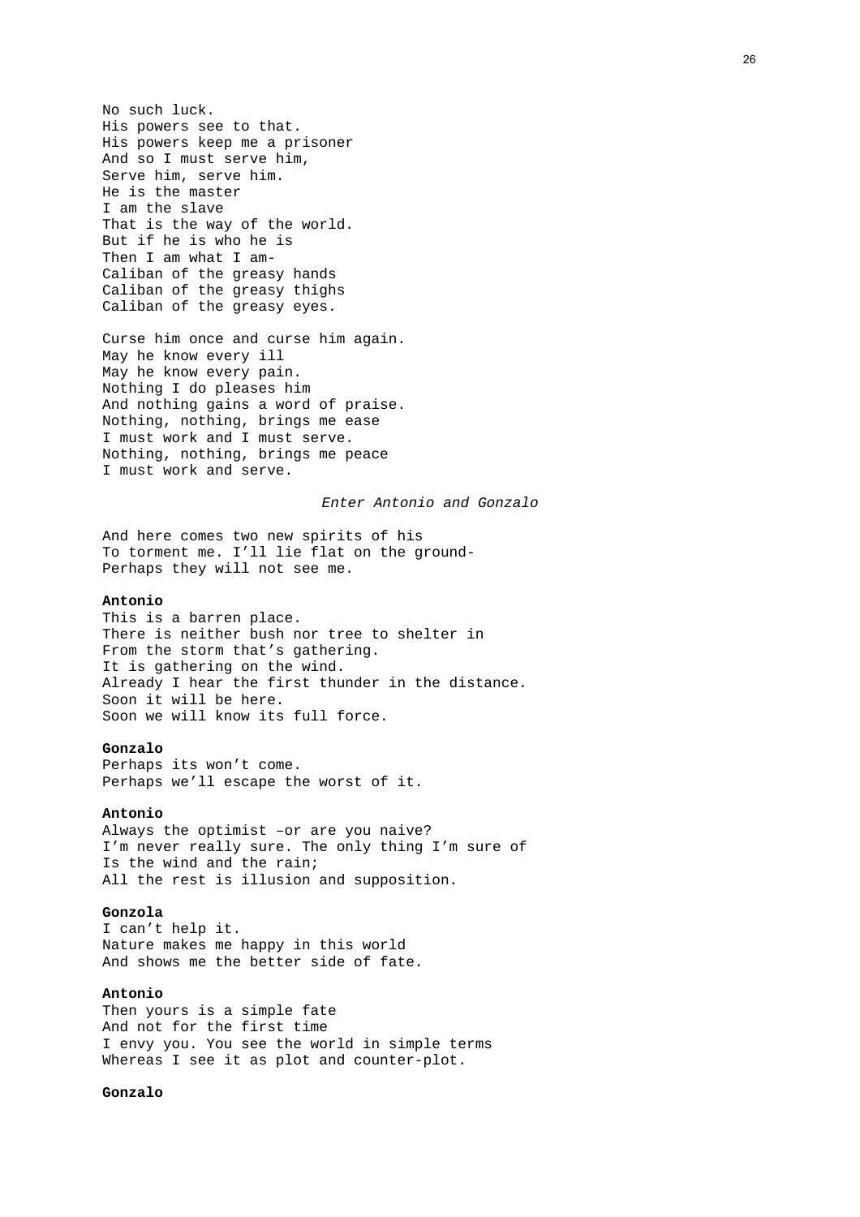No such luck.
His powers see to that.
His powers keep me a prisoner
And so I must serve him,
Serve him, serve him.
He is the master
I am the slave
That is the way of the world.
But if he is who he is
Then I am what I am-
Caliban of the greasy hands
Caliban of the greasy thighs
Caliban of the greasy eyes.

Curse him once and curse him again.
May he know every ill
May he know every pain.
Nothing I do pleases him
And nothing gains a word of praise.
Nothing, nothing, brings me ease
I must work and I must serve.
Nothing, nothing, brings me peace
I must work and serve.

*Enter Antonio and Gonzalo*

And here comes two new spirits of his
To torment me. I'll lie flat on the ground-
Perhaps they will not see me.

**Antonio**
This is a barren place.
There is neither bush nor tree to shelter in
From the storm that's gathering.
It is gathering on the wind.
Already I hear the first thunder in the distance.
Soon it will be here.
Soon we will know its full force.

**Gonzalo**
Perhaps its won't come.
Perhaps we'll escape the worst of it.

**Antonio**
Always the optimist –or are you naive?
I'm never really sure. The only thing I'm sure of
Is the wind and the rain;
All the rest is illusion and supposition.

**Gonzola**
I can't help it.
Nature makes me happy in this world
And shows me the better side of fate.

**Antonio**
Then yours is a simple fate
And not for the first time
I envy you. You see the world in simple terms
Whereas I see it as plot and counter-plot.

**Gonzalo**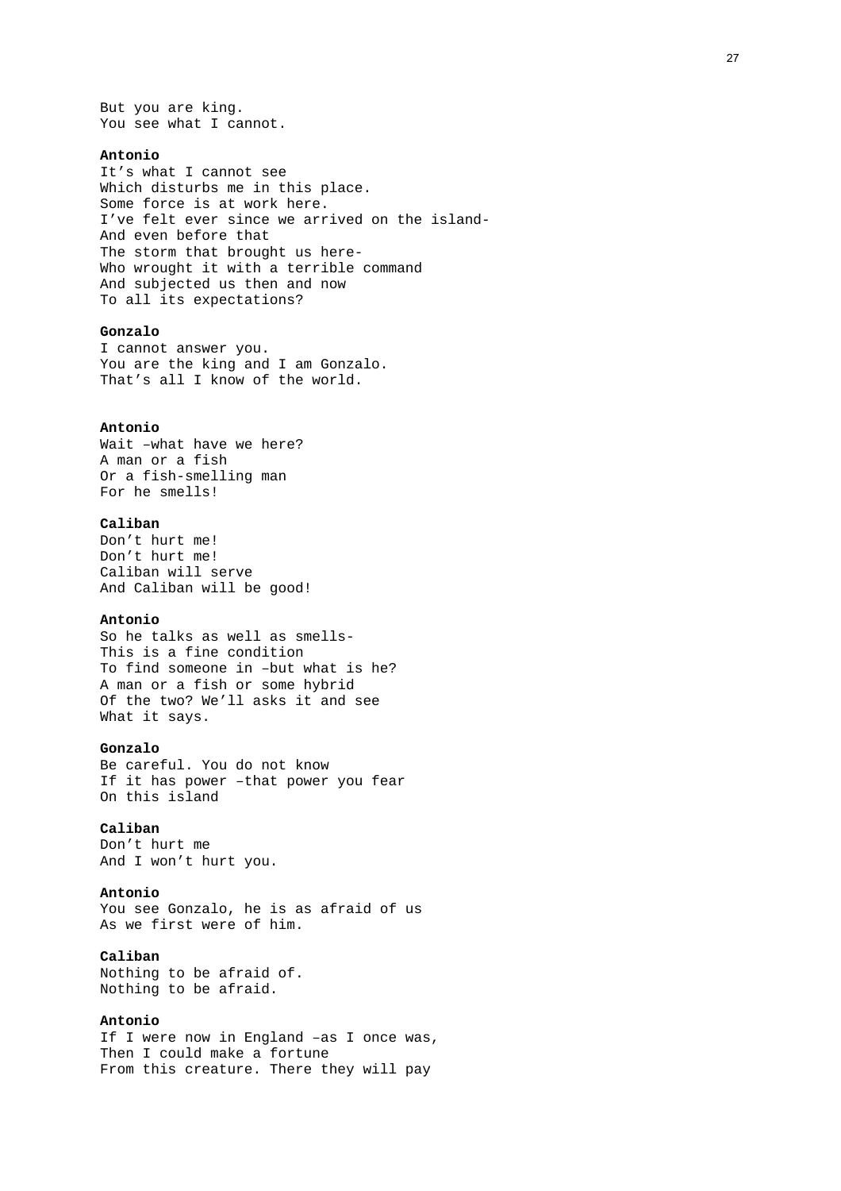But you are king.
You see what I cannot.

**Antonio**
It's what I cannot see
Which disturbs me in this place.
Some force is at work here.
I've felt ever since we arrived on the island-
And even before that
The storm that brought us here-
Who wrought it with a terrible command
And subjected us then and now
To all its expectations?

**Gonzalo**
I cannot answer you.
You are the king and I am Gonzalo.
That's all I know of the world.

**Antonio**
Wait –what have we here?
A man or a fish
Or a fish-smelling man
For he smells!

**Caliban**
Don't hurt me!
Don't hurt me!
Caliban will serve
And Caliban will be good!

**Antonio**
So he talks as well as smells-
This is a fine condition
To find someone in –but what is he?
A man or a fish or some hybrid
Of the two? We'll asks it and see
What it says.

**Gonzalo**
Be careful. You do not know
If it has power –that power you fear
On this island

**Caliban**
Don't hurt me
And I won't hurt you.

**Antonio**
You see Gonzalo, he is as afraid of us
As we first were of him.

**Caliban**
Nothing to be afraid of.
Nothing to be afraid.

**Antonio**
If I were now in England –as I once was,
Then I could make a fortune
From this creature. There they will pay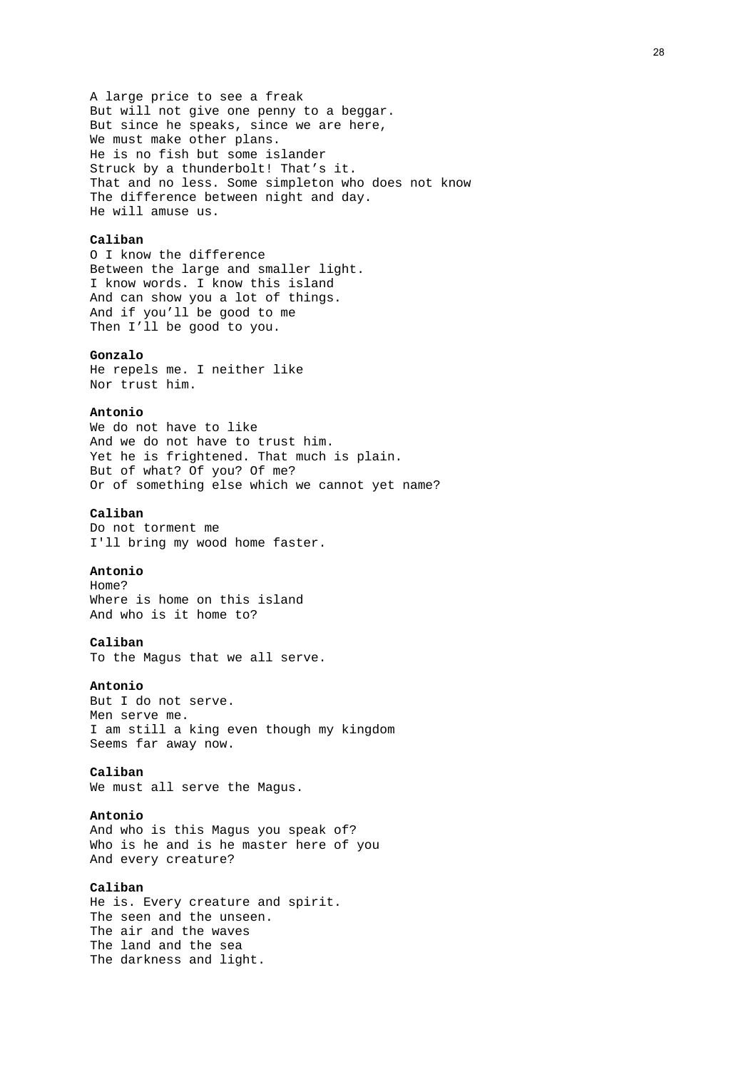A large price to see a freak
But will not give one penny to a beggar.
But since he speaks, since we are here,
We must make other plans.
He is no fish but some islander
Struck by a thunderbolt! That's it.
That and no less. Some simpleton who does not know
The difference between night and day.
He will amuse us.

**Caliban**
O I know the difference
Between the large and smaller light.
I know words. I know this island
And can show you a lot of things.
And if you'll be good to me
Then I'll be good to you.

**Gonzalo**
He repels me. I neither like
Nor trust him.

**Antonio**
We do not have to like
And we do not have to trust him.
Yet he is frightened. That much is plain.
But of what? Of you? Of me?
Or of something else which we cannot yet name?

**Caliban**
Do not torment me
I'll bring my wood home faster.

**Antonio**
Home?
Where is home on this island
And who is it home to?

**Caliban**
To the Magus that we all serve.

**Antonio**
But I do not serve.
Men serve me.
I am still a king even though my kingdom
Seems far away now.

**Caliban**
We must all serve the Magus.

**Antonio**
And who is this Magus you speak of?
Who is he and is he master here of you
And every creature?

**Caliban**
He is. Every creature and spirit.
The seen and the unseen.
The air and the waves
The land and the sea
The darkness and light.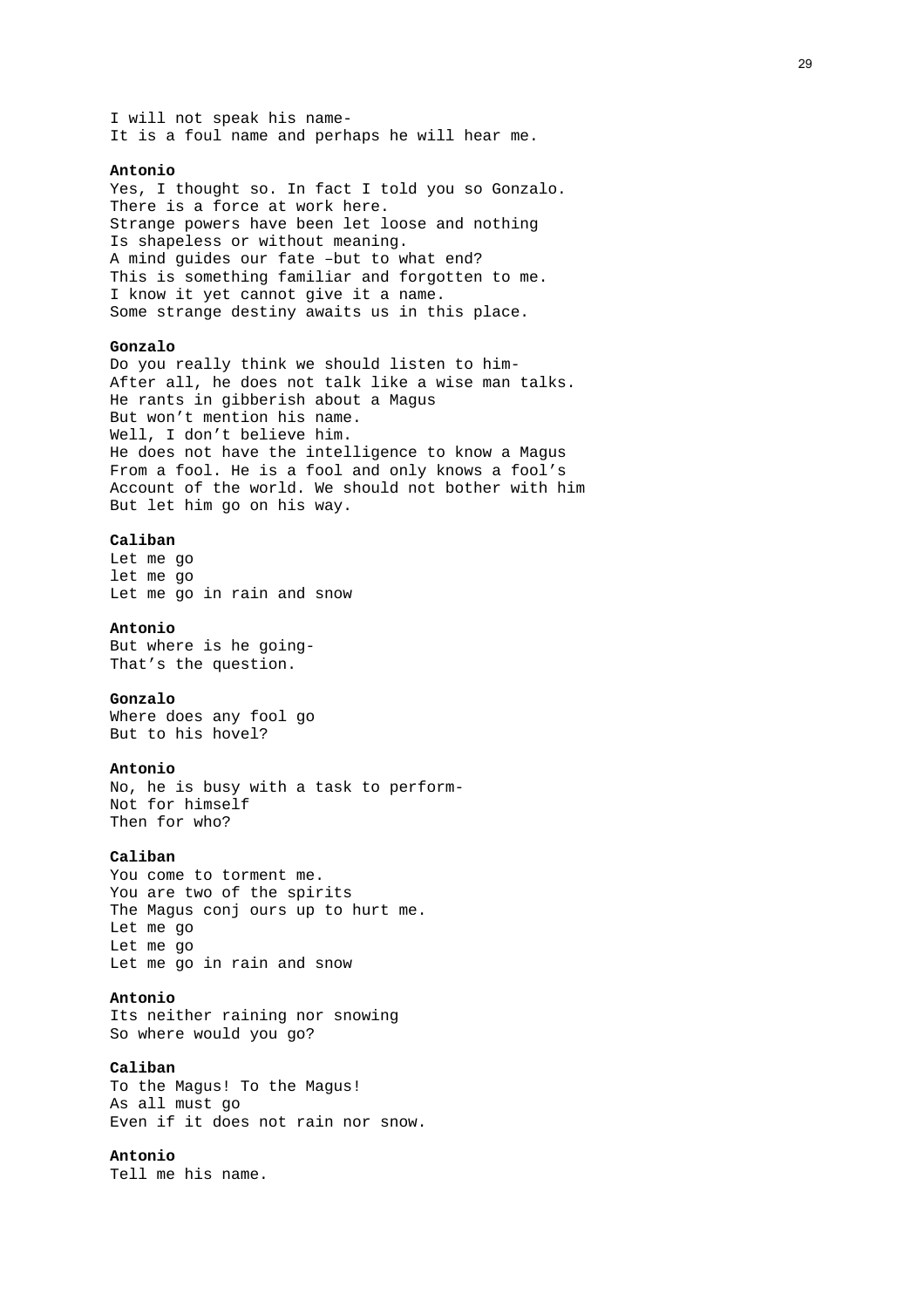I will not speak his name-
It is a foul name and perhaps he will hear me.

**Antonio**
Yes, I thought so. In fact I told you so Gonzalo.
There is a force at work here.
Strange powers have been let loose and nothing
Is shapeless or without meaning.
A mind guides our fate –but to what end?
This is something familiar and forgotten to me.
I know it yet cannot give it a name.
Some strange destiny awaits us in this place.

**Gonzalo**
Do you really think we should listen to him-
After all, he does not talk like a wise man talks.
He rants in gibberish about a Magus
But won't mention his name.
Well, I don't believe him.
He does not have the intelligence to know a Magus
From a fool. He is a fool and only knows a fool's
Account of the world. We should not bother with him
But let him go on his way.

**Caliban**
Let me go
let me go
Let me go in rain and snow

**Antonio**
But where is he going-
That's the question.

**Gonzalo**
Where does any fool go
But to his hovel?

**Antonio**
No, he is busy with a task to perform-
Not for himself
Then for who?

**Caliban**
You come to torment me.
You are two of the spirits
The Magus conj ours up to hurt me.
Let me go
Let me go
Let me go in rain and snow

**Antonio**
Its neither raining nor snowing
So where would you go?

**Caliban**
To the Magus! To the Magus!
As all must go
Even if it does not rain nor snow.

**Antonio**
Tell me his name.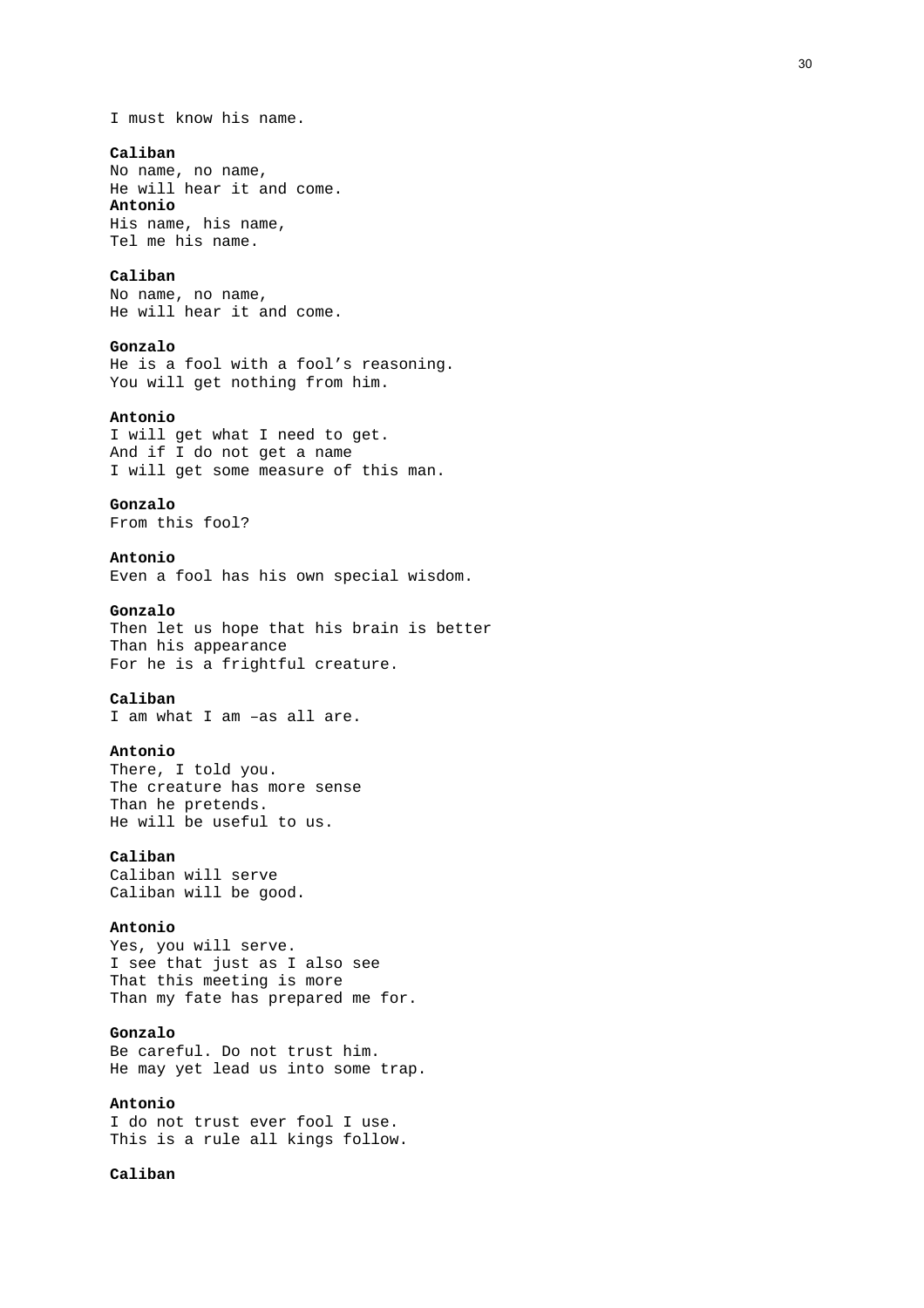I must know his name.

**Caliban**
No name, no name,
He will hear it and come.
**Antonio**
His name, his name,
Tel me his name.

**Caliban**
No name, no name,
He will hear it and come.

**Gonzalo**
He is a fool with a fool's reasoning.
You will get nothing from him.

**Antonio**
I will get what I need to get.
And if I do not get a name
I will get some measure of this man.

**Gonzalo**
From this fool?

**Antonio**
Even a fool has his own special wisdom.

**Gonzalo**
Then let us hope that his brain is better
Than his appearance
For he is a frightful creature.

**Caliban**
I am what I am –as all are.

**Antonio**
There, I told you.
The creature has more sense
Than he pretends.
He will be useful to us.

**Caliban**
Caliban will serve
Caliban will be good.

**Antonio**
Yes, you will serve.
I see that just as I also see
That this meeting is more
Than my fate has prepared me for.

**Gonzalo**
Be careful. Do not trust him.
He may yet lead us into some trap.

**Antonio**
I do not trust ever fool I use.
This is a rule all kings follow.

**Caliban**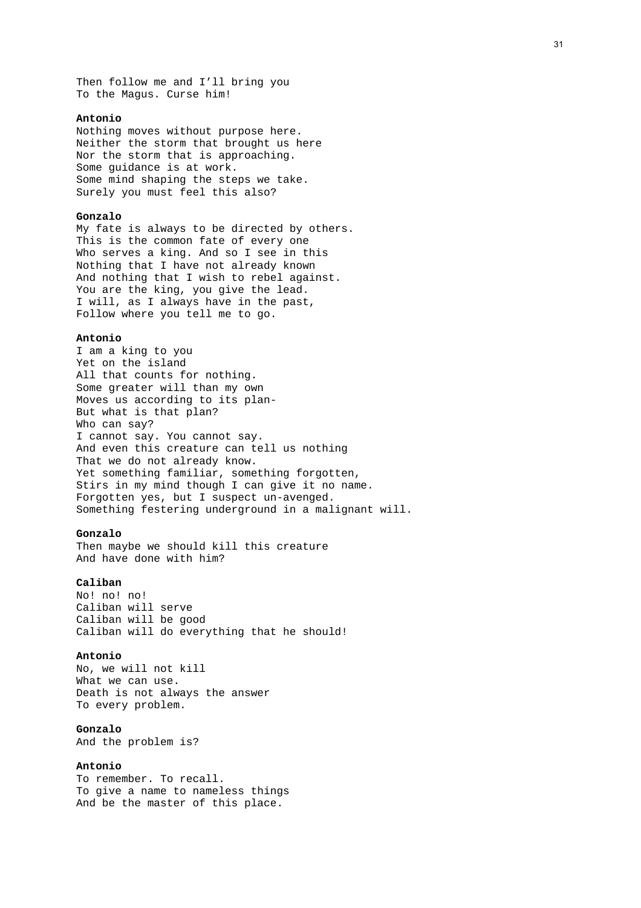Then follow me and I'll bring you
To the Magus. Curse him!

**Antonio**
Nothing moves without purpose here.
Neither the storm that brought us here
Nor the storm that is approaching.
Some guidance is at work.
Some mind shaping the steps we take.
Surely you must feel this also?

**Gonzalo**
My fate is always to be directed by others.
This is the common fate of every one
Who serves a king. And so I see in this
Nothing that I have not already known
And nothing that I wish to rebel against.
You are the king, you give the lead.
I will, as I always have in the past,
Follow where you tell me to go.

**Antonio**
I am a king to you
Yet on the island
All that counts for nothing.
Some greater will than my own
Moves us according to its plan-
But what is that plan?
Who can say?
I cannot say. You cannot say.
And even this creature can tell us nothing
That we do not already know.
Yet something familiar, something forgotten,
Stirs in my mind though I can give it no name.
Forgotten yes, but I suspect un-avenged.
Something festering underground in a malignant will.

**Gonzalo**
Then maybe we should kill this creature
And have done with him?

**Caliban**
No! no! no!
Caliban will serve
Caliban will be good
Caliban will do everything that he should!

**Antonio**
No, we will not kill
What we can use.
Death is not always the answer
To every problem.

**Gonzalo**
And the problem is?

**Antonio**
To remember. To recall.
To give a name to nameless things
And be the master of this place.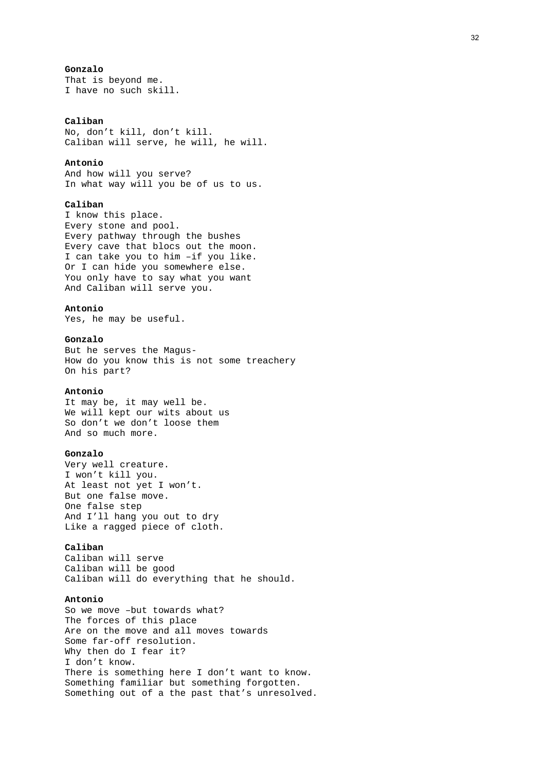**Gonzalo**
That is beyond me.
I have no such skill.

**Caliban**
No, don't kill, don't kill.
Caliban will serve, he will, he will.

**Antonio**
And how will you serve?
In what way will you be of us to us.

**Caliban**
I know this place.
Every stone and pool.
Every pathway through the bushes
Every cave that blocs out the moon.
I can take you to him –if you like.
Or I can hide you somewhere else.
You only have to say what you want
And Caliban will serve you.

**Antonio**
Yes, he may be useful.

**Gonzalo**
But he serves the Magus-
How do you know this is not some treachery
On his part?

**Antonio**
It may be, it may well be.
We will kept our wits about us
So don't we don't loose them
And so much more.

**Gonzalo**
Very well creature.
I won't kill you.
At least not yet I won't.
But one false move.
One false step
And I'll hang you out to dry
Like a ragged piece of cloth.

**Caliban**
Caliban will serve
Caliban will be good
Caliban will do everything that he should.

**Antonio**
So we move –but towards what?
The forces of this place
Are on the move and all moves towards
Some far-off resolution.
Why then do I fear it?
I don't know.
There is something here I don't want to know.
Something familiar but something forgotten.
Something out of a the past that's unresolved.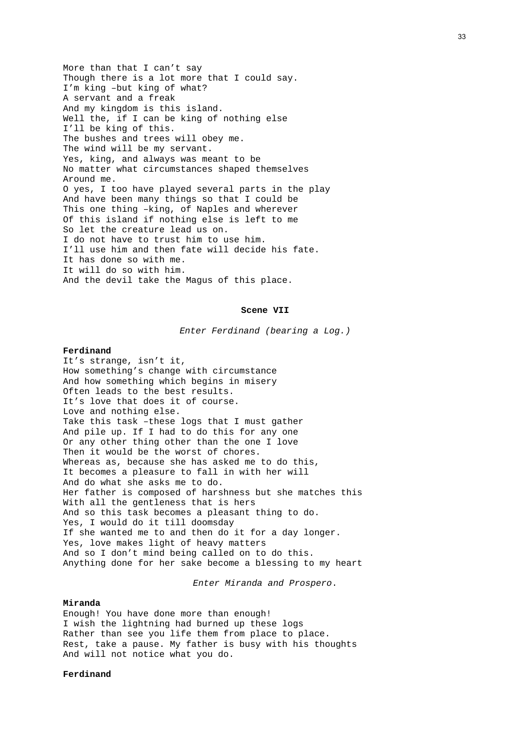More than that I can't say
Though there is a lot more that I could say.
I'm king –but king of what?
A servant and a freak
And my kingdom is this island.
Well the, if I can be king of nothing else
I'll be king of this.
The bushes and trees will obey me.
The wind will be my servant.
Yes, king, and always was meant to be
No matter what circumstances shaped themselves
Around me.
O yes, I too have played several parts in the play
And have been many things so that I could be
This one thing –king, of Naples and wherever
Of this island if nothing else is left to me
So let the creature lead us on.
I do not have to trust him to use him.
I'll use him and then fate will decide his fate.
It has done so with me.
It will do so with him.
And the devil take the Magus of this place.

**Scene VII**

*Enter Ferdinand (bearing a Log.)*

**Ferdinand**
It's strange, isn't it,
How something's change with circumstance
And how something which begins in misery
Often leads to the best results.
It's love that does it of course.
Love and nothing else.
Take this task –these logs that I must gather
And pile up. If I had to do this for any one
Or any other thing other than the one I love
Then it would be the worst of chores.
Whereas as, because she has asked me to do this,
It becomes a pleasure to fall in with her will
And do what she asks me to do.
Her father is composed of harshness but she matches this
With all the gentleness that is hers
And so this task becomes a pleasant thing to do.
Yes, I would do it till doomsday
If she wanted me to and then do it for a day longer.
Yes, love makes light of heavy matters
And so I don't mind being called on to do this.
Anything done for her sake become a blessing to my heart

*Enter Miranda and Prospero*.

**Miranda**
Enough! You have done more than enough!
I wish the lightning had burned up these logs
Rather than see you life them from place to place.
Rest, take a pause. My father is busy with his thoughts
And will not notice what you do.

**Ferdinand**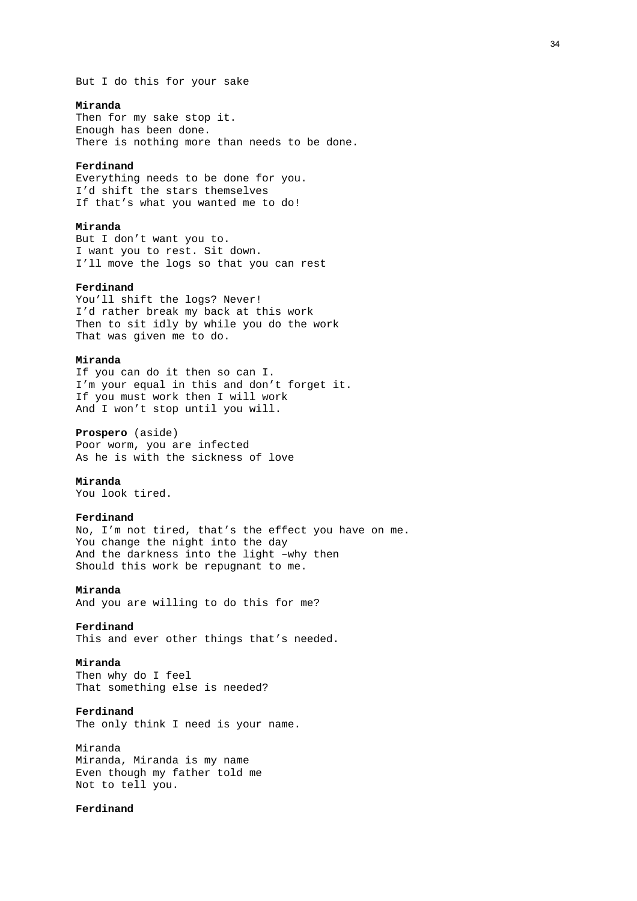But I do this for your sake

**Miranda**
Then for my sake stop it.
Enough has been done.
There is nothing more than needs to be done.

**Ferdinand**
Everything needs to be done for you.
I'd shift the stars themselves
If that's what you wanted me to do!

**Miranda**
But I don't want you to.
I want you to rest. Sit down.
I'll move the logs so that you can rest

**Ferdinand**
You'll shift the logs? Never!
I'd rather break my back at this work
Then to sit idly by while you do the work
That was given me to do.

**Miranda**
If you can do it then so can I.
I'm your equal in this and don't forget it.
If you must work then I will work
And I won't stop until you will.

**Prospero** (aside)
Poor worm, you are infected
As he is with the sickness of love

**Miranda**
You look tired.

**Ferdinand**
No, I'm not tired, that's the effect you have on me.
You change the night into the day
And the darkness into the light –why then
Should this work be repugnant to me.

**Miranda**
And you are willing to do this for me?

**Ferdinand**
This and ever other things that's needed.

**Miranda**
Then why do I feel
That something else is needed?

**Ferdinand**
The only think I need is your name.

Miranda
Miranda, Miranda is my name
Even though my father told me
Not to tell you.

**Ferdinand**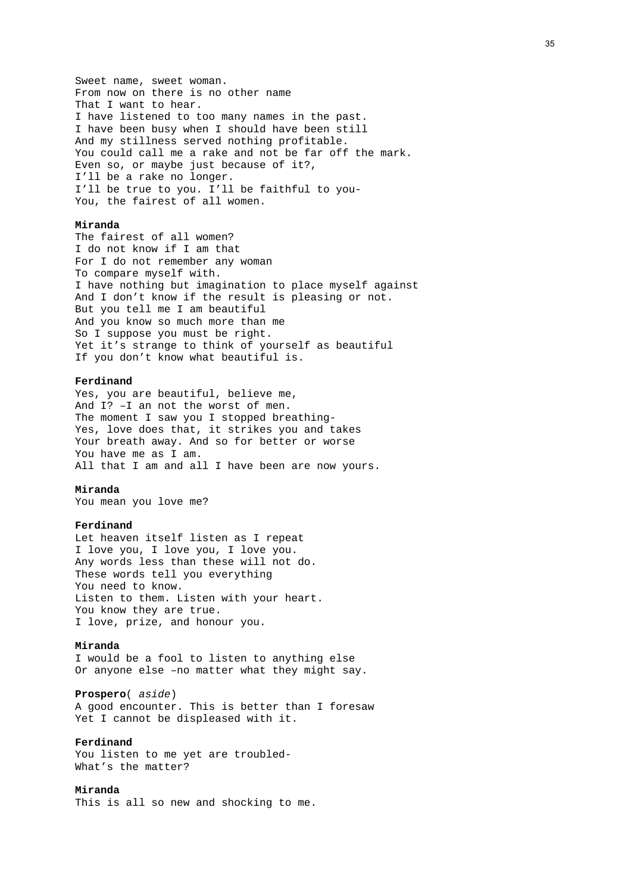Sweet name, sweet woman.  
From now on there is no other name  
That I want to hear.  
I have listened to too many names in the past.  
I have been busy when I should have been still  
And my stillness served nothing profitable.  
You could call me a rake and not be far off the mark.  
Even so, or maybe just because of it?,  
I'll be a rake no longer.  
I'll be true to you. I'll be faithful to you-  
You, the fairest of all women.

**Miranda**  
The fairest of all women?  
I do not know if I am that  
For I do not remember any woman  
To compare myself with.  
I have nothing but imagination to place myself against  
And I don't know if the result is pleasing or not.  
But you tell me I am beautiful  
And you know so much more than me  
So I suppose you must be right.  
Yet it's strange to think of yourself as beautiful  
If you don't know what beautiful is.

**Ferdinand**  
Yes, you are beautiful, believe me,  
And I? –I an not the worst of men.  
The moment I saw you I stopped breathing-  
Yes, love does that, it strikes you and takes  
Your breath away. And so for better or worse  
You have me as I am.  
All that I am and all I have been are now yours.

**Miranda**  
You mean you love me?

**Ferdinand**  
Let heaven itself listen as I repeat  
I love you, I love you, I love you.  
Any words less than these will not do.  
These words tell you everything  
You need to know.  
Listen to them. Listen with your heart.  
You know they are true.  
I love, prize, and honour you.

**Miranda**  
I would be a fool to listen to anything else  
Or anyone else –no matter what they might say.

**Prospero**( *aside*)  
A good encounter. This is better than I foresaw  
Yet I cannot be displeased with it.

**Ferdinand**  
You listen to me yet are troubled-  
What's the matter?

**Miranda**  
This is all so new and shocking to me.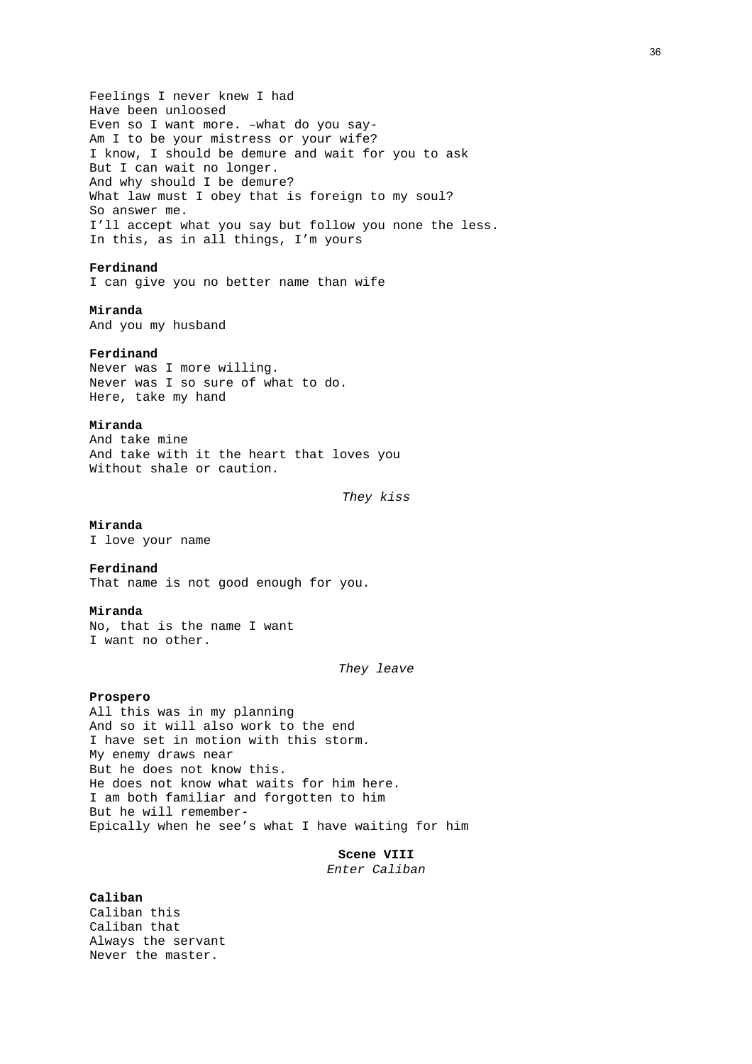Feelings I never knew I had
Have been unloosed
Even so I want more. –what do you say-
Am I to be your mistress or your wife?
I know, I should be demure and wait for you to ask
But I can wait no longer.
And why should I be demure?
What law must I obey that is foreign to my soul?
So answer me.
I'll accept what you say but follow you none the less.
In this, as in all things, I'm yours

**Ferdinand**
I can give you no better name than wife

**Miranda**
And you my husband

**Ferdinand**
Never was I more willing.
Never was I so sure of what to do.
Here, take my hand

**Miranda**
And take mine
And take with it the heart that loves you
Without shale or caution.

*They kiss*

**Miranda**
I love your name

**Ferdinand**
That name is not good enough for you.

**Miranda**
No, that is the name I want
I want no other.

*They leave*

**Prospero**
All this was in my planning
And so it will also work to the end
I have set in motion with this storm.
My enemy draws near
But he does not know this.
He does not know what waits for him here.
I am both familiar and forgotten to him
But he will remember-
Epically when he see's what I have waiting for him

**Scene VIII**
*Enter Caliban*

**Caliban**
Caliban this
Caliban that
Always the servant
Never the master.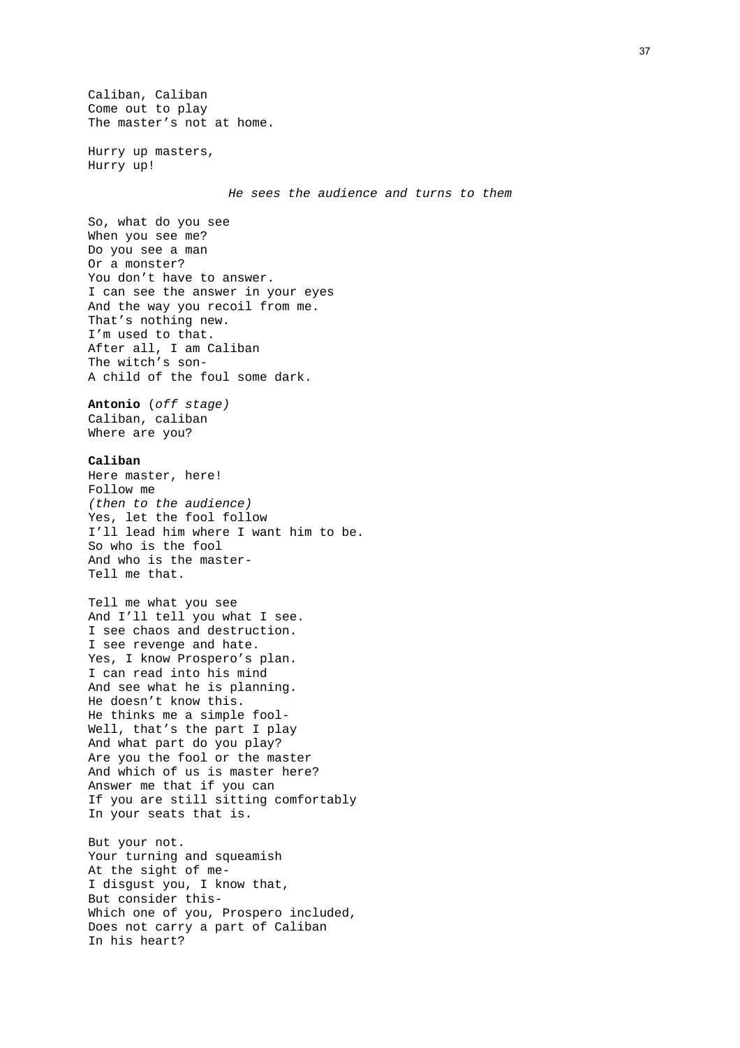Caliban, Caliban
Come out to play
The master's not at home.

Hurry up masters,
Hurry up!

*He sees the audience and turns to them*

So, what do you see
When you see me?
Do you see a man
Or a monster?
You don't have to answer.
I can see the answer in your eyes
And the way you recoil from me.
That's nothing new.
I'm used to that.
After all, I am Caliban
The witch's son-
A child of the foul some dark.

**Antonio** (*off stage)*
Caliban, caliban
Where are you?

**Caliban**
Here master, here!
Follow me
*(then to the audience)*
Yes, let the fool follow
I'll lead him where I want him to be.
So who is the fool
And who is the master-
Tell me that.

Tell me what you see
And I'll tell you what I see.
I see chaos and destruction.
I see revenge and hate.
Yes, I know Prospero's plan.
I can read into his mind
And see what he is planning.
He doesn't know this.
He thinks me a simple fool-
Well, that's the part I play
And what part do you play?
Are you the fool or the master
And which of us is master here?
Answer me that if you can
If you are still sitting comfortably
In your seats that is.

But your not.
Your turning and squeamish
At the sight of me-
I disgust you, I know that,
But consider this-
Which one of you, Prospero included,
Does not carry a part of Caliban
In his heart?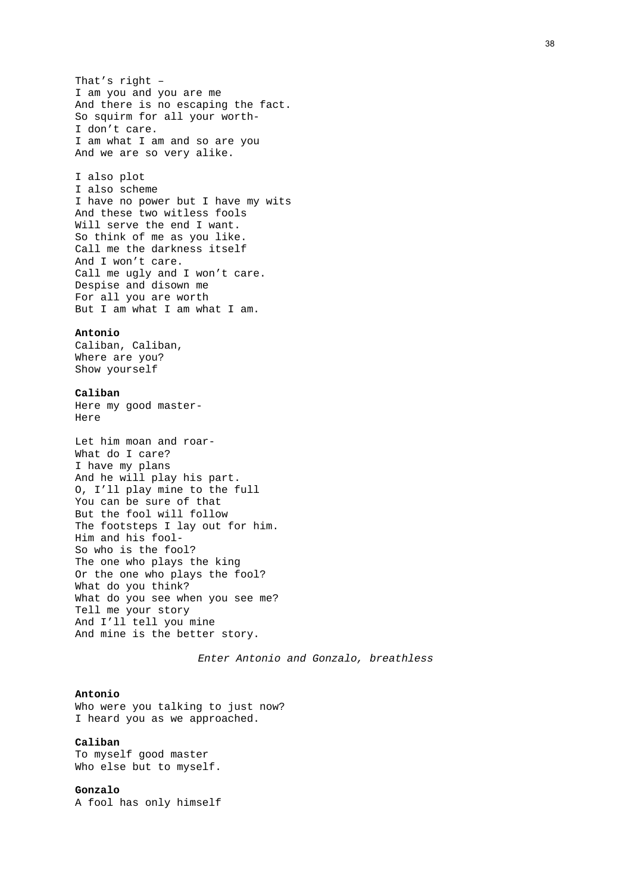That's right –
I am you and you are me
And there is no escaping the fact.
So squirm for all your worth-
I don't care.
I am what I am and so are you
And we are so very alike.

I also plot
I also scheme
I have no power but I have my wits
And these two witless fools
Will serve the end I want.
So think of me as you like.
Call me the darkness itself
And I won't care.
Call me ugly and I won't care.
Despise and disown me
For all you are worth
But I am what I am what I am.

**Antonio**
Caliban, Caliban,
Where are you?
Show yourself

**Caliban**
Here my good master-
Here

Let him moan and roar-
What do I care?
I have my plans
And he will play his part.
O, I'll play mine to the full
You can be sure of that
But the fool will follow
The footsteps I lay out for him.
Him and his fool-
So who is the fool?
The one who plays the king
Or the one who plays the fool?
What do you think?
What do you see when you see me?
Tell me your story
And I'll tell you mine
And mine is the better story.

*Enter Antonio and Gonzalo, breathless*

**Antonio**
Who were you talking to just now?
I heard you as we approached.

**Caliban**
To myself good master
Who else but to myself.

**Gonzalo**
A fool has only himself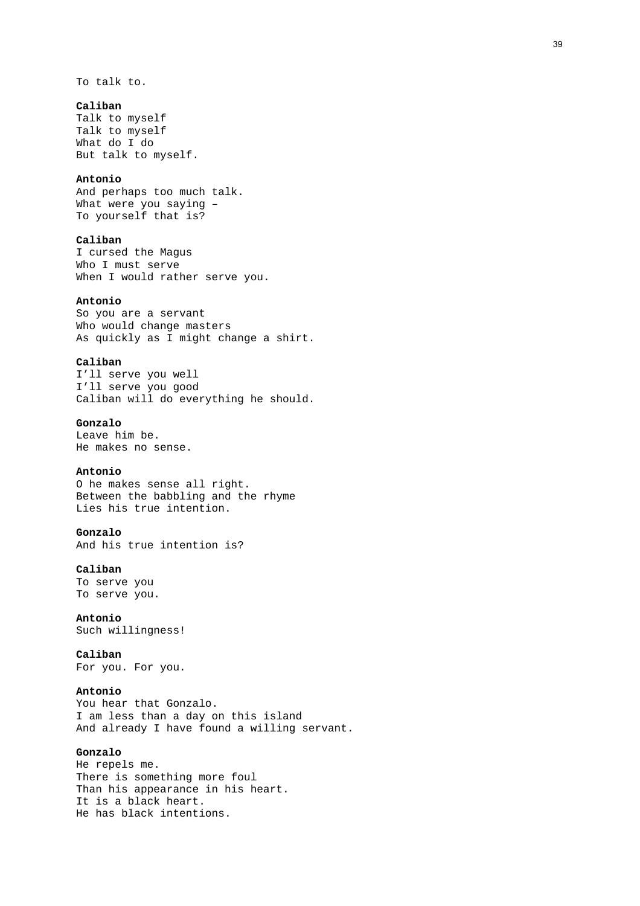To talk to.

**Caliban**
Talk to myself
Talk to myself
What do I do
But talk to myself.

**Antonio**
And perhaps too much talk.
What were you saying –
To yourself that is?

**Caliban**
I cursed the Magus
Who I must serve
When I would rather serve you.

**Antonio**
So you are a servant
Who would change masters
As quickly as I might change a shirt.

**Caliban**
I'll serve you well
I'll serve you good
Caliban will do everything he should.

**Gonzalo**
Leave him be.
He makes no sense.

**Antonio**
O he makes sense all right.
Between the babbling and the rhyme
Lies his true intention.

**Gonzalo**
And his true intention is?

**Caliban**
To serve you
To serve you.

**Antonio**
Such willingness!

**Caliban**
For you. For you.

**Antonio**
You hear that Gonzalo.
I am less than a day on this island
And already I have found a willing servant.

**Gonzalo**
He repels me.
There is something more foul
Than his appearance in his heart.
It is a black heart.
He has black intentions.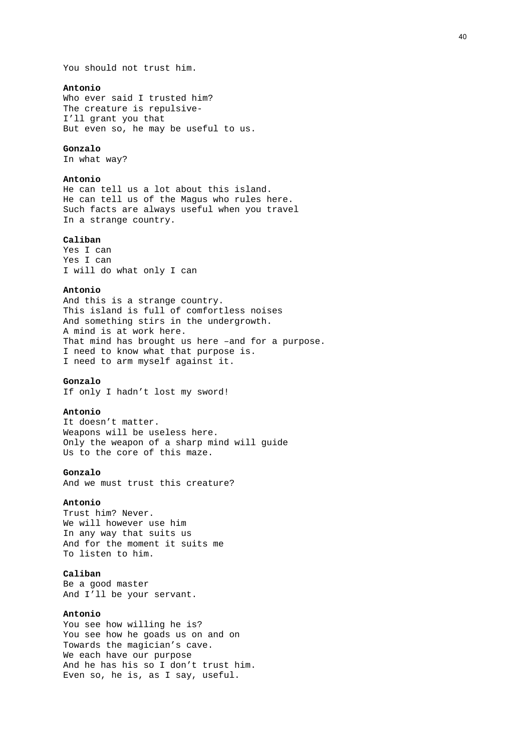You should not trust him.

**Antonio**
Who ever said I trusted him?
The creature is repulsive-
I'll grant you that
But even so, he may be useful to us.

**Gonzalo**
In what way?

**Antonio**
He can tell us a lot about this island.
He can tell us of the Magus who rules here.
Such facts are always useful when you travel
In a strange country.

**Caliban**
Yes I can
Yes I can
I will do what only I can

**Antonio**
And this is a strange country.
This island is full of comfortless noises
And something stirs in the undergrowth.
A mind is at work here.
That mind has brought us here –and for a purpose.
I need to know what that purpose is.
I need to arm myself against it.

**Gonzalo**
If only I hadn't lost my sword!

**Antonio**
It doesn't matter.
Weapons will be useless here.
Only the weapon of a sharp mind will guide
Us to the core of this maze.

**Gonzalo**
And we must trust this creature?

**Antonio**
Trust him? Never.
We will however use him
In any way that suits us
And for the moment it suits me
To listen to him.

**Caliban**
Be a good master
And I'll be your servant.

**Antonio**
You see how willing he is?
You see how he goads us on and on
Towards the magician's cave.
We each have our purpose
And he has his so I don't trust him.
Even so, he is, as I say, useful.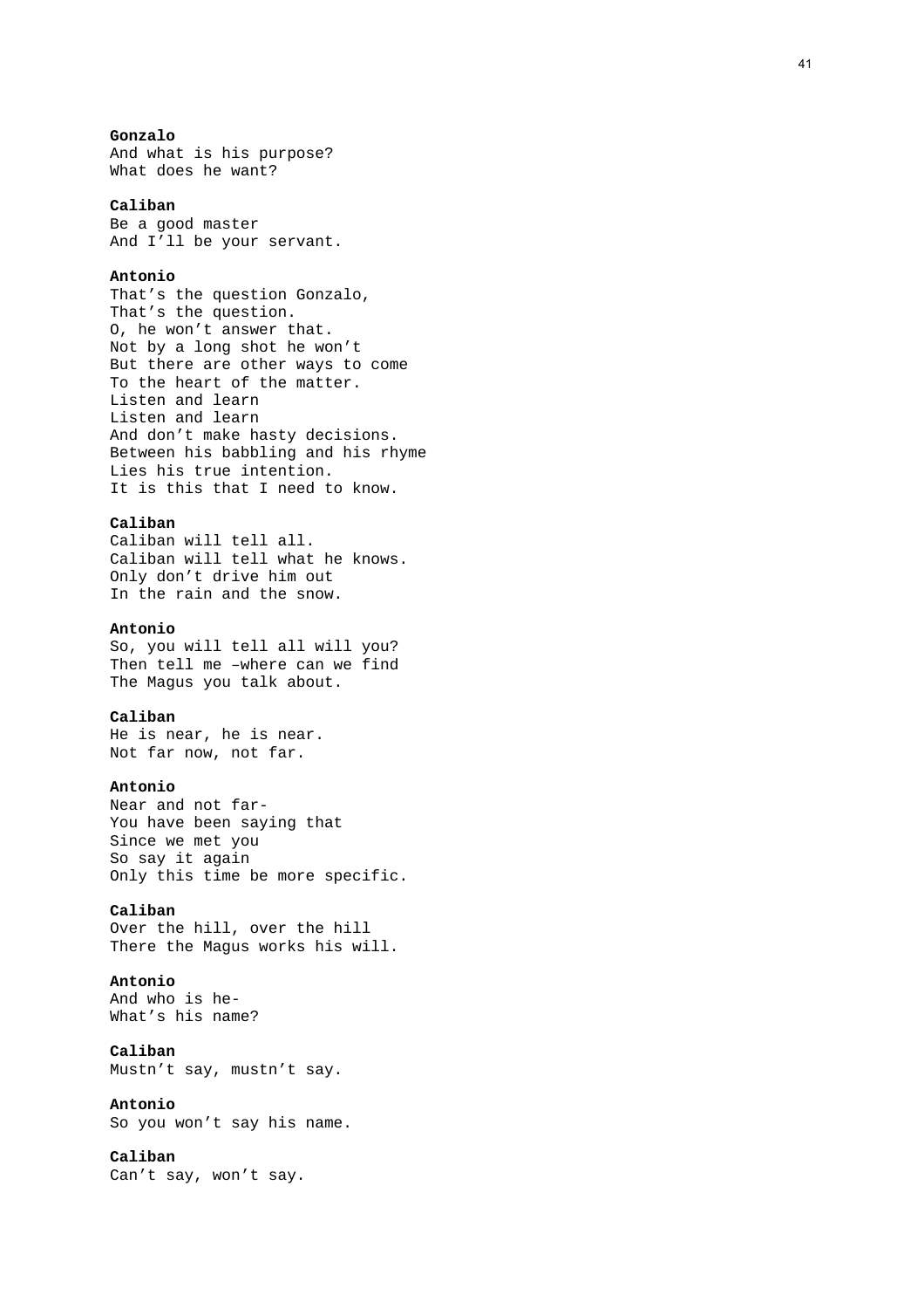**Gonzalo**
And what is his purpose?
What does he want?

**Caliban**
Be a good master
And I'll be your servant.

**Antonio**
That's the question Gonzalo,
That's the question.
O, he won't answer that.
Not by a long shot he won't
But there are other ways to come
To the heart of the matter.
Listen and learn
Listen and learn
And don't make hasty decisions.
Between his babbling and his rhyme
Lies his true intention.
It is this that I need to know.

**Caliban**
Caliban will tell all.
Caliban will tell what he knows.
Only don't drive him out
In the rain and the snow.

**Antonio**
So, you will tell all will you?
Then tell me –where can we find
The Magus you talk about.

**Caliban**
He is near, he is near.
Not far now, not far.

**Antonio**
Near and not far-
You have been saying that
Since we met you
So say it again
Only this time be more specific.

**Caliban**
Over the hill, over the hill
There the Magus works his will.

**Antonio**
And who is he-
What's his name?

**Caliban**
Mustn't say, mustn't say.

**Antonio**
So you won't say his name.

**Caliban**
Can't say, won't say.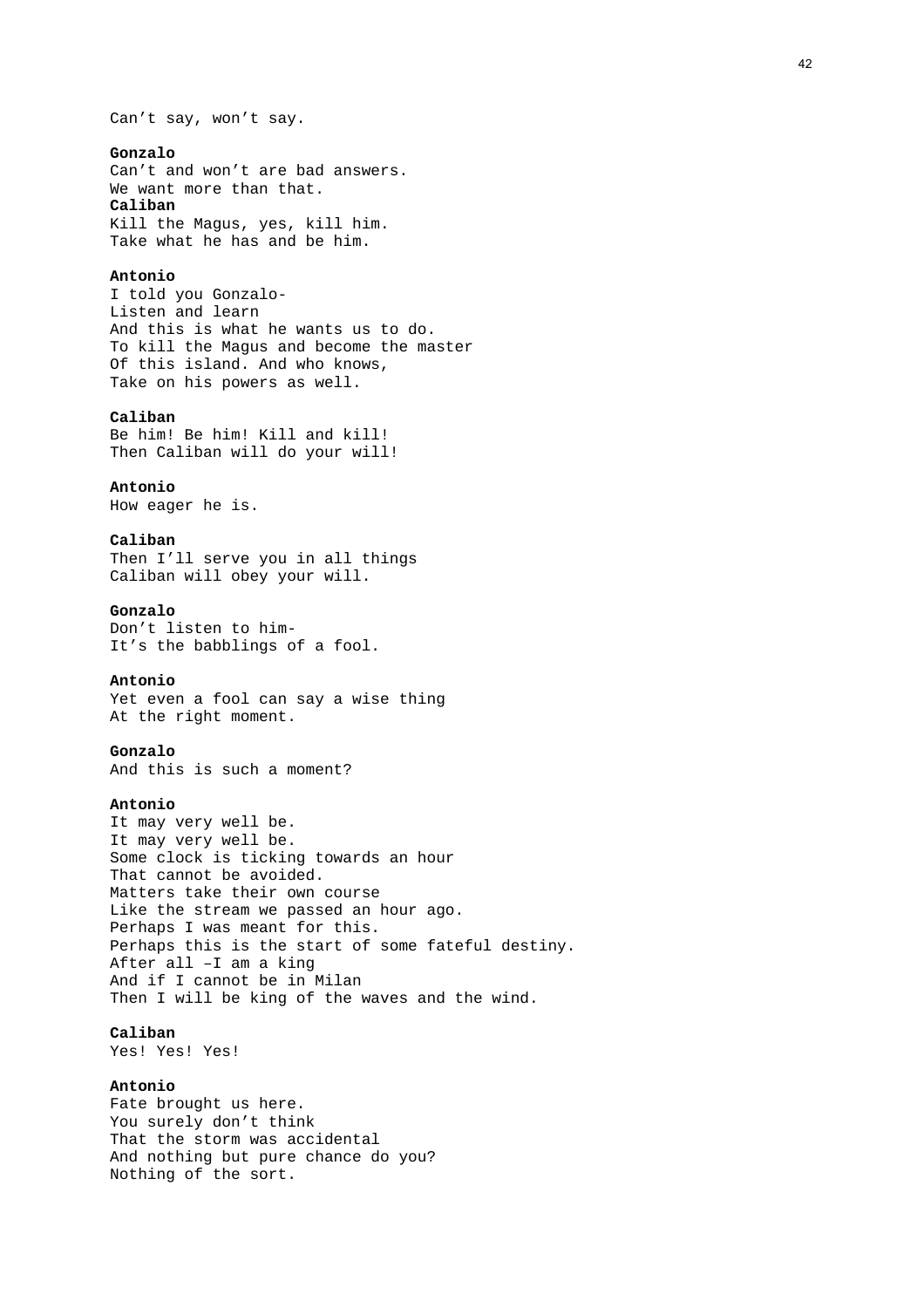Can't say, won't say.

**Gonzalo**
Can't and won't are bad answers.
We want more than that.
**Caliban**
Kill the Magus, yes, kill him.
Take what he has and be him.

**Antonio**
I told you Gonzalo-
Listen and learn
And this is what he wants us to do.
To kill the Magus and become the master
Of this island. And who knows,
Take on his powers as well.

**Caliban**
Be him! Be him! Kill and kill!
Then Caliban will do your will!

**Antonio**
How eager he is.

**Caliban**
Then I'll serve you in all things
Caliban will obey your will.

**Gonzalo**
Don't listen to him-
It's the babblings of a fool.

**Antonio**
Yet even a fool can say a wise thing
At the right moment.

**Gonzalo**
And this is such a moment?

**Antonio**
It may very well be.
It may very well be.
Some clock is ticking towards an hour
That cannot be avoided.
Matters take their own course
Like the stream we passed an hour ago.
Perhaps I was meant for this.
Perhaps this is the start of some fateful destiny.
After all –I am a king
And if I cannot be in Milan
Then I will be king of the waves and the wind.

**Caliban**
Yes! Yes! Yes!

**Antonio**
Fate brought us here.
You surely don't think
That the storm was accidental
And nothing but pure chance do you?
Nothing of the sort.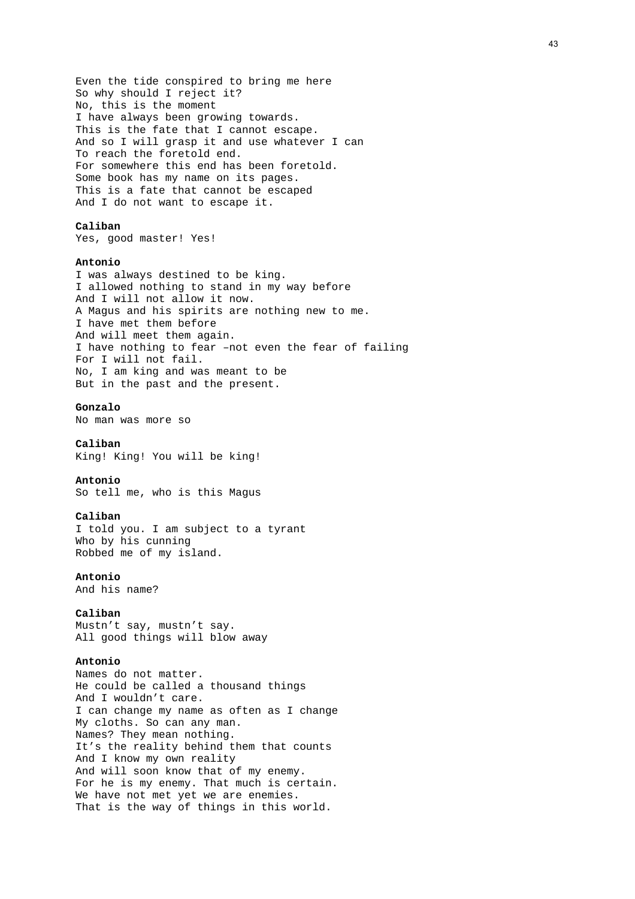Even the tide conspired to bring me here
So why should I reject it?
No, this is the moment
I have always been growing towards.
This is the fate that I cannot escape.
And so I will grasp it and use whatever I can
To reach the foretold end.
For somewhere this end has been foretold.
Some book has my name on its pages.
This is a fate that cannot be escaped
And I do not want to escape it.

**Caliban**
Yes, good master! Yes!

**Antonio**
I was always destined to be king.
I allowed nothing to stand in my way before
And I will not allow it now.
A Magus and his spirits are nothing new to me.
I have met them before
And will meet them again.
I have nothing to fear –not even the fear of failing
For I will not fail.
No, I am king and was meant to be
But in the past and the present.

**Gonzalo**
No man was more so

**Caliban**
King! King! You will be king!

**Antonio**
So tell me, who is this Magus

**Caliban**
I told you. I am subject to a tyrant
Who by his cunning
Robbed me of my island.

**Antonio**
And his name?

**Caliban**
Mustn't say, mustn't say.
All good things will blow away

**Antonio**
Names do not matter.
He could be called a thousand things
And I wouldn't care.
I can change my name as often as I change
My cloths. So can any man.
Names? They mean nothing.
It's the reality behind them that counts
And I know my own reality
And will soon know that of my enemy.
For he is my enemy. That much is certain.
We have not met yet we are enemies.
That is the way of things in this world.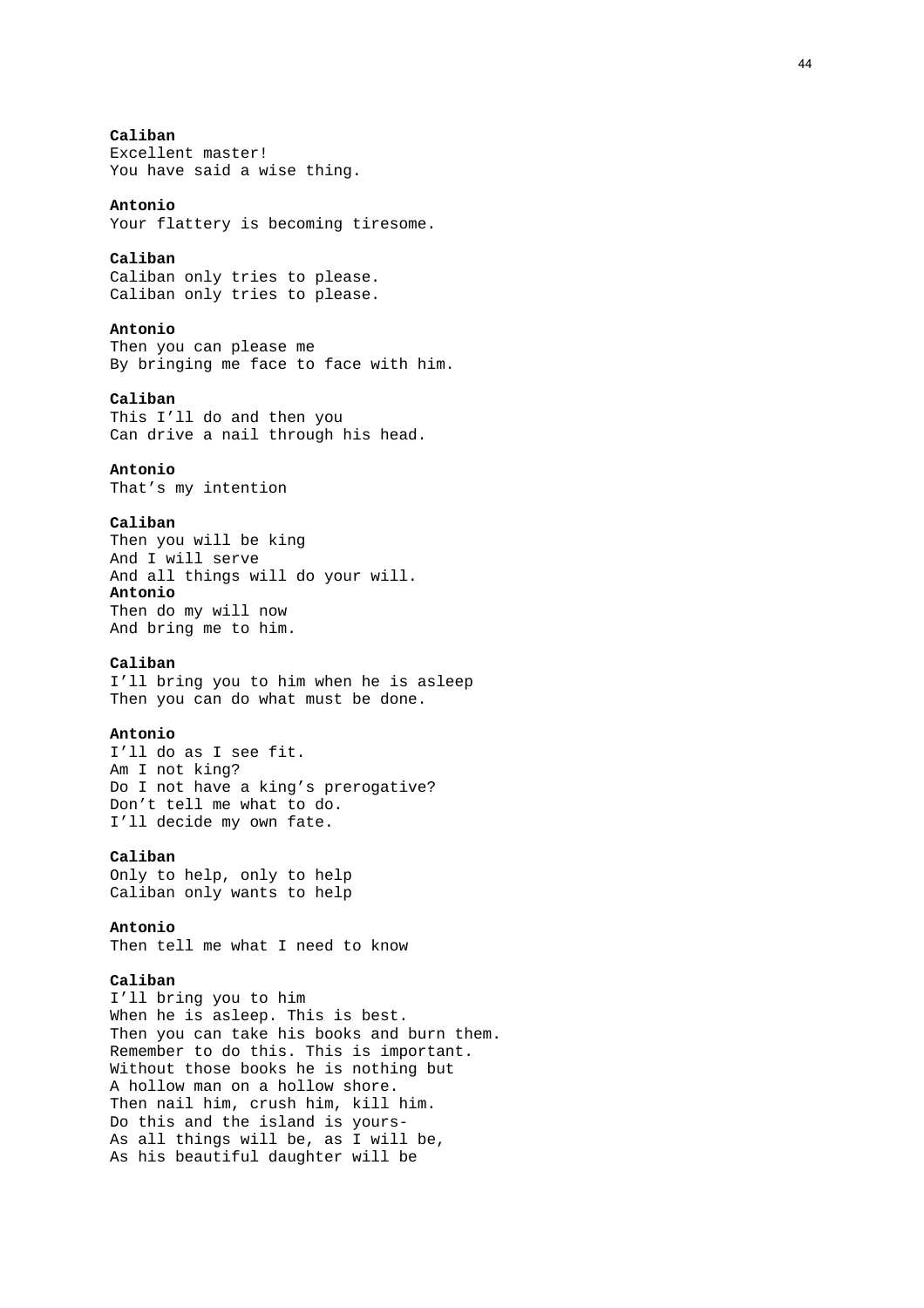**Caliban**
Excellent master!
You have said a wise thing.

**Antonio**
Your flattery is becoming tiresome.

**Caliban**
Caliban only tries to please.
Caliban only tries to please.

**Antonio**
Then you can please me
By bringing me face to face with him.

**Caliban**
This I'll do and then you
Can drive a nail through his head.

**Antonio**
That's my intention

**Caliban**
Then you will be king
And I will serve
And all things will do your will.

**Antonio**
Then do my will now
And bring me to him.

**Caliban**
I'll bring you to him when he is asleep
Then you can do what must be done.

**Antonio**
I'll do as I see fit.
Am I not king?
Do I not have a king's prerogative?
Don't tell me what to do.
I'll decide my own fate.

**Caliban**
Only to help, only to help
Caliban only wants to help

**Antonio**
Then tell me what I need to know

**Caliban**
I'll bring you to him
When he is asleep. This is best.
Then you can take his books and burn them.
Remember to do this. This is important.
Without those books he is nothing but
A hollow man on a hollow shore.
Then nail him, crush him, kill him.
Do this and the island is yours-
As all things will be, as I will be,
As his beautiful daughter will be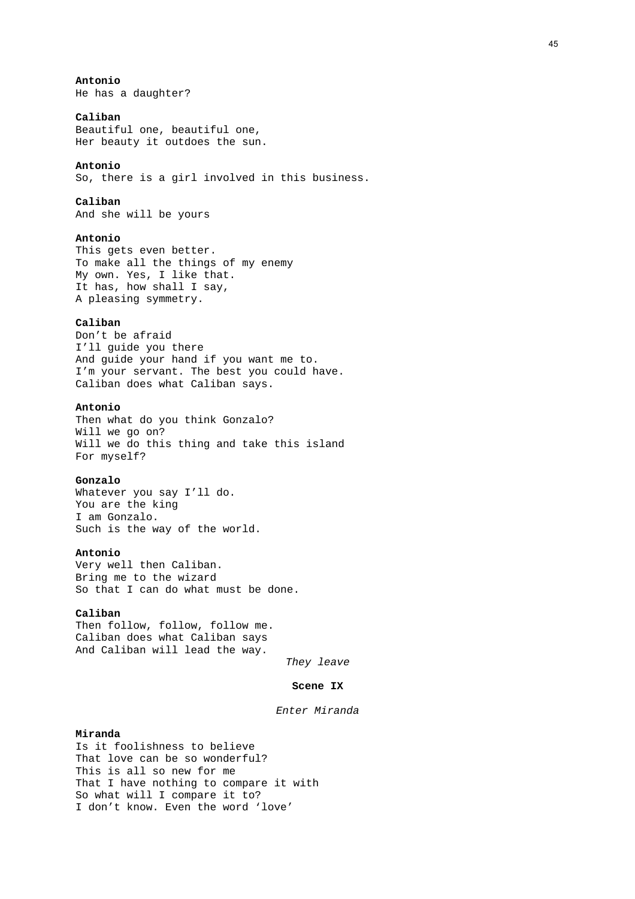**Antonio**
He has a daughter?

**Caliban**
Beautiful one, beautiful one,
Her beauty it outdoes the sun.

**Antonio**
So, there is a girl involved in this business.

**Caliban**
And she will be yours

**Antonio**
This gets even better.
To make all the things of my enemy
My own. Yes, I like that.
It has, how shall I say,
A pleasing symmetry.

**Caliban**
Don't be afraid
I'll guide you there
And guide your hand if you want me to.
I'm your servant. The best you could have.
Caliban does what Caliban says.

**Antonio**
Then what do you think Gonzalo?
Will we go on?
Will we do this thing and take this island
For myself?

**Gonzalo**
Whatever you say I'll do.
You are the king
I am Gonzalo.
Such is the way of the world.

**Antonio**
Very well then Caliban.
Bring me to the wizard
So that I can do what must be done.

**Caliban**
Then follow, follow, follow me.
Caliban does what Caliban says
And Caliban will lead the way.

*They leave*

**Scene IX**

*Enter Miranda*

**Miranda**
Is it foolishness to believe
That love can be so wonderful?
This is all so new for me
That I have nothing to compare it with
So what will I compare it to?
I don't know. Even the word 'love'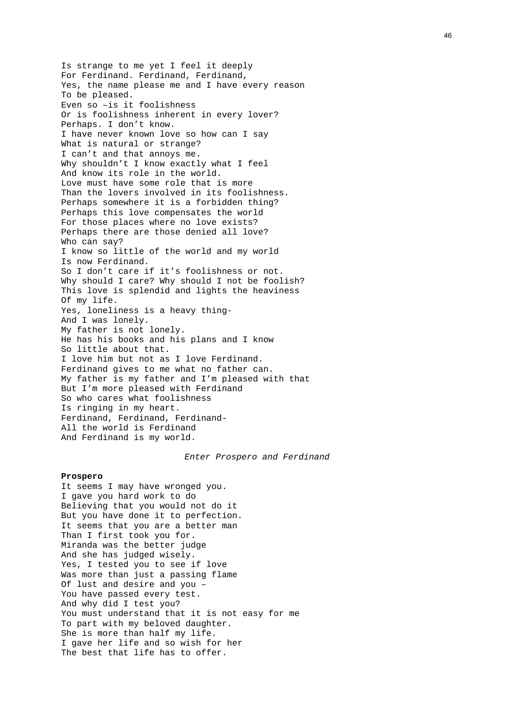Is strange to me yet I feel it deeply
For Ferdinand. Ferdinand, Ferdinand,
Yes, the name please me and I have every reason
To be pleased.
Even so –is it foolishness
Or is foolishness inherent in every lover?
Perhaps. I don't know.
I have never known love so how can I say
What is natural or strange?
I can't and that annoys me.
Why shouldn't I know exactly what I feel
And know its role in the world.
Love must have some role that is more
Than the lovers involved in its foolishness.
Perhaps somewhere it is a forbidden thing?
Perhaps this love compensates the world
For those places where no love exists?
Perhaps there are those denied all love?
Who can say?
I know so little of the world and my world
Is now Ferdinand.
So I don't care if it's foolishness or not.
Why should I care? Why should I not be foolish?
This love is splendid and lights the heaviness
Of my life.
Yes, loneliness is a heavy thing-
And I was lonely.
My father is not lonely.
He has his books and his plans and I know
So little about that.
I love him but not as I love Ferdinand.
Ferdinand gives to me what no father can.
My father is my father and I'm pleased with that
But I'm more pleased with Ferdinand
So who cares what foolishness
Is ringing in my heart.
Ferdinand, Ferdinand, Ferdinand-
All the world is Ferdinand
And Ferdinand is my world.

*Enter Prospero and Ferdinand*

**Prospero**
It seems I may have wronged you.
I gave you hard work to do
Believing that you would not do it
But you have done it to perfection.
It seems that you are a better man
Than I first took you for.
Miranda was the better judge
And she has judged wisely.
Yes, I tested you to see if love
Was more than just a passing flame
Of lust and desire and you –
You have passed every test.
And why did I test you?
You must understand that it is not easy for me
To part with my beloved daughter.
She is more than half my life.
I gave her life and so wish for her
The best that life has to offer.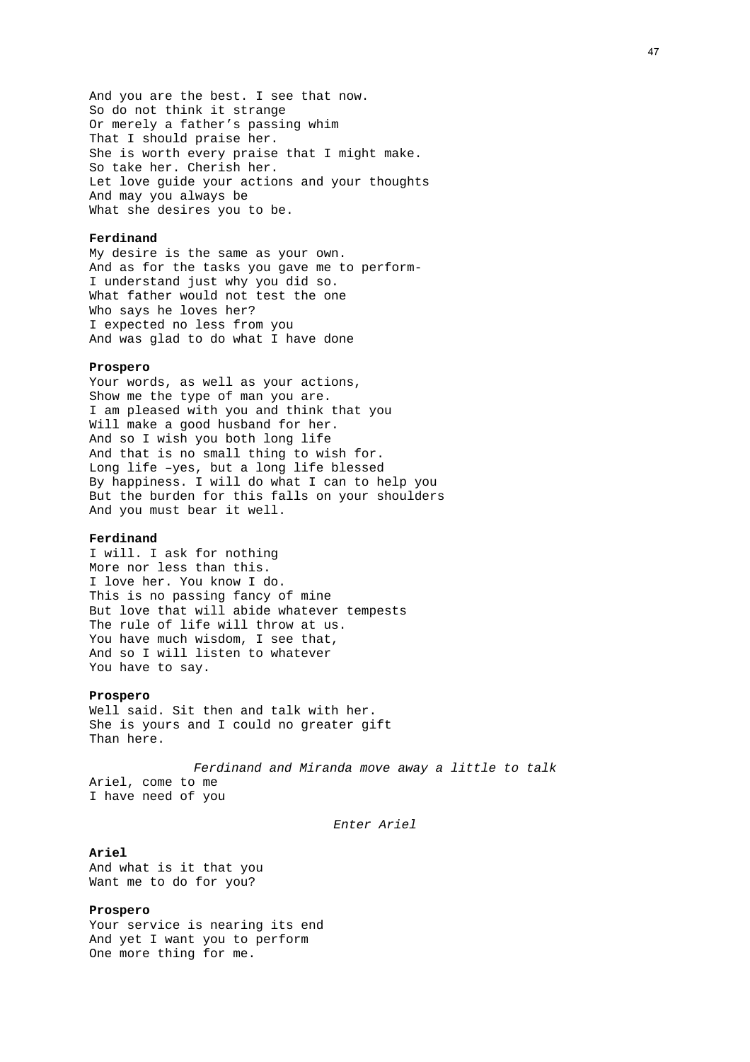And you are the best. I see that now.
So do not think it strange
Or merely a father's passing whim
That I should praise her.
She is worth every praise that I might make.
So take her. Cherish her.
Let love guide your actions and your thoughts
And may you always be
What she desires you to be.

**Ferdinand**
My desire is the same as your own.
And as for the tasks you gave me to perform-
I understand just why you did so.
What father would not test the one
Who says he loves her?
I expected no less from you
And was glad to do what I have done

**Prospero**
Your words, as well as your actions,
Show me the type of man you are.
I am pleased with you and think that you
Will make a good husband for her.
And so I wish you both long life
And that is no small thing to wish for.
Long life –yes, but a long life blessed
By happiness. I will do what I can to help you
But the burden for this falls on your shoulders
And you must bear it well.

**Ferdinand**
I will. I ask for nothing
More nor less than this.
I love her. You know I do.
This is no passing fancy of mine
But love that will abide whatever tempests
The rule of life will throw at us.
You have much wisdom, I see that,
And so I will listen to whatever
You have to say.

**Prospero**
Well said. Sit then and talk with her.
She is yours and I could no greater gift
Than here.

*Ferdinand and Miranda move away a little to talk*

Ariel, come to me
I have need of you

*Enter Ariel*

**Ariel**
And what is it that you
Want me to do for you?

**Prospero**
Your service is nearing its end
And yet I want you to perform
One more thing for me.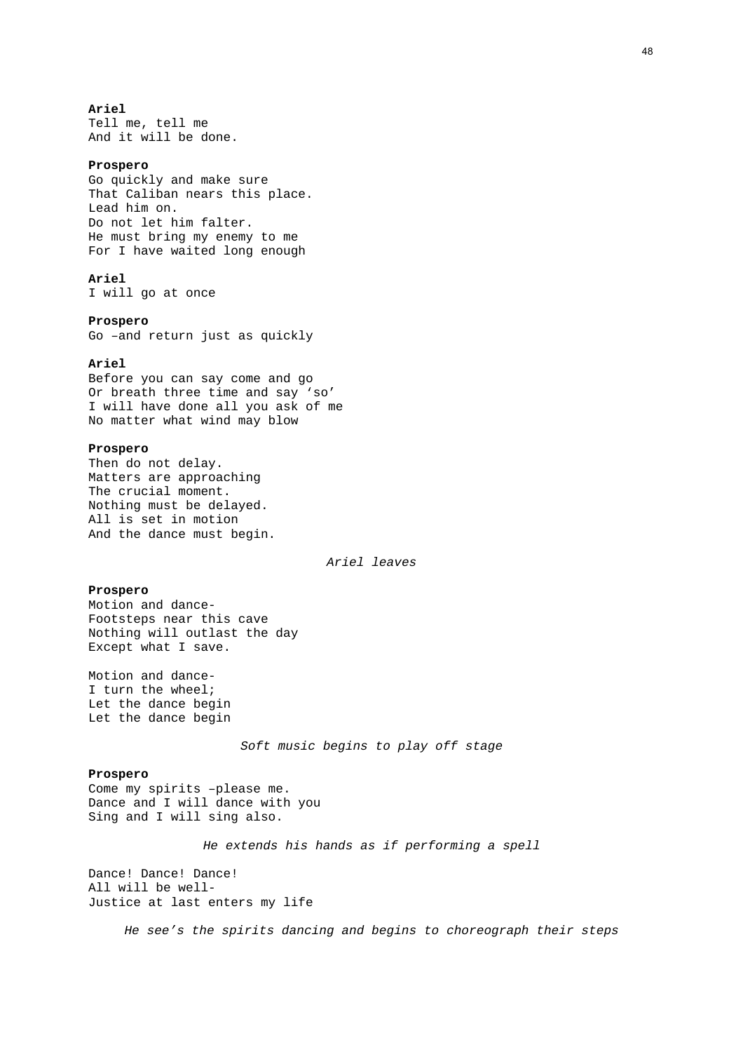**Ariel**
Tell me, tell me
And it will be done.

**Prospero**
Go quickly and make sure
That Caliban nears this place.
Lead him on.
Do not let him falter.
He must bring my enemy to me
For I have waited long enough

**Ariel**
I will go at once

**Prospero**
Go –and return just as quickly

**Ariel**
Before you can say come and go
Or breath three time and say ‘so’
I will have done all you ask of me
No matter what wind may blow

**Prospero**
Then do not delay.
Matters are approaching
The crucial moment.
Nothing must be delayed.
All is set in motion
And the dance must begin.

*Ariel leaves*

**Prospero**
Motion and dance-
Footsteps near this cave
Nothing will outlast the day
Except what I save.

Motion and dance-
I turn the wheel;
Let the dance begin
Let the dance begin

*Soft music begins to play off stage*

**Prospero**
Come my spirits –please me.
Dance and I will dance with you
Sing and I will sing also.

*He extends his hands as if performing a spell*

Dance! Dance! Dance!
All will be well-
Justice at last enters my life

*He see’s the spirits dancing and begins to choreograph their steps*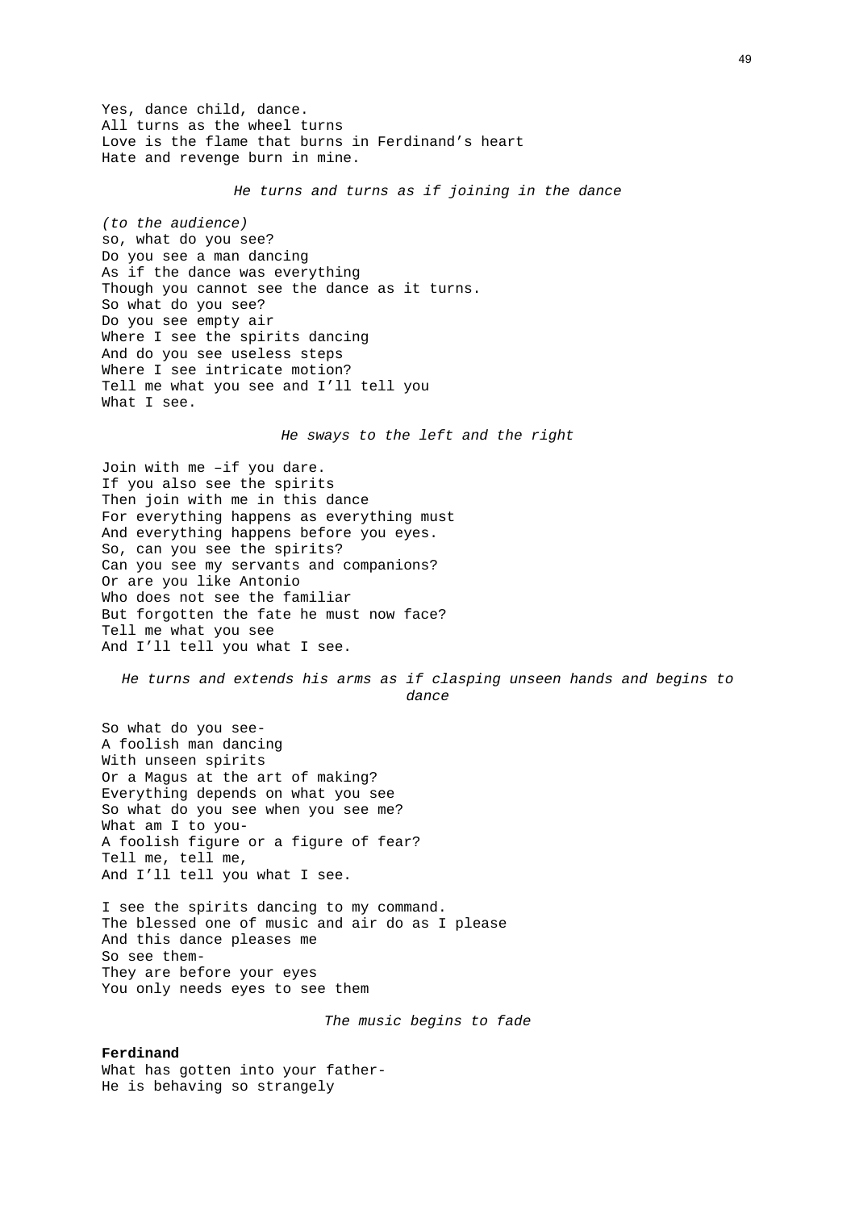Yes, dance child, dance.
All turns as the wheel turns
Love is the flame that burns in Ferdinand's heart
Hate and revenge burn in mine.

*He turns and turns as if joining in the dance*

*(to the audience)*
so, what do you see?
Do you see a man dancing
As if the dance was everything
Though you cannot see the dance as it turns.
So what do you see?
Do you see empty air
Where I see the spirits dancing
And do you see useless steps
Where I see intricate motion?
Tell me what you see and I'll tell you
What I see.

*He sways to the left and the right*

Join with me –if you dare.
If you also see the spirits
Then join with me in this dance
For everything happens as everything must
And everything happens before you eyes.
So, can you see the spirits?
Can you see my servants and companions?
Or are you like Antonio
Who does not see the familiar
But forgotten the fate he must now face?
Tell me what you see
And I'll tell you what I see.

*He turns and extends his arms as if clasping unseen hands and begins to dance*

So what do you see-
A foolish man dancing
With unseen spirits
Or a Magus at the art of making?
Everything depends on what you see
So what do you see when you see me?
What am I to you-
A foolish figure or a figure of fear?
Tell me, tell me,
And I'll tell you what I see.

I see the spirits dancing to my command.
The blessed one of music and air do as I please
And this dance pleases me
So see them-
They are before your eyes
You only needs eyes to see them

*The music begins to fade*

**Ferdinand**
What has gotten into your father-
He is behaving so strangely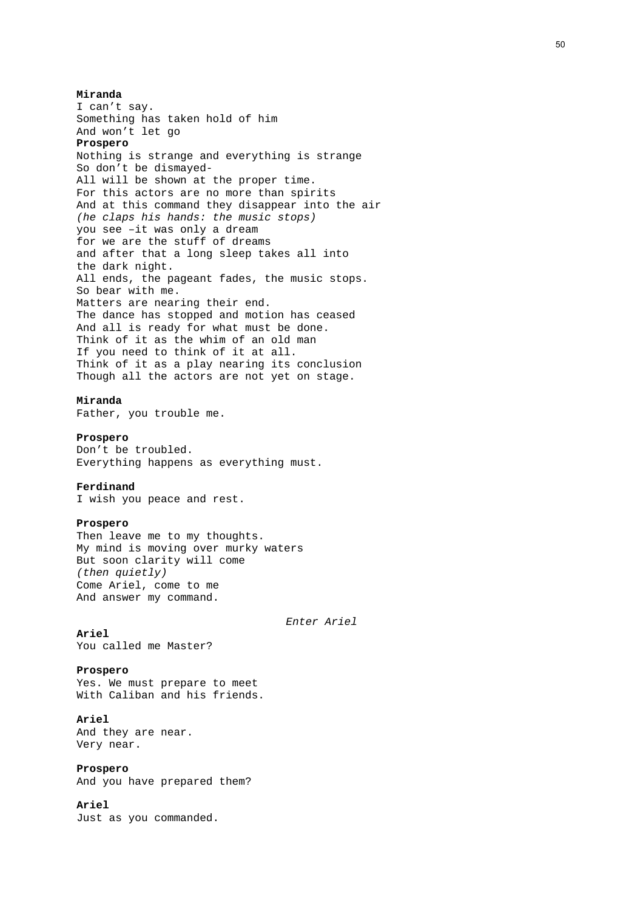**Miranda**
I can't say.
Something has taken hold of him
And won't let go

**Prospero**
Nothing is strange and everything is strange
So don't be dismayed-
All will be shown at the proper time.
For this actors are no more than spirits
And at this command they disappear into the air
*(he claps his hands: the music stops)*
you see –it was only a dream
for we are the stuff of dreams
and after that a long sleep takes all into
the dark night.
All ends, the pageant fades, the music stops.
So bear with me.
Matters are nearing their end.
The dance has stopped and motion has ceased
And all is ready for what must be done.
Think of it as the whim of an old man
If you need to think of it at all.
Think of it as a play nearing its conclusion
Though all the actors are not yet on stage.

**Miranda**
Father, you trouble me.

**Prospero**
Don't be troubled.
Everything happens as everything must.

**Ferdinand**
I wish you peace and rest.

**Prospero**
Then leave me to my thoughts.
My mind is moving over murky waters
But soon clarity will come
*(then quietly)*
Come Ariel, come to me
And answer my command.

*Enter Ariel*

**Ariel**
You called me Master?

**Prospero**
Yes. We must prepare to meet
With Caliban and his friends.

**Ariel**
And they are near.
Very near.

**Prospero**
And you have prepared them?

**Ariel**
Just as you commanded.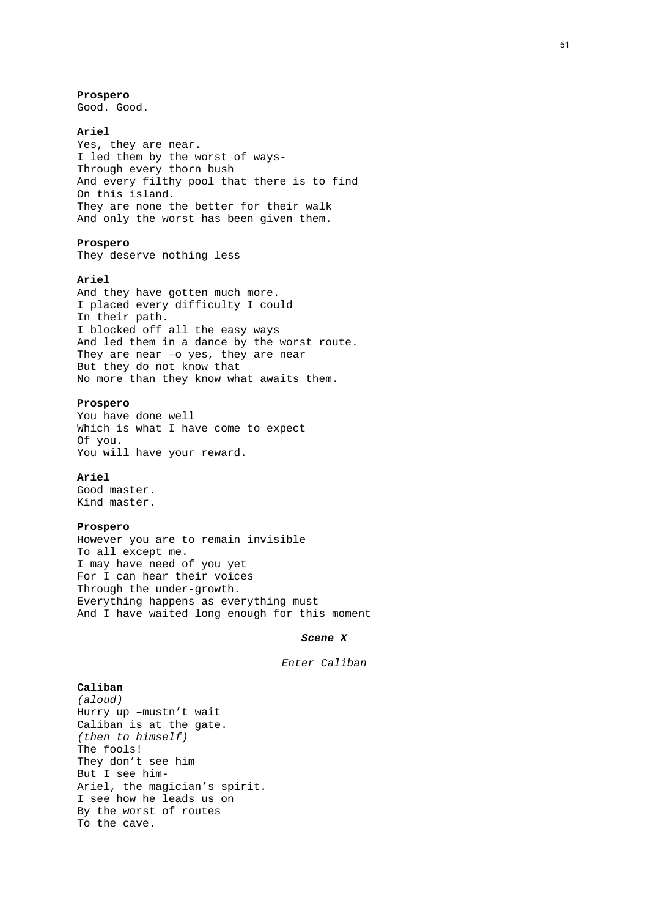**Prospero**
Good. Good.

**Ariel**
Yes, they are near.
I led them by the worst of ways-
Through every thorn bush
And every filthy pool that there is to find
On this island.
They are none the better for their walk
And only the worst has been given them.

**Prospero**
They deserve nothing less

**Ariel**
And they have gotten much more.
I placed every difficulty I could
In their path.
I blocked off all the easy ways
And led them in a dance by the worst route.
They are near –o yes, they are near
But they do not know that
No more than they know what awaits them.

**Prospero**
You have done well
Which is what I have come to expect
Of you.
You will have your reward.

**Ariel**
Good master.
Kind master.

**Prospero**
However you are to remain invisible
To all except me.
I may have need of you yet
For I can hear their voices
Through the under-growth.
Everything happens as everything must
And I have waited long enough for this moment

***Scene X***

*Enter Caliban*

**Caliban**
*(aloud)*
Hurry up –mustn't wait
Caliban is at the gate.
*(then to himself)*
The fools!
They don't see him
But I see him-
Ariel, the magician's spirit.
I see how he leads us on
By the worst of routes
To the cave.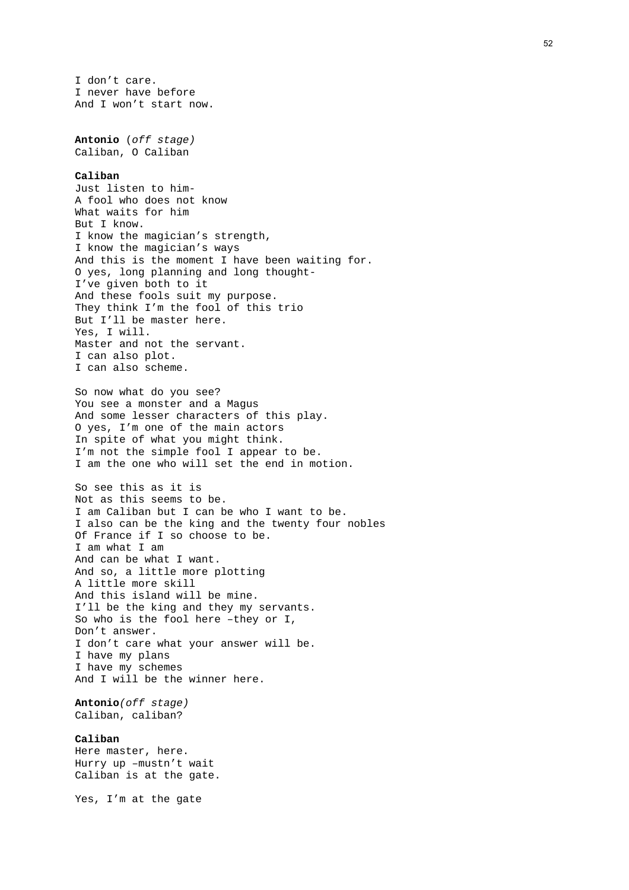I don’t care.  
I never have before  
And I won’t start now.

**Antonio** (*off stage)*  
Caliban, O Caliban

**Caliban**  
Just listen to him-  
A fool who does not know  
What waits for him  
But I know.  
I know the magician’s strength,  
I know the magician’s ways  
And this is the moment I have been waiting for.  
O yes, long planning and long thought-  
I’ve given both to it  
And these fools suit my purpose.  
They think I’m the fool of this trio  
But I’ll be master here.  
Yes, I will.  
Master and not the servant.  
I can also plot.  
I can also scheme.

So now what do you see?  
You see a monster and a Magus  
And some lesser characters of this play.  
O yes, I’m one of the main actors  
In spite of what you might think.  
I’m not the simple fool I appear to be.  
I am the one who will set the end in motion.

So see this as it is  
Not as this seems to be.  
I am Caliban but I can be who I want to be.  
I also can be the king and the twenty four nobles  
Of France if I so choose to be.  
I am what I am  
And can be what I want.  
And so, a little more plotting  
A little more skill  
And this island will be mine.  
I’ll be the king and they my servants.  
So who is the fool here –they or I,  
Don’t answer.  
I don’t care what your answer will be.  
I have my plans  
I have my schemes  
And I will be the winner here.

**Antonio***(off stage)*  
Caliban, caliban?

**Caliban**  
Here master, here.  
Hurry up –mustn’t wait  
Caliban is at the gate.

Yes, I’m at the gate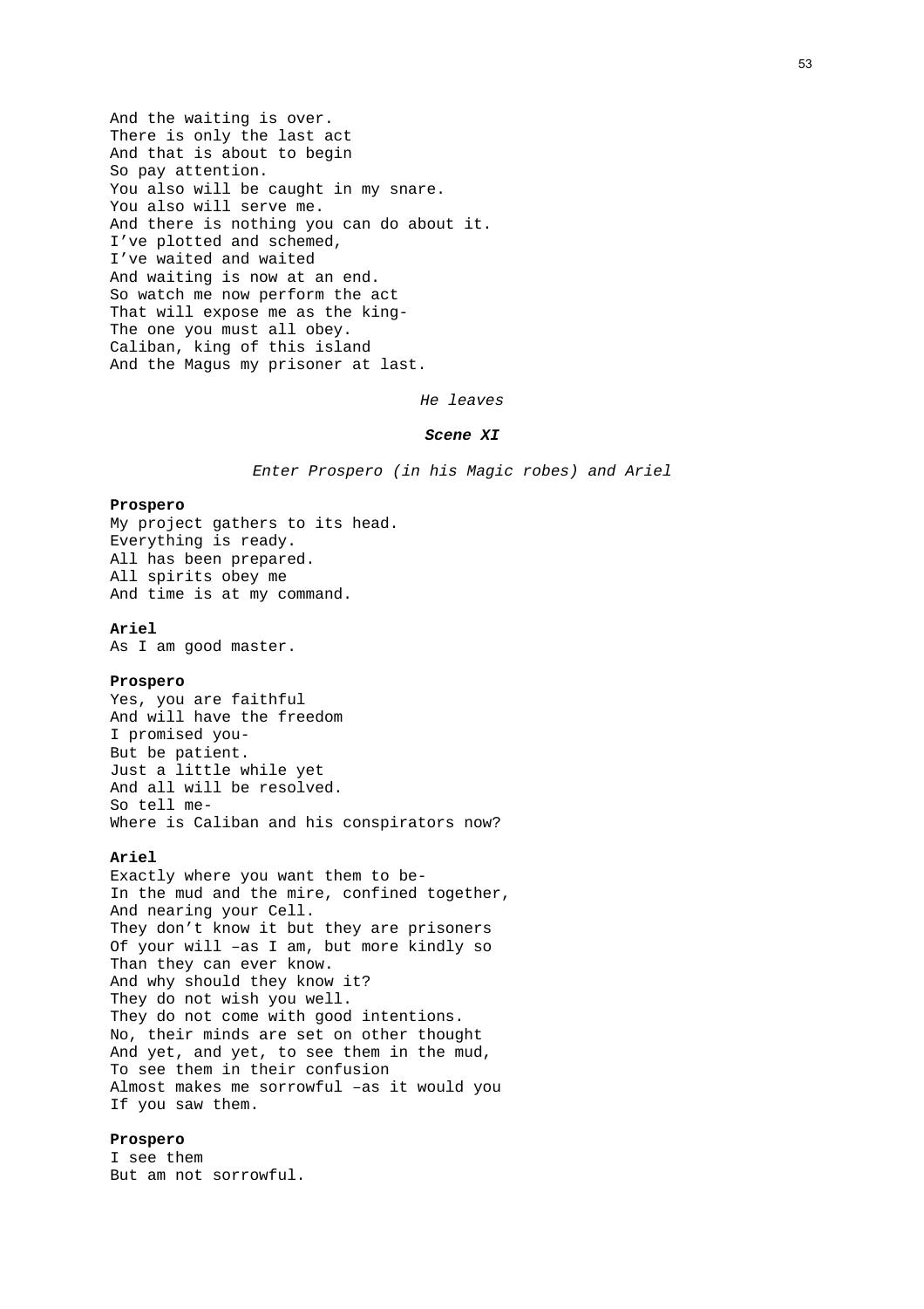And the waiting is over.
There is only the last act
And that is about to begin
So pay attention.
You also will be caught in my snare.
You also will serve me.
And there is nothing you can do about it.
I've plotted and schemed,
I've waited and waited
And waiting is now at an end.
So watch me now perform the act
That will expose me as the king-
The one you must all obey.
Caliban, king of this island
And the Magus my prisoner at last.

*He leaves*

***Scene XI***

*Enter Prospero (in his Magic robes) and Ariel*

**Prospero**
My project gathers to its head.
Everything is ready.
All has been prepared.
All spirits obey me
And time is at my command.

**Ariel**
As I am good master.

**Prospero**
Yes, you are faithful
And will have the freedom
I promised you-
But be patient.
Just a little while yet
And all will be resolved.
So tell me-
Where is Caliban and his conspirators now?

**Ariel**
Exactly where you want them to be-
In the mud and the mire, confined together,
And nearing your Cell.
They don't know it but they are prisoners
Of your will –as I am, but more kindly so
Than they can ever know.
And why should they know it?
They do not wish you well.
They do not come with good intentions.
No, their minds are set on other thought
And yet, and yet, to see them in the mud,
To see them in their confusion
Almost makes me sorrowful –as it would you
If you saw them.

**Prospero**
I see them
But am not sorrowful.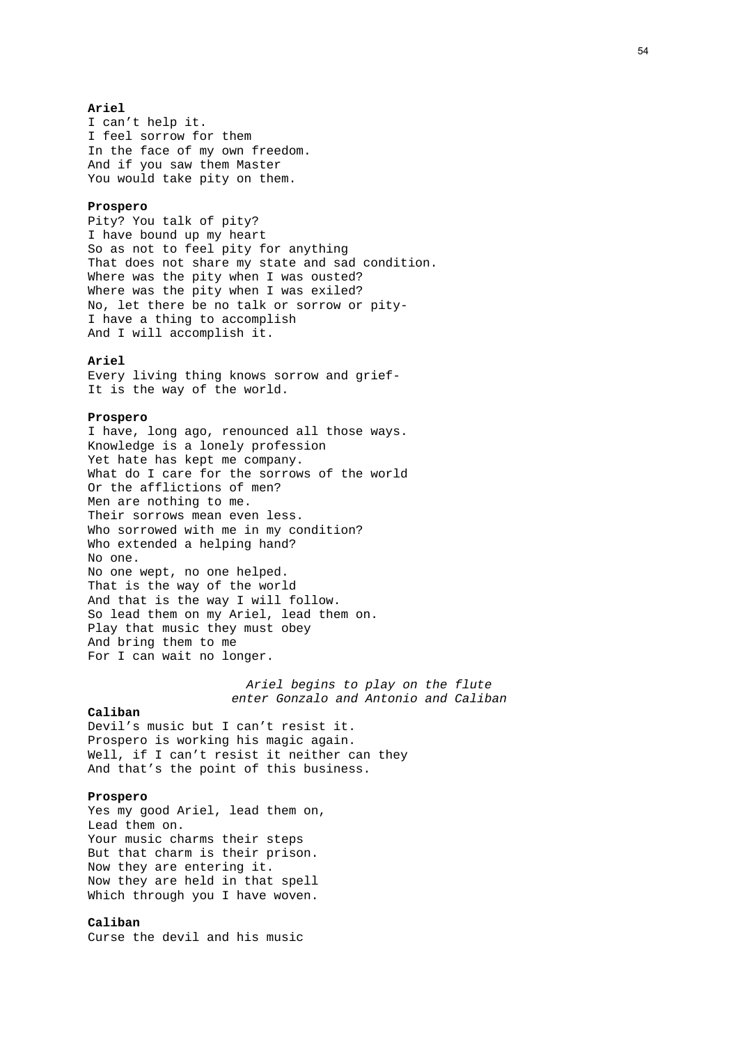**Ariel**
I can't help it.
I feel sorrow for them
In the face of my own freedom.
And if you saw them Master
You would take pity on them.

**Prospero**
Pity? You talk of pity?
I have bound up my heart
So as not to feel pity for anything
That does not share my state and sad condition.
Where was the pity when I was ousted?
Where was the pity when I was exiled?
No, let there be no talk or sorrow or pity-
I have a thing to accomplish
And I will accomplish it.

**Ariel**
Every living thing knows sorrow and grief-
It is the way of the world.

**Prospero**
I have, long ago, renounced all those ways.
Knowledge is a lonely profession
Yet hate has kept me company.
What do I care for the sorrows of the world
Or the afflictions of men?
Men are nothing to me.
Their sorrows mean even less.
Who sorrowed with me in my condition?
Who extended a helping hand?
No one.
No one wept, no one helped.
That is the way of the world
And that is the way I will follow.
So lead them on my Ariel, lead them on.
Play that music they must obey
And bring them to me
For I can wait no longer.

*Ariel begins to play on the flute*
*enter Gonzalo and Antonio and Caliban*

**Caliban**
Devil's music but I can't resist it.
Prospero is working his magic again.
Well, if I can't resist it neither can they
And that's the point of this business.

**Prospero**
Yes my good Ariel, lead them on,
Lead them on.
Your music charms their steps
But that charm is their prison.
Now they are entering it.
Now they are held in that spell
Which through you I have woven.

**Caliban**
Curse the devil and his music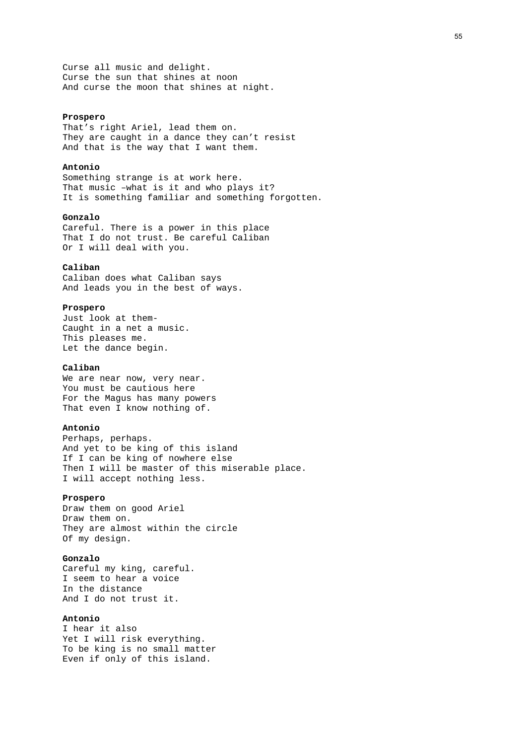Curse all music and delight.  
Curse the sun that shines at noon  
And curse the moon that shines at night.

**Prospero**  
That's right Ariel, lead them on.  
They are caught in a dance they can't resist  
And that is the way that I want them.

**Antonio**  
Something strange is at work here.  
That music –what is it and who plays it?  
It is something familiar and something forgotten.

**Gonzalo**  
Careful. There is a power in this place  
That I do not trust. Be careful Caliban  
Or I will deal with you.

**Caliban**  
Caliban does what Caliban says  
And leads you in the best of ways.

**Prospero**  
Just look at them-  
Caught in a net a music.  
This pleases me.  
Let the dance begin.

**Caliban**  
We are near now, very near.  
You must be cautious here  
For the Magus has many powers  
That even I know nothing of.

**Antonio**  
Perhaps, perhaps.  
And yet to be king of this island  
If I can be king of nowhere else  
Then I will be master of this miserable place.  
I will accept nothing less.

**Prospero**  
Draw them on good Ariel  
Draw them on.  
They are almost within the circle  
Of my design.

**Gonzalo**  
Careful my king, careful.  
I seem to hear a voice  
In the distance  
And I do not trust it.

**Antonio**  
I hear it also  
Yet I will risk everything.  
To be king is no small matter  
Even if only of this island.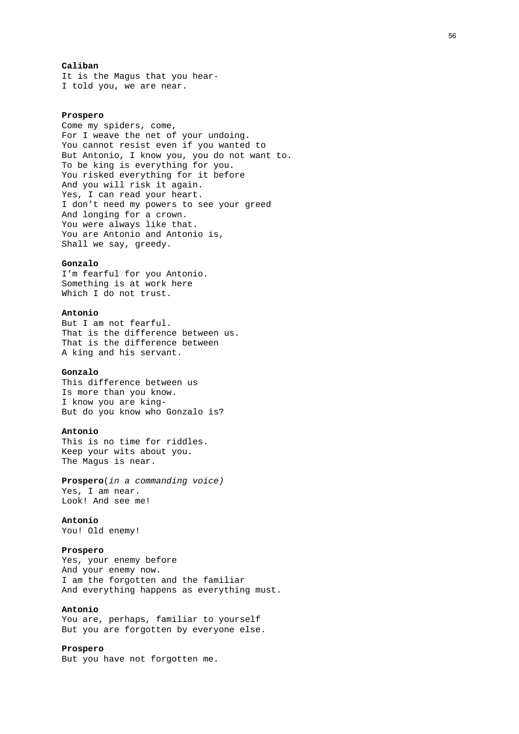**Caliban**
It is the Magus that you hear-
I told you, we are near.

**Prospero**
Come my spiders, come,
For I weave the net of your undoing.
You cannot resist even if you wanted to
But Antonio, I know you, you do not want to.
To be king is everything for you.
You risked everything for it before
And you will risk it again.
Yes, I can read your heart.
I don't need my powers to see your greed
And longing for a crown.
You were always like that.
You are Antonio and Antonio is,
Shall we say, greedy.

**Gonzalo**
I'm fearful for you Antonio.
Something is at work here
Which I do not trust.

**Antonio**
But I am not fearful.
That is the difference between us.
That is the difference between
A king and his servant.

**Gonzalo**
This difference between us
Is more than you know.
I know you are king-
But do you know who Gonzalo is?

**Antonio**
This is no time for riddles.
Keep your wits about you.
The Magus is near.

**Prospero**(*in a commanding voice)*
Yes, I am near.
Look! And see me!

**Antonio**
You! Old enemy!

**Prospero**
Yes, your enemy before
And your enemy now.
I am the forgotten and the familiar
And everything happens as everything must.

**Antonio**
You are, perhaps, familiar to yourself
But you are forgotten by everyone else.

**Prospero**
But you have not forgotten me.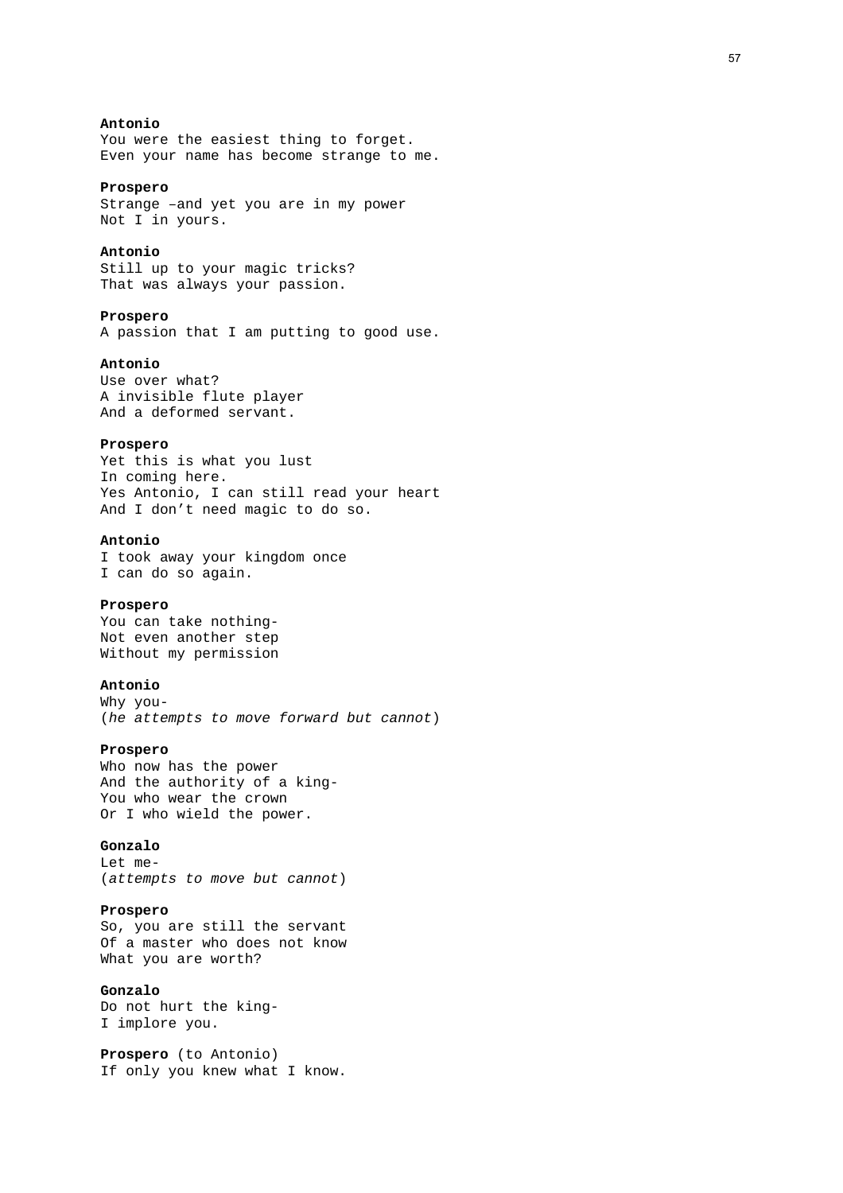**Antonio**
You were the easiest thing to forget.
Even your name has become strange to me.

**Prospero**
Strange –and yet you are in my power
Not I in yours.

**Antonio**
Still up to your magic tricks?
That was always your passion.

**Prospero**
A passion that I am putting to good use.

**Antonio**
Use over what?
A invisible flute player
And a deformed servant.

**Prospero**
Yet this is what you lust
In coming here.
Yes Antonio, I can still read your heart
And I don't need magic to do so.

**Antonio**
I took away your kingdom once
I can do so again.

**Prospero**
You can take nothing-
Not even another step
Without my permission

**Antonio**
Why you-
(*he attempts to move forward but cannot*)

**Prospero**
Who now has the power
And the authority of a king-
You who wear the crown
Or I who wield the power.

**Gonzalo**
Let me-
(*attempts to move but cannot*)

**Prospero**
So, you are still the servant
Of a master who does not know
What you are worth?

**Gonzalo**
Do not hurt the king-
I implore you.

**Prospero** (to Antonio)
If only you knew what I know.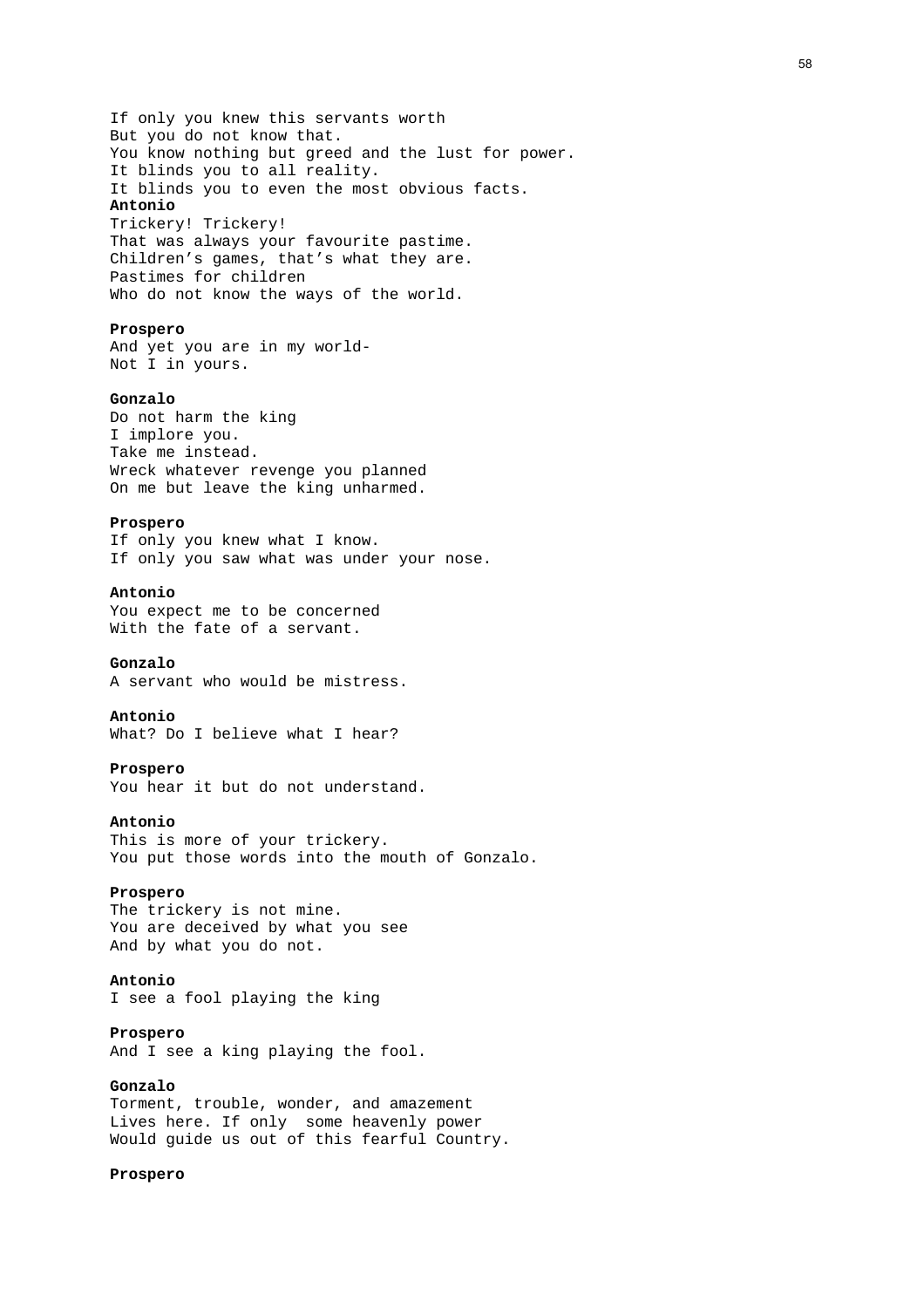If only you knew this servants worth
But you do not know that.
You know nothing but greed and the lust for power.
It blinds you to all reality.
It blinds you to even the most obvious facts.

**Antonio**
Trickery! Trickery!
That was always your favourite pastime.
Children's games, that's what they are.
Pastimes for children
Who do not know the ways of the world.

**Prospero**
And yet you are in my world-
Not I in yours.

**Gonzalo**
Do not harm the king
I implore you.
Take me instead.
Wreck whatever revenge you planned
On me but leave the king unharmed.

**Prospero**
If only you knew what I know.
If only you saw what was under your nose.

**Antonio**
You expect me to be concerned
With the fate of a servant.

**Gonzalo**
A servant who would be mistress.

**Antonio**
What? Do I believe what I hear?

**Prospero**
You hear it but do not understand.

**Antonio**
This is more of your trickery.
You put those words into the mouth of Gonzalo.

**Prospero**
The trickery is not mine.
You are deceived by what you see
And by what you do not.

**Antonio**
I see a fool playing the king

**Prospero**
And I see a king playing the fool.

**Gonzalo**
Torment, trouble, wonder, and amazement
Lives here. If only some heavenly power
Would guide us out of this fearful Country.

**Prospero**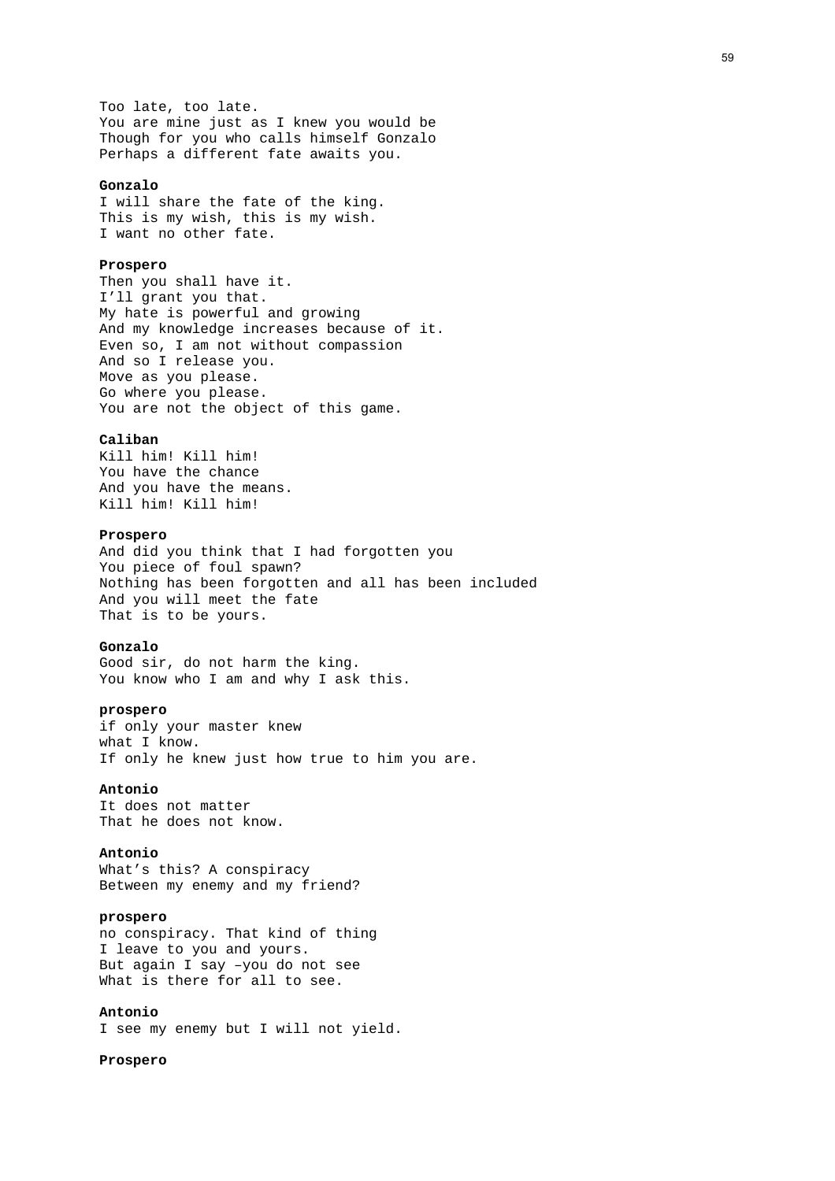Too late, too late.  
You are mine just as I knew you would be  
Though for you who calls himself Gonzalo  
Perhaps a different fate awaits you.

**Gonzalo**  
I will share the fate of the king.  
This is my wish, this is my wish.  
I want no other fate.

**Prospero**  
Then you shall have it.  
I'll grant you that.  
My hate is powerful and growing  
And my knowledge increases because of it.  
Even so, I am not without compassion  
And so I release you.  
Move as you please.  
Go where you please.  
You are not the object of this game.

**Caliban**  
Kill him! Kill him!  
You have the chance  
And you have the means.  
Kill him! Kill him!

**Prospero**  
And did you think that I had forgotten you  
You piece of foul spawn?  
Nothing has been forgotten and all has been included  
And you will meet the fate  
That is to be yours.

**Gonzalo**  
Good sir, do not harm the king.  
You know who I am and why I ask this.

**prospero**  
if only your master knew  
what I know.  
If only he knew just how true to him you are.

**Antonio**  
It does not matter  
That he does not know.

**Antonio**  
What's this? A conspiracy  
Between my enemy and my friend?

**prospero**  
no conspiracy. That kind of thing  
I leave to you and yours.  
But again I say –you do not see  
What is there for all to see.

**Antonio**  
I see my enemy but I will not yield.

**Prospero**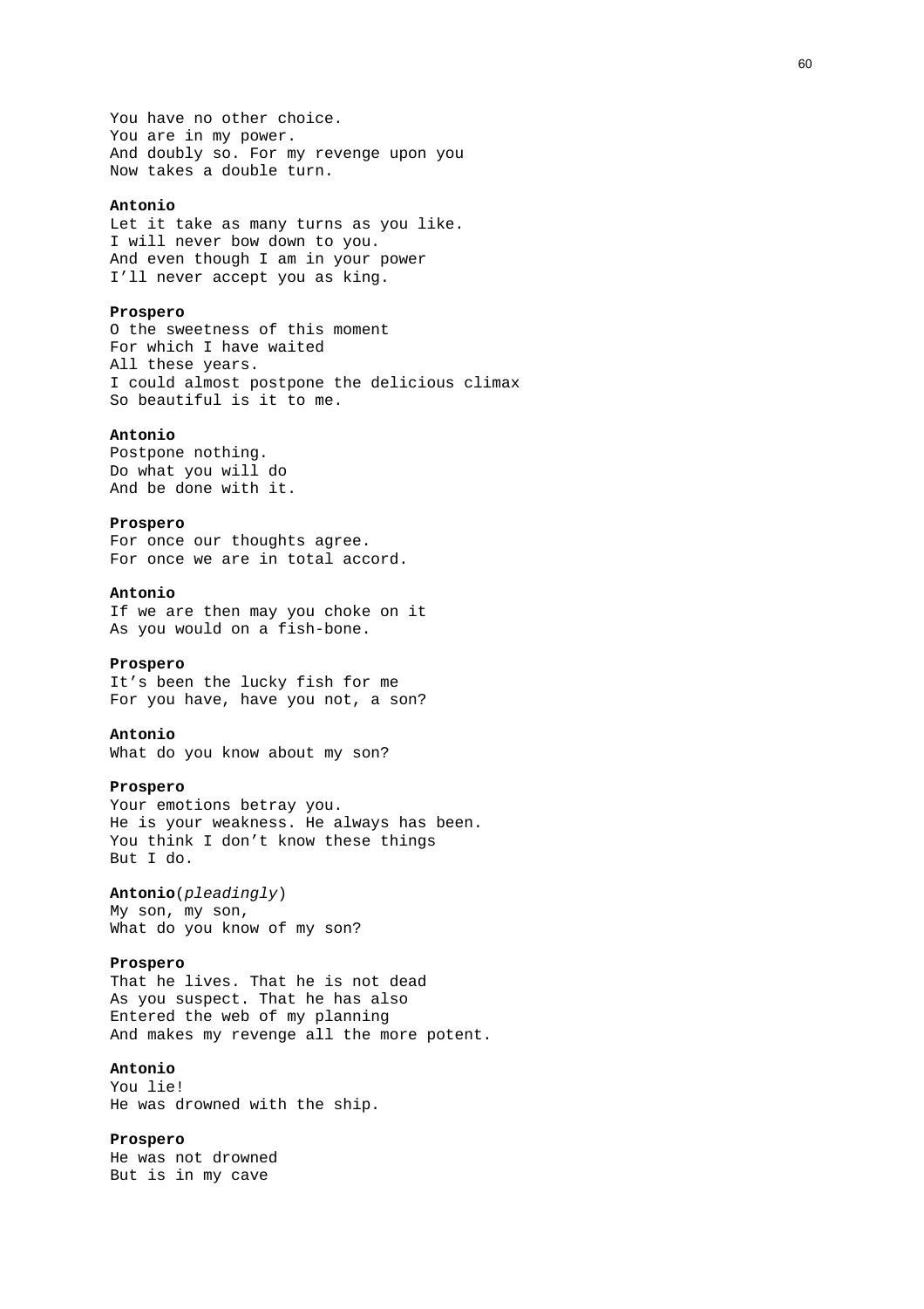You have no other choice.
You are in my power.
And doubly so. For my revenge upon you
Now takes a double turn.

**Antonio**
Let it take as many turns as you like.
I will never bow down to you.
And even though I am in your power
I'll never accept you as king.

**Prospero**
O the sweetness of this moment
For which I have waited
All these years.
I could almost postpone the delicious climax
So beautiful is it to me.

**Antonio**
Postpone nothing.
Do what you will do
And be done with it.

**Prospero**
For once our thoughts agree.
For once we are in total accord.

**Antonio**
If we are then may you choke on it
As you would on a fish-bone.

**Prospero**
It's been the lucky fish for me
For you have, have you not, a son?

**Antonio**
What do you know about my son?

**Prospero**
Your emotions betray you.
He is your weakness. He always has been.
You think I don't know these things
But I do.

**Antonio**(*pleadingly*)
My son, my son,
What do you know of my son?

**Prospero**
That he lives. That he is not dead
As you suspect. That he has also
Entered the web of my planning
And makes my revenge all the more potent.

**Antonio**
You lie!
He was drowned with the ship.

**Prospero**
He was not drowned
But is in my cave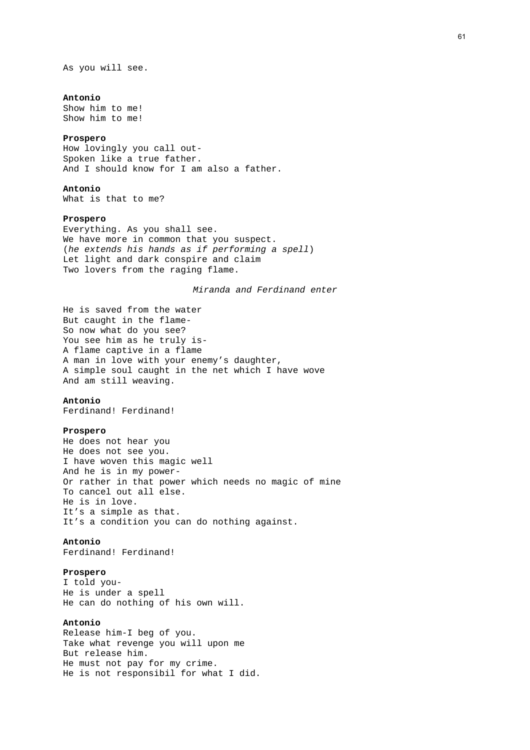As you will see.

**Antonio**
Show him to me!
Show him to me!

**Prospero**
How lovingly you call out-
Spoken like a true father.
And I should know for I am also a father.

**Antonio**
What is that to me?

**Prospero**
Everything. As you shall see.
We have more in common that you suspect.
(*he extends his hands as if performing a spell*)
Let light and dark conspire and claim
Two lovers from the raging flame.

*Miranda and Ferdinand enter*

He is saved from the water
But caught in the flame-
So now what do you see?
You see him as he truly is-
A flame captive in a flame
A man in love with your enemy's daughter,
A simple soul caught in the net which I have wove
And am still weaving.

**Antonio**
Ferdinand! Ferdinand!

**Prospero**
He does not hear you
He does not see you.
I have woven this magic well
And he is in my power-
Or rather in that power which needs no magic of mine
To cancel out all else.
He is in love.
It's a simple as that.
It's a condition you can do nothing against.

**Antonio**
Ferdinand! Ferdinand!

**Prospero**
I told you-
He is under a spell
He can do nothing of his own will.

**Antonio**
Release him-I beg of you.
Take what revenge you will upon me
But release him.
He must not pay for my crime.
He is not responsibil for what I did.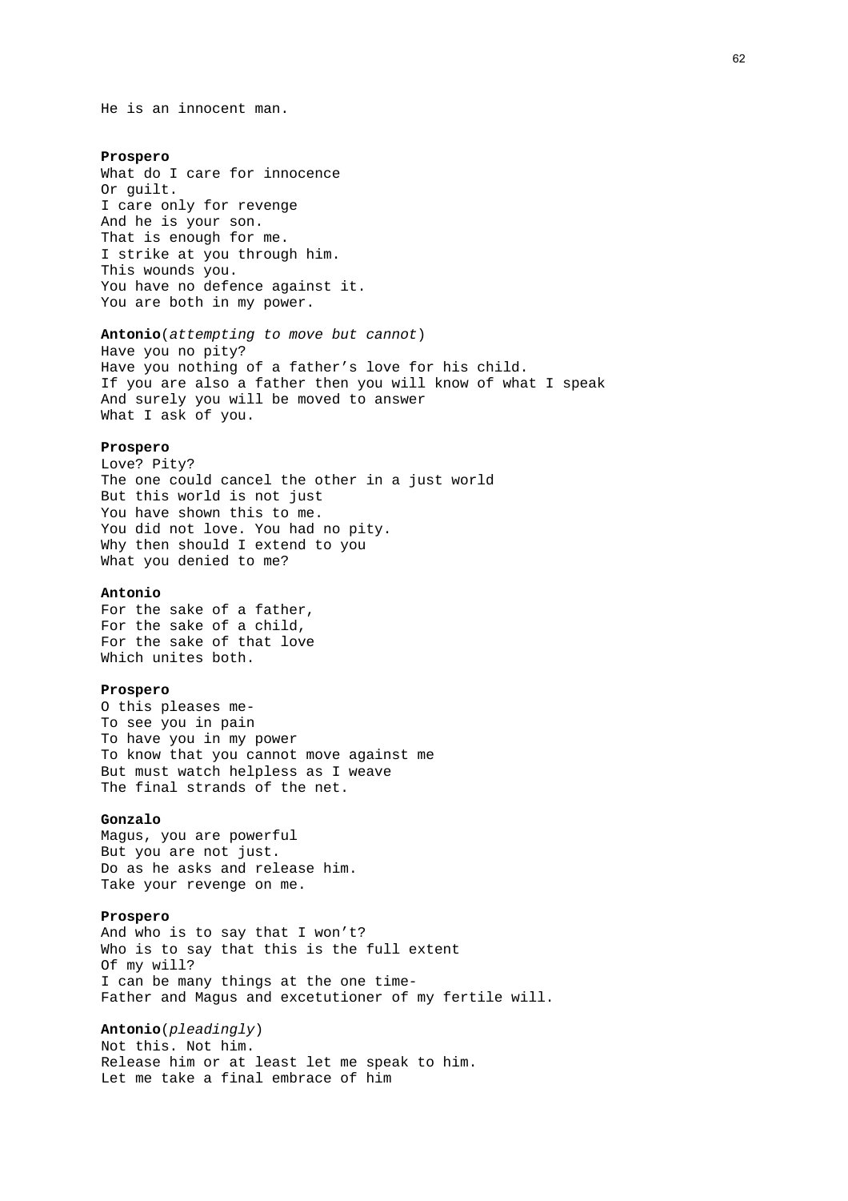He is an innocent man.

**Prospero**
What do I care for innocence
Or guilt.
I care only for revenge
And he is your son.
That is enough for me.
I strike at you through him.
This wounds you.
You have no defence against it.
You are both in my power.

**Antonio**(*attempting to move but cannot*)
Have you no pity?
Have you nothing of a father's love for his child.
If you are also a father then you will know of what I speak
And surely you will be moved to answer
What I ask of you.

**Prospero**
Love? Pity?
The one could cancel the other in a just world
But this world is not just
You have shown this to me.
You did not love. You had no pity.
Why then should I extend to you
What you denied to me?

**Antonio**
For the sake of a father,
For the sake of a child,
For the sake of that love
Which unites both.

**Prospero**
O this pleases me-
To see you in pain
To have you in my power
To know that you cannot move against me
But must watch helpless as I weave
The final strands of the net.

**Gonzalo**
Magus, you are powerful
But you are not just.
Do as he asks and release him.
Take your revenge on me.

**Prospero**
And who is to say that I won't?
Who is to say that this is the full extent
Of my will?
I can be many things at the one time-
Father and Magus and excetutioner of my fertile will.

**Antonio**(*pleadingly*)
Not this. Not him.
Release him or at least let me speak to him.
Let me take a final embrace of him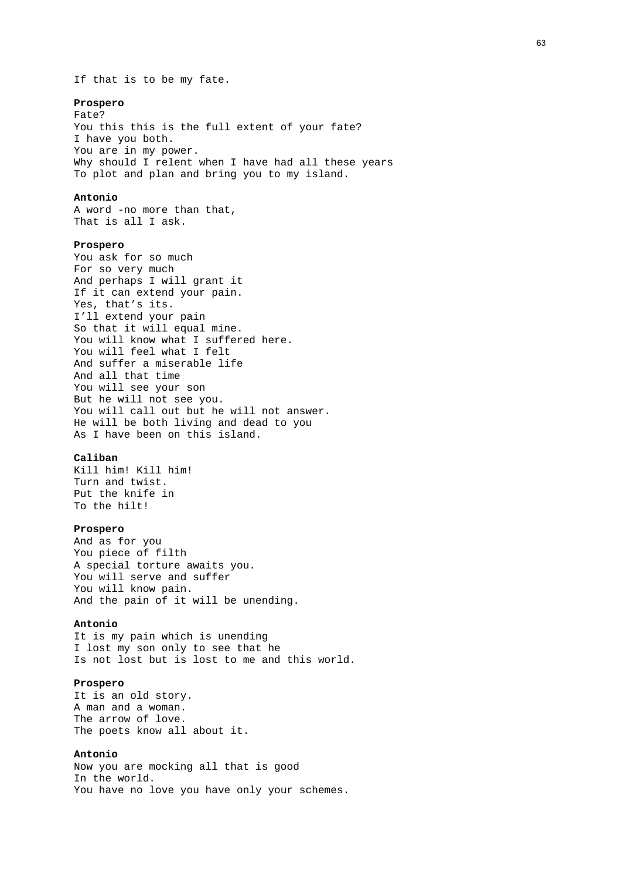If that is to be my fate.

**Prospero**
Fate?
You this this is the full extent of your fate?
I have you both.
You are in my power.
Why should I relent when I have had all these years
To plot and plan and bring you to my island.

**Antonio**
A word -no more than that,
That is all I ask.

**Prospero**
You ask for so much
For so very much
And perhaps I will grant it
If it can extend your pain.
Yes, that's its.
I'll extend your pain
So that it will equal mine.
You will know what I suffered here.
You will feel what I felt
And suffer a miserable life
And all that time
You will see your son
But he will not see you.
You will call out but he will not answer.
He will be both living and dead to you
As I have been on this island.

**Caliban**
Kill him! Kill him!
Turn and twist.
Put the knife in
To the hilt!

**Prospero**
And as for you
You piece of filth
A special torture awaits you.
You will serve and suffer
You will know pain.
And the pain of it will be unending.

**Antonio**
It is my pain which is unending
I lost my son only to see that he
Is not lost but is lost to me and this world.

**Prospero**
It is an old story.
A man and a woman.
The arrow of love.
The poets know all about it.

**Antonio**
Now you are mocking all that is good
In the world.
You have no love you have only your schemes.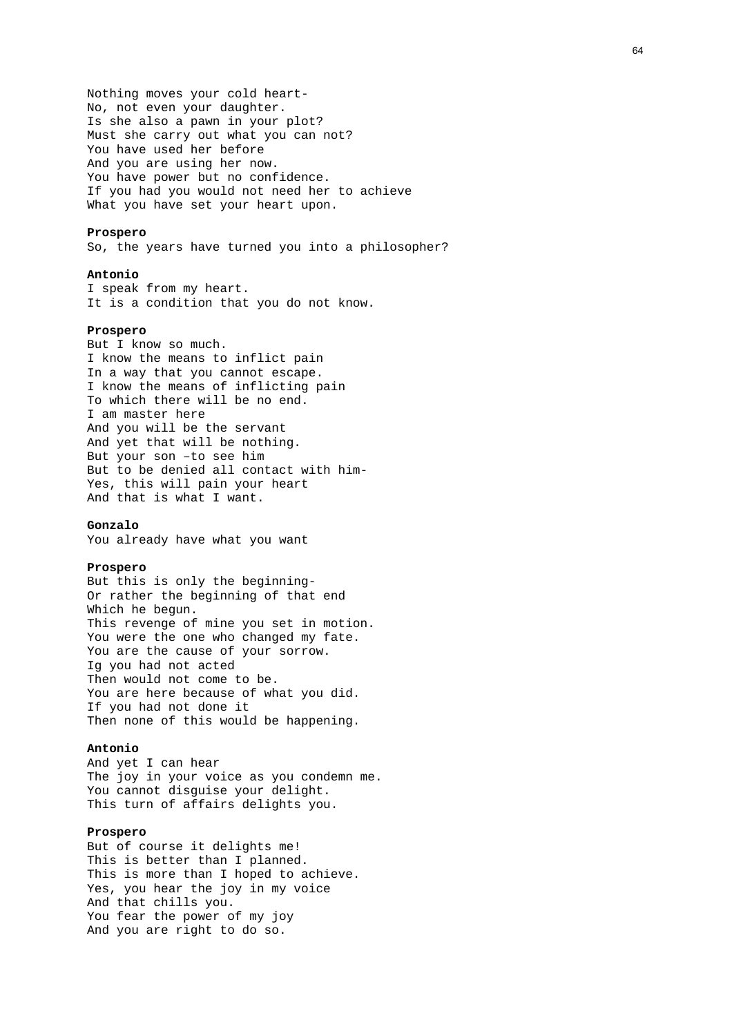Nothing moves your cold heart-
No, not even your daughter.
Is she also a pawn in your plot?
Must she carry out what you can not?
You have used her before
And you are using her now.
You have power but no confidence.
If you had you would not need her to achieve
What you have set your heart upon.

**Prospero**
So, the years have turned you into a philosopher?

**Antonio**
I speak from my heart.
It is a condition that you do not know.

**Prospero**
But I know so much.
I know the means to inflict pain
In a way that you cannot escape.
I know the means of inflicting pain
To which there will be no end.
I am master here
And you will be the servant
And yet that will be nothing.
But your son –to see him
But to be denied all contact with him-
Yes, this will pain your heart
And that is what I want.

**Gonzalo**
You already have what you want

**Prospero**
But this is only the beginning-
Or rather the beginning of that end
Which he begun.
This revenge of mine you set in motion.
You were the one who changed my fate.
You are the cause of your sorrow.
Ig you had not acted
Then would not come to be.
You are here because of what you did.
If you had not done it
Then none of this would be happening.

**Antonio**
And yet I can hear
The joy in your voice as you condemn me.
You cannot disguise your delight.
This turn of affairs delights you.

**Prospero**
But of course it delights me!
This is better than I planned.
This is more than I hoped to achieve.
Yes, you hear the joy in my voice
And that chills you.
You fear the power of my joy
And you are right to do so.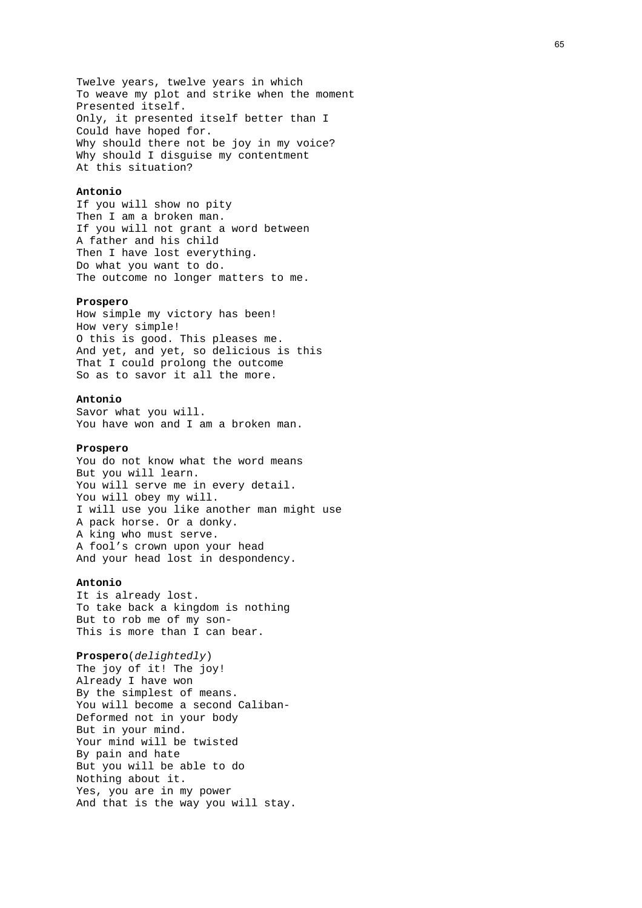Twelve years, twelve years in which
To weave my plot and strike when the moment
Presented itself.
Only, it presented itself better than I
Could have hoped for.
Why should there not be joy in my voice?
Why should I disguise my contentment
At this situation?

**Antonio**
If you will show no pity
Then I am a broken man.
If you will not grant a word between
A father and his child
Then I have lost everything.
Do what you want to do.
The outcome no longer matters to me.

**Prospero**
How simple my victory has been!
How very simple!
O this is good. This pleases me.
And yet, and yet, so delicious is this
That I could prolong the outcome
So as to savor it all the more.

**Antonio**
Savor what you will.
You have won and I am a broken man.

**Prospero**
You do not know what the word means
But you will learn.
You will serve me in every detail.
You will obey my will.
I will use you like another man might use
A pack horse. Or a donky.
A king who must serve.
A fool's crown upon your head
And your head lost in despondency.

**Antonio**
It is already lost.
To take back a kingdom is nothing
But to rob me of my son-
This is more than I can bear.

**Prospero**(*delightedly*)
The joy of it! The joy!
Already I have won
By the simplest of means.
You will become a second Caliban-
Deformed not in your body
But in your mind.
Your mind will be twisted
By pain and hate
But you will be able to do
Nothing about it.
Yes, you are in my power
And that is the way you will stay.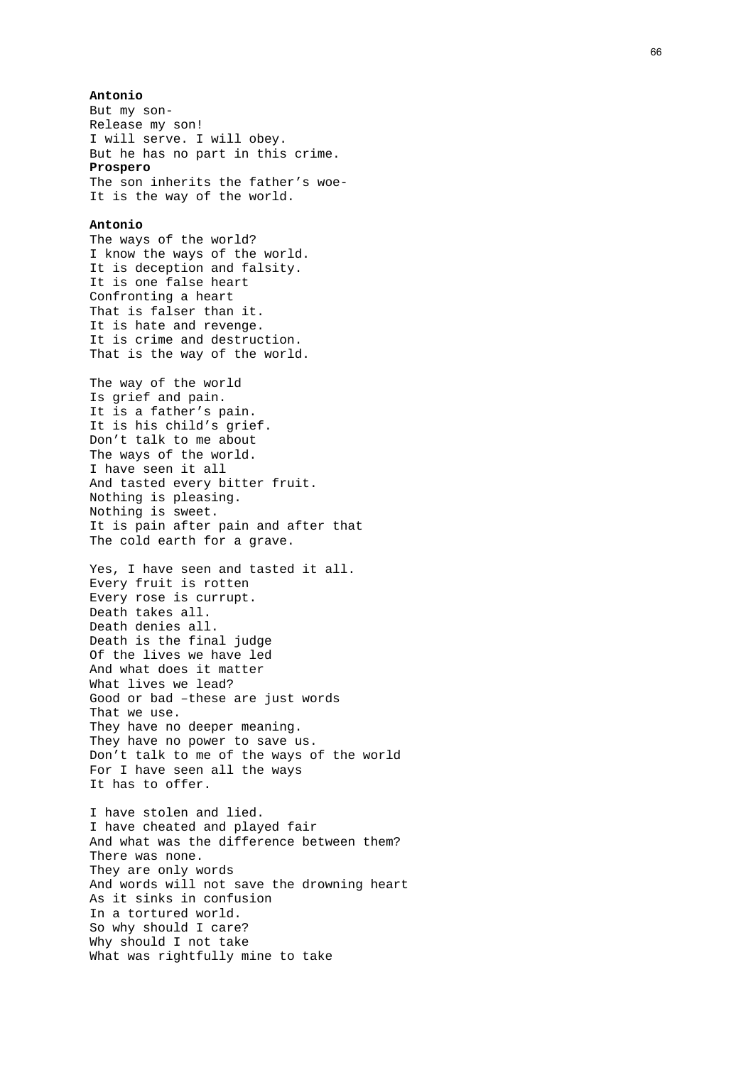**Antonio**
But my son-
Release my son!
I will serve. I will obey.
But he has no part in this crime.
**Prospero**
The son inherits the father's woe-
It is the way of the world.

**Antonio**
The ways of the world?
I know the ways of the world.
It is deception and falsity.
It is one false heart
Confronting a heart
That is falser than it.
It is hate and revenge.
It is crime and destruction.
That is the way of the world.

The way of the world
Is grief and pain.
It is a father's pain.
It is his child's grief.
Don't talk to me about
The ways of the world.
I have seen it all
And tasted every bitter fruit.
Nothing is pleasing.
Nothing is sweet.
It is pain after pain and after that
The cold earth for a grave.

Yes, I have seen and tasted it all.
Every fruit is rotten
Every rose is currupt.
Death takes all.
Death denies all.
Death is the final judge
Of the lives we have led
And what does it matter
What lives we lead?
Good or bad –these are just words
That we use.
They have no deeper meaning.
They have no power to save us.
Don't talk to me of the ways of the world
For I have seen all the ways
It has to offer.

I have stolen and lied.
I have cheated and played fair
And what was the difference between them?
There was none.
They are only words
And words will not save the drowning heart
As it sinks in confusion
In a tortured world.
So why should I care?
Why should I not take
What was rightfully mine to take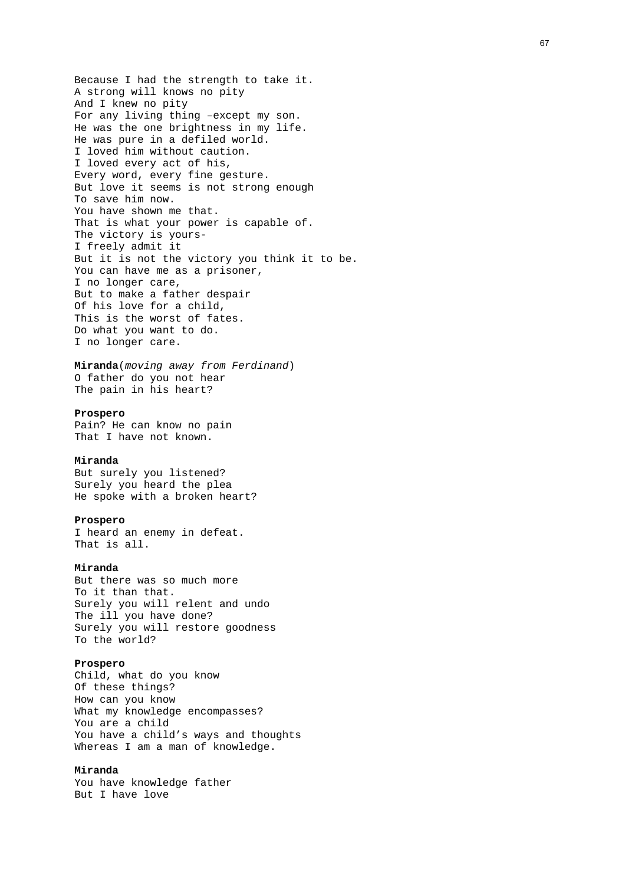Because I had the strength to take it.  
A strong will knows no pity  
And I knew no pity  
For any living thing –except my son.  
He was the one brightness in my life.  
He was pure in a defiled world.  
I loved him without caution.  
I loved every act of his,  
Every word, every fine gesture.  
But love it seems is not strong enough  
To save him now.  
You have shown me that.  
That is what your power is capable of.  
The victory is yours-  
I freely admit it  
But it is not the victory you think it to be.  
You can have me as a prisoner,  
I no longer care,  
But to make a father despair  
Of his love for a child,  
This is the worst of fates.  
Do what you want to do.  
I no longer care.

**Miranda**(*moving away from Ferdinand*)  
O father do you not hear  
The pain in his heart?

**Prospero**  
Pain? He can know no pain  
That I have not known.

**Miranda**  
But surely you listened?  
Surely you heard the plea  
He spoke with a broken heart?

**Prospero**  
I heard an enemy in defeat.  
That is all.

**Miranda**  
But there was so much more  
To it than that.  
Surely you will relent and undo  
The ill you have done?  
Surely you will restore goodness  
To the world?

**Prospero**  
Child, what do you know  
Of these things?  
How can you know  
What my knowledge encompasses?  
You are a child  
You have a child’s ways and thoughts  
Whereas I am a man of knowledge.

**Miranda**  
You have knowledge father  
But I have love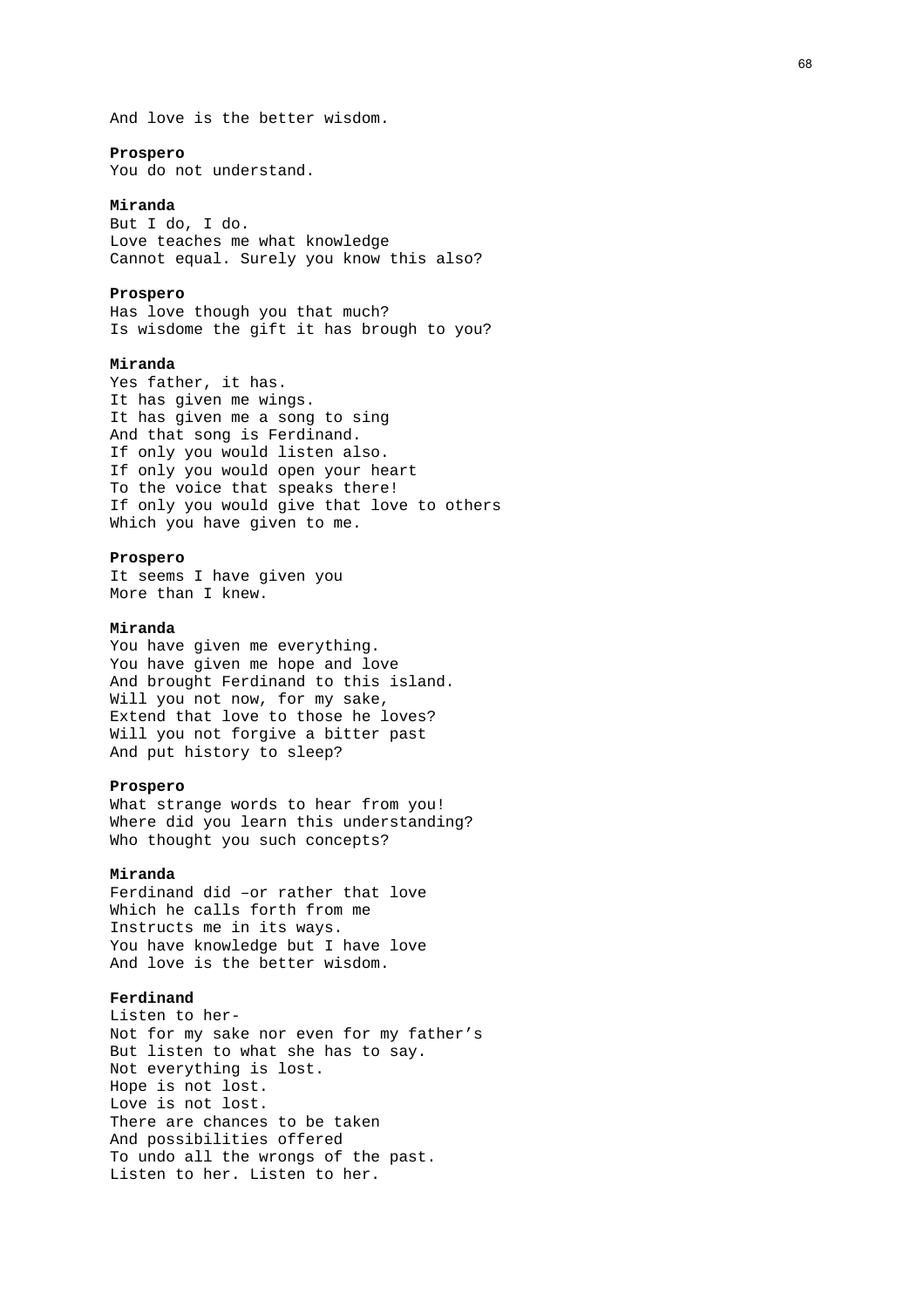And love is the better wisdom.

**Prospero**
You do not understand.

**Miranda**
But I do, I do.
Love teaches me what knowledge
Cannot equal. Surely you know this also?

**Prospero**
Has love though you that much?
Is wisdome the gift it has brough to you?

**Miranda**
Yes father, it has.
It has given me wings.
It has given me a song to sing
And that song is Ferdinand.
If only you would listen also.
If only you would open your heart
To the voice that speaks there!
If only you would give that love to others
Which you have given to me.

**Prospero**
It seems I have given you
More than I knew.

**Miranda**
You have given me everything.
You have given me hope and love
And brought Ferdinand to this island.
Will you not now, for my sake,
Extend that love to those he loves?
Will you not forgive a bitter past
And put history to sleep?

**Prospero**
What strange words to hear from you!
Where did you learn this understanding?
Who thought you such concepts?

**Miranda**
Ferdinand did –or rather that love
Which he calls forth from me
Instructs me in its ways.
You have knowledge but I have love
And love is the better wisdom.

**Ferdinand**
Listen to her-
Not for my sake nor even for my father's
But listen to what she has to say.
Not everything is lost.
Hope is not lost.
Love is not lost.
There are chances to be taken
And possibilities offered
To undo all the wrongs of the past.
Listen to her. Listen to her.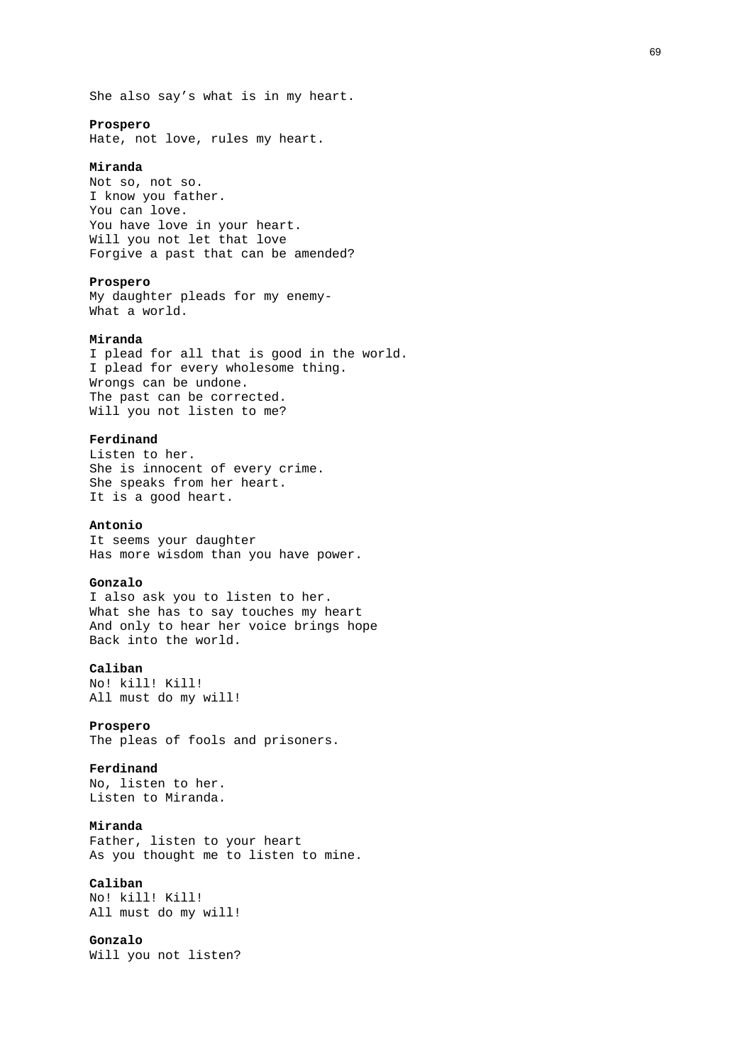She also say’s what is in my heart.

**Prospero**
Hate, not love, rules my heart.

**Miranda**
Not so, not so.
I know you father.
You can love.
You have love in your heart.
Will you not let that love
Forgive a past that can be amended?

**Prospero**
My daughter pleads for my enemy-
What a world.

**Miranda**
I plead for all that is good in the world.
I plead for every wholesome thing.
Wrongs can be undone.
The past can be corrected.
Will you not listen to me?

**Ferdinand**
Listen to her.
She is innocent of every crime.
She speaks from her heart.
It is a good heart.

**Antonio**
It seems your daughter
Has more wisdom than you have power.

**Gonzalo**
I also ask you to listen to her.
What she has to say touches my heart
And only to hear her voice brings hope
Back into the world.

**Caliban**
No! kill! Kill!
All must do my will!

**Prospero**
The pleas of fools and prisoners.

**Ferdinand**
No, listen to her.
Listen to Miranda.

**Miranda**
Father, listen to your heart
As you thought me to listen to mine.

**Caliban**
No! kill! Kill!
All must do my will!

**Gonzalo**
Will you not listen?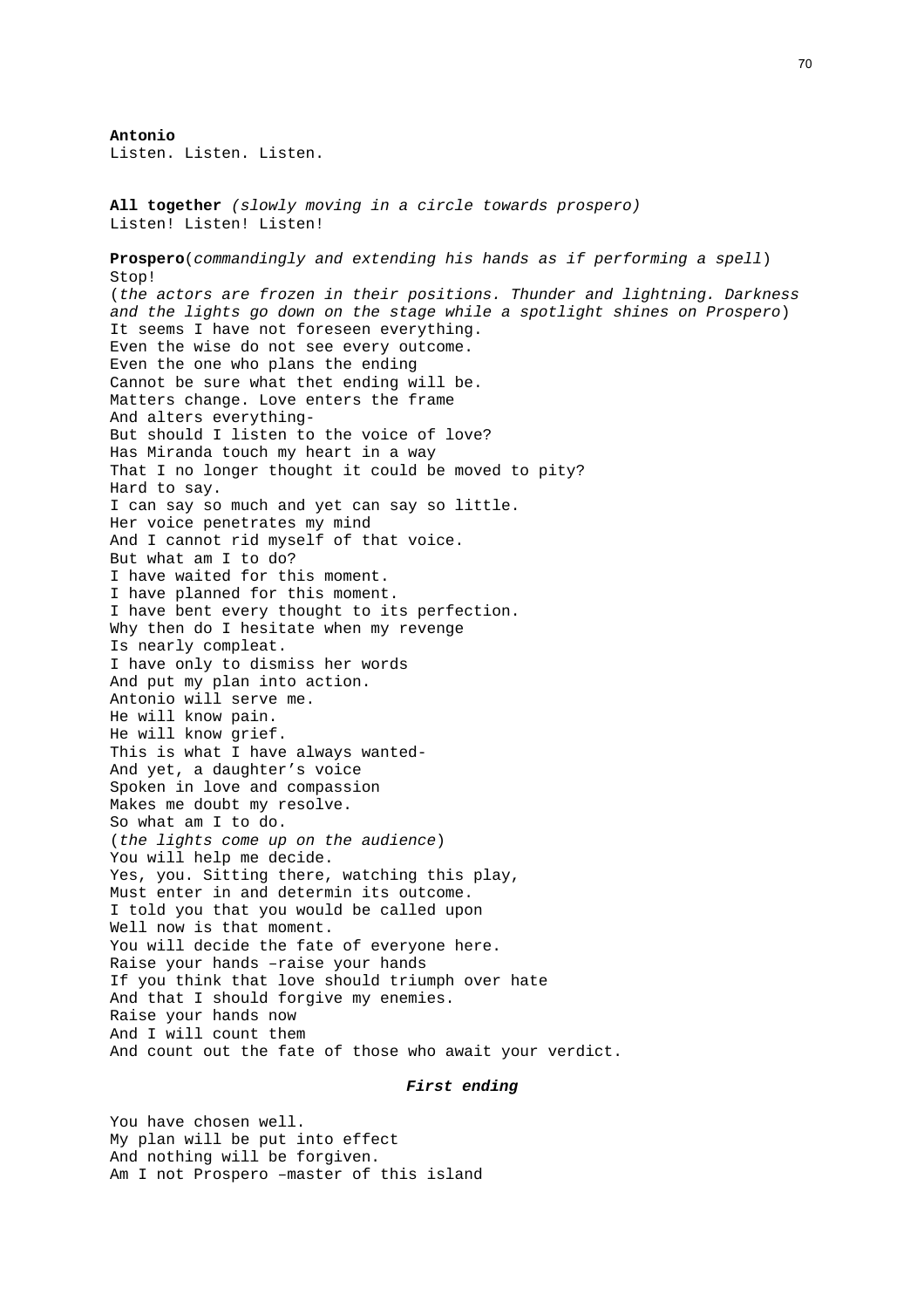**Antonio**
Listen. Listen. Listen.

**All together** *(slowly moving in a circle towards prospero)*
Listen! Listen! Listen!

**Prospero**(*commandingly and extending his hands as if performing a spell*)
Stop!
(*the actors are frozen in their positions. Thunder and lightning. Darkness and the lights go down on the stage while a spotlight shines on Prospero*)
It seems I have not foreseen everything.
Even the wise do not see every outcome.
Even the one who plans the ending
Cannot be sure what thet ending will be.
Matters change. Love enters the frame
And alters everything-
But should I listen to the voice of love?
Has Miranda touch my heart in a way
That I no longer thought it could be moved to pity?
Hard to say.
I can say so much and yet can say so little.
Her voice penetrates my mind
And I cannot rid myself of that voice.
But what am I to do?
I have waited for this moment.
I have planned for this moment.
I have bent every thought to its perfection.
Why then do I hesitate when my revenge
Is nearly compleat.
I have only to dismiss her words
And put my plan into action.
Antonio will serve me.
He will know pain.
He will know grief.
This is what I have always wanted-
And yet, a daughter's voice
Spoken in love and compassion
Makes me doubt my resolve.
So what am I to do.
(*the lights come up on the audience*)
You will help me decide.
Yes, you. Sitting there, watching this play,
Must enter in and determin its outcome.
I told you that you would be called upon
Well now is that moment.
You will decide the fate of everyone here.
Raise your hands –raise your hands
If you think that love should triumph over hate
And that I should forgive my enemies.
Raise your hands now
And I will count them
And count out the fate of those who await your verdict.

***First ending***

You have chosen well.
My plan will be put into effect
And nothing will be forgiven.
Am I not Prospero –master of this island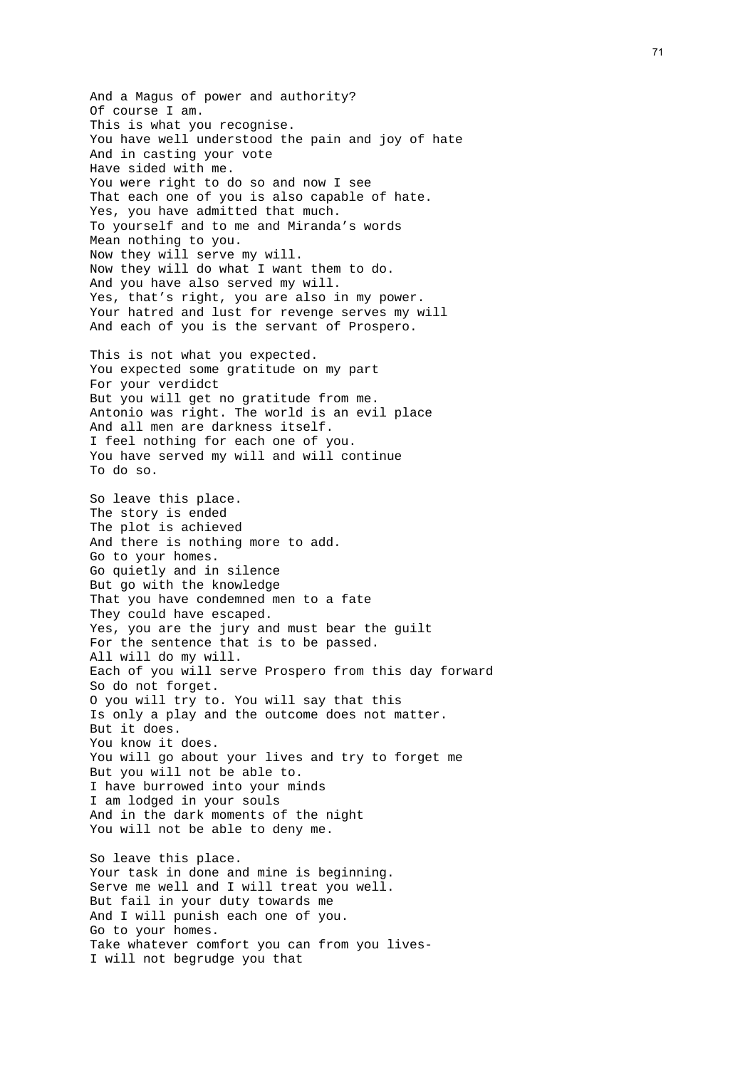And a Magus of power and authority?  
Of course I am.  
This is what you recognise.  
You have well understood the pain and joy of hate  
And in casting your vote  
Have sided with me.  
You were right to do so and now I see  
That each one of you is also capable of hate.  
Yes, you have admitted that much.  
To yourself and to me and Miranda's words  
Mean nothing to you.  
Now they will serve my will.  
Now they will do what I want them to do.  
And you have also served my will.  
Yes, that's right, you are also in my power.  
Your hatred and lust for revenge serves my will  
And each of you is the servant of Prospero.

This is not what you expected.  
You expected some gratitude on my part  
For your verdidct  
But you will get no gratitude from me.  
Antonio was right. The world is an evil place  
And all men are darkness itself.  
I feel nothing for each one of you.  
You have served my will and will continue  
To do so.

So leave this place.  
The story is ended  
The plot is achieved  
And there is nothing more to add.  
Go to your homes.  
Go quietly and in silence  
But go with the knowledge  
That you have condemned men to a fate  
They could have escaped.  
Yes, you are the jury and must bear the guilt  
For the sentence that is to be passed.  
All will do my will.  
Each of you will serve Prospero from this day forward  
So do not forget.  
O you will try to. You will say that this  
Is only a play and the outcome does not matter.  
But it does.  
You know it does.  
You will go about your lives and try to forget me  
But you will not be able to.  
I have burrowed into your minds  
I am lodged in your souls  
And in the dark moments of the night  
You will not be able to deny me.

So leave this place.  
Your task in done and mine is beginning.  
Serve me well and I will treat you well.  
But fail in your duty towards me  
And I will punish each one of you.  
Go to your homes.  
Take whatever comfort you can from you lives-  
I will not begrudge you that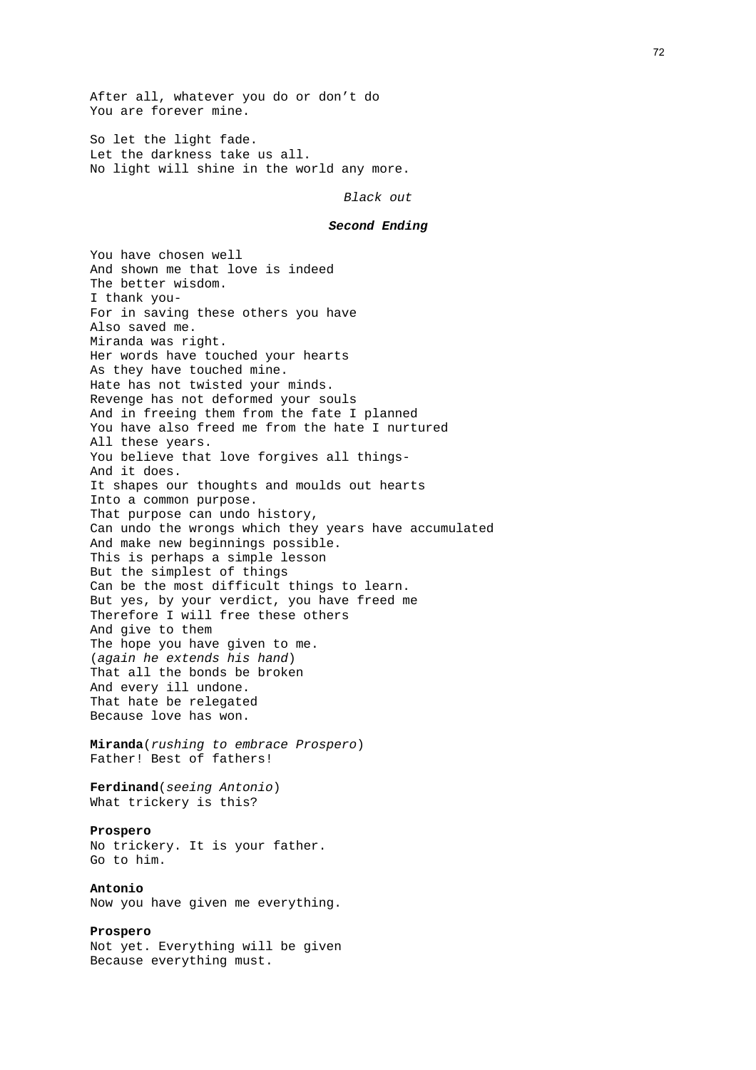After all, whatever you do or don't do
You are forever mine.

So let the light fade.
Let the darkness take us all.
No light will shine in the world any more.

*Black out*

***Second Ending***

You have chosen well
And shown me that love is indeed
The better wisdom.
I thank you-
For in saving these others you have
Also saved me.
Miranda was right.
Her words have touched your hearts
As they have touched mine.
Hate has not twisted your minds.
Revenge has not deformed your souls
And in freeing them from the fate I planned
You have also freed me from the hate I nurtured
All these years.
You believe that love forgives all things-
And it does.
It shapes our thoughts and moulds out hearts
Into a common purpose.
That purpose can undo history,
Can undo the wrongs which they years have accumulated
And make new beginnings possible.
This is perhaps a simple lesson
But the simplest of things
Can be the most difficult things to learn.
But yes, by your verdict, you have freed me
Therefore I will free these others
And give to them
The hope you have given to me.
(*again he extends his hand*)
That all the bonds be broken
And every ill undone.
That hate be relegated
Because love has won.

**Miranda**(*rushing to embrace Prospero*)
Father! Best of fathers!

**Ferdinand**(*seeing Antonio*)
What trickery is this?

**Prospero**
No trickery. It is your father.
Go to him.

**Antonio**
Now you have given me everything.

**Prospero**
Not yet. Everything will be given
Because everything must.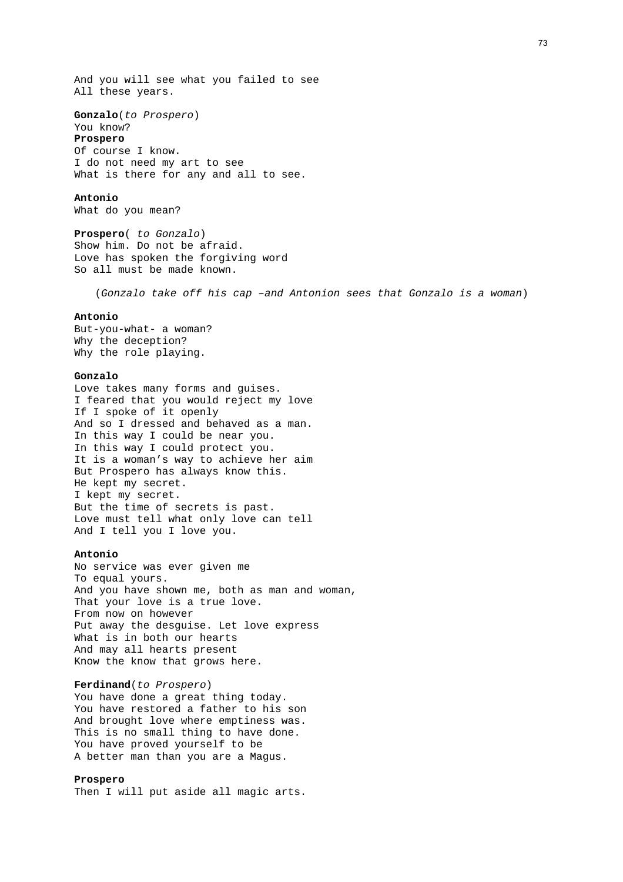And you will see what you failed to see
All these years.

**Gonzalo**(*to Prospero*)
You know?

**Prospero**
Of course I know.
I do not need my art to see
What is there for any and all to see.

**Antonio**
What do you mean?

**Prospero**( *to Gonzalo*)
Show him. Do not be afraid.
Love has spoken the forgiving word
So all must be made known.

(*Gonzalo take off his cap –and Antonion sees that Gonzalo is a woman*)

**Antonio**
But-you-what- a woman?
Why the deception?
Why the role playing.

**Gonzalo**
Love takes many forms and guises.
I feared that you would reject my love
If I spoke of it openly
And so I dressed and behaved as a man.
In this way I could be near you.
In this way I could protect you.
It is a woman's way to achieve her aim
But Prospero has always know this.
He kept my secret.
I kept my secret.
But the time of secrets is past.
Love must tell what only love can tell
And I tell you I love you.

**Antonio**
No service was ever given me
To equal yours.
And you have shown me, both as man and woman,
That your love is a true love.
From now on however
Put away the desguise. Let love express
What is in both our hearts
And may all hearts present
Know the know that grows here.

**Ferdinand**(*to Prospero*)
You have done a great thing today.
You have restored a father to his son
And brought love where emptiness was.
This is no small thing to have done.
You have proved yourself to be
A better man than you are a Magus.

**Prospero**
Then I will put aside all magic arts.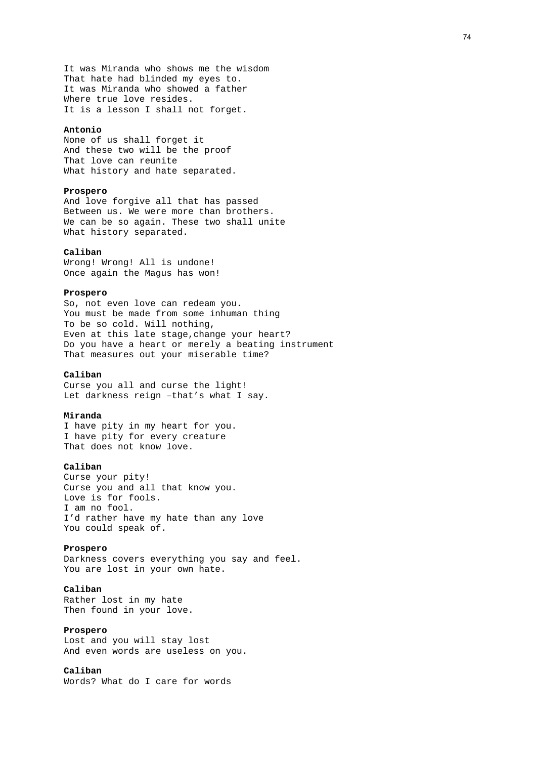It was Miranda who shows me the wisdom
That hate had blinded my eyes to.
It was Miranda who showed a father
Where true love resides.
It is a lesson I shall not forget.

**Antonio**
None of us shall forget it
And these two will be the proof
That love can reunite
What history and hate separated.

**Prospero**
And love forgive all that has passed
Between us. We were more than brothers.
We can be so again. These two shall unite
What history separated.

**Caliban**
Wrong! Wrong! All is undone!
Once again the Magus has won!

**Prospero**
So, not even love can redeam you.
You must be made from some inhuman thing
To be so cold. Will nothing,
Even at this late stage,change your heart?
Do you have a heart or merely a beating instrument
That measures out your miserable time?

**Caliban**
Curse you all and curse the light!
Let darkness reign –that's what I say.

**Miranda**
I have pity in my heart for you.
I have pity for every creature
That does not know love.

**Caliban**
Curse your pity!
Curse you and all that know you.
Love is for fools.
I am no fool.
I'd rather have my hate than any love
You could speak of.

**Prospero**
Darkness covers everything you say and feel.
You are lost in your own hate.

**Caliban**
Rather lost in my hate
Then found in your love.

**Prospero**
Lost and you will stay lost
And even words are useless on you.

**Caliban**
Words? What do I care for words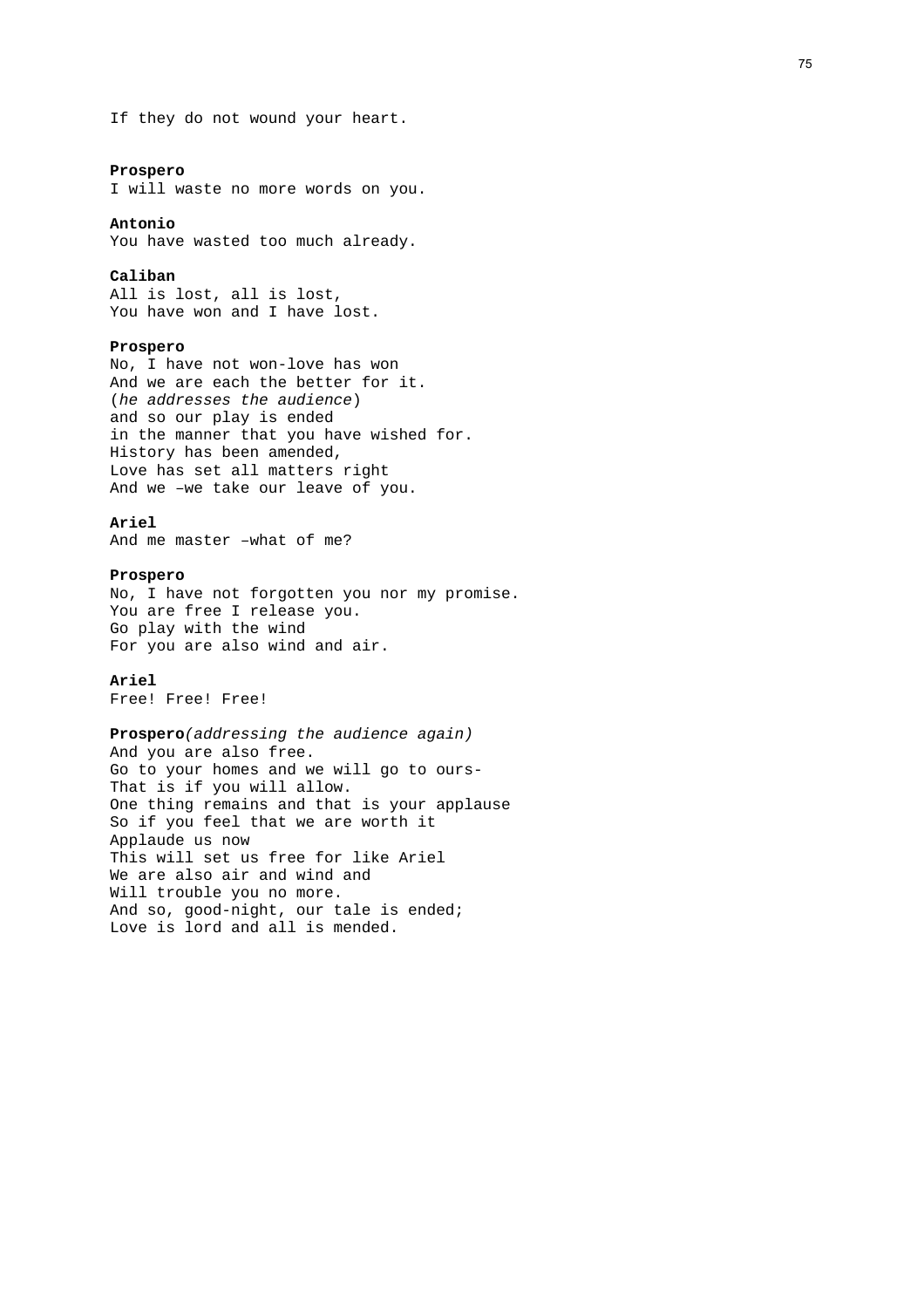If they do not wound your heart.

**Prospero**
I will waste no more words on you.

**Antonio**
You have wasted too much already.

**Caliban**
All is lost, all is lost,
You have won and I have lost.

**Prospero**
No, I have not won-love has won
And we are each the better for it.
(*he addresses the audience*)
and so our play is ended
in the manner that you have wished for.
History has been amended,
Love has set all matters right
And we –we take our leave of you.

**Ariel**
And me master –what of me?

**Prospero**
No, I have not forgotten you nor my promise.
You are free I release you.
Go play with the wind
For you are also wind and air.

**Ariel**
Free! Free! Free!

**Prospero***(addressing the audience again)*
And you are also free.
Go to your homes and we will go to ours-
That is if you will allow.
One thing remains and that is your applause
So if you feel that we are worth it
Applaude us now
This will set us free for like Ariel
We are also air and wind and
Will trouble you no more.
And so, good-night, our tale is ended;
Love is lord and all is mended.